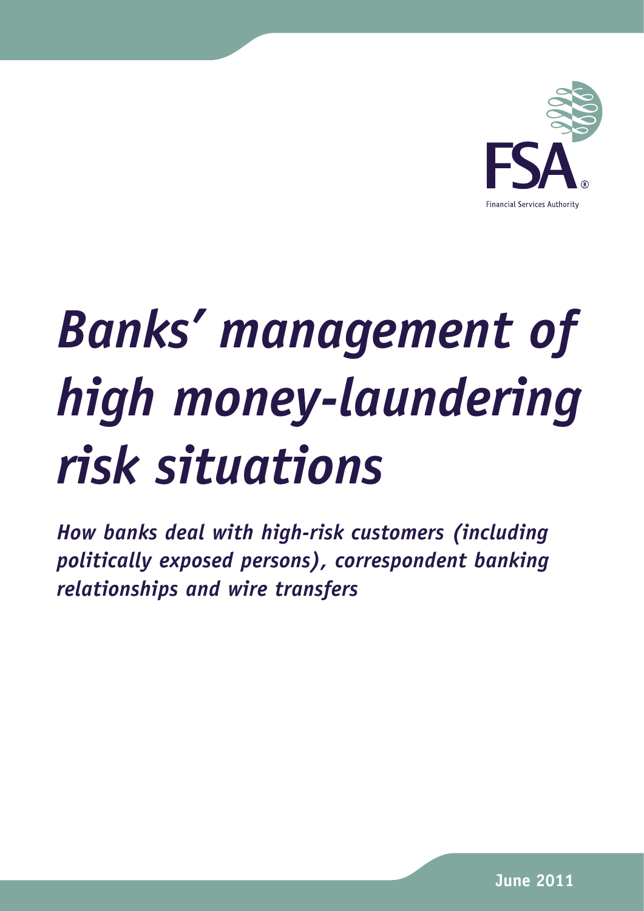FSA

Financial Services Authority

# *Banks' management of high money-laundering risk situations*

***How banks deal with high-risk customers (including politically exposed persons), correspondent banking relationships and wire transfers***

**June 2011**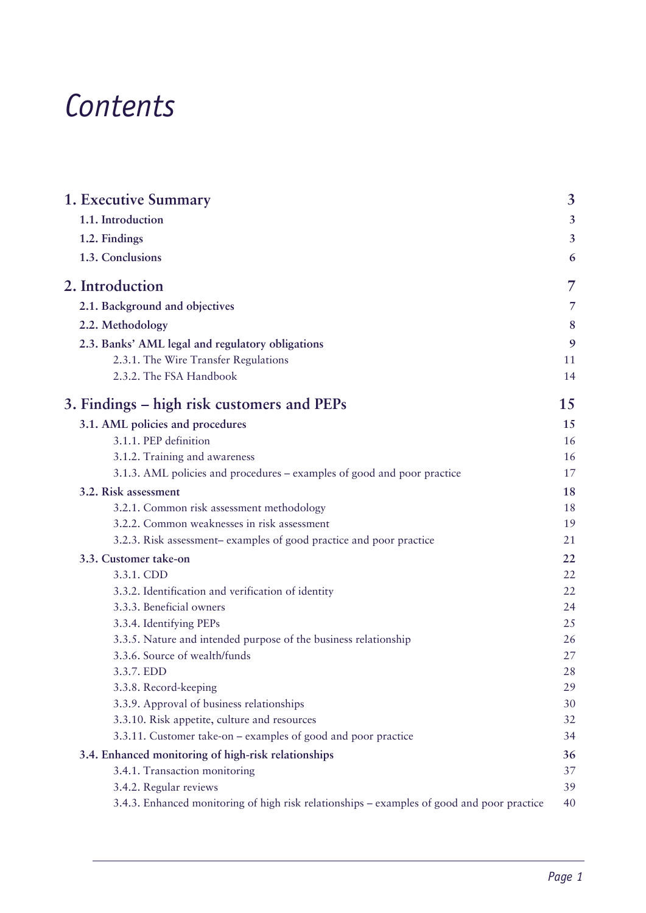# Contents

| | |
|---|---|
| **1. Executive Summary** | **3** |
| **1.1. Introduction** | **3** |
| **1.2. Findings** | **3** |
| **1.3. Conclusions** | **6** |
| **2. Introduction** | **7** |
| **2.1. Background and objectives** | **7** |
| **2.2. Methodology** | **8** |
| **2.3. Banks' AML legal and regulatory obligations** | **9** |
| 2.3.1. The Wire Transfer Regulations | 11 |
| 2.3.2. The FSA Handbook | 14 |
| **3. Findings – high risk customers and PEPs** | **15** |
| **3.1. AML policies and procedures** | **15** |
| 3.1.1. PEP definition | 16 |
| 3.1.2. Training and awareness | 16 |
| 3.1.3. AML policies and procedures – examples of good and poor practice | 17 |
| **3.2. Risk assessment** | **18** |
| 3.2.1. Common risk assessment methodology | 18 |
| 3.2.2. Common weaknesses in risk assessment | 19 |
| 3.2.3. Risk assessment– examples of good practice and poor practice | 21 |
| **3.3. Customer take-on** | **22** |
| 3.3.1. CDD | 22 |
| 3.3.2. Identification and verification of identity | 22 |
| 3.3.3. Beneficial owners | 24 |
| 3.3.4. Identifying PEPs | 25 |
| 3.3.5. Nature and intended purpose of the business relationship | 26 |
| 3.3.6. Source of wealth/funds | 27 |
| 3.3.7. EDD | 28 |
| 3.3.8. Record-keeping | 29 |
| 3.3.9. Approval of business relationships | 30 |
| 3.3.10. Risk appetite, culture and resources | 32 |
| 3.3.11. Customer take-on – examples of good and poor practice | 34 |
| **3.4. Enhanced monitoring of high-risk relationships** | **36** |
| 3.4.1. Transaction monitoring | 37 |
| 3.4.2. Regular reviews | 39 |
| 3.4.3. Enhanced monitoring of high risk relationships – examples of good and poor practice | 40 |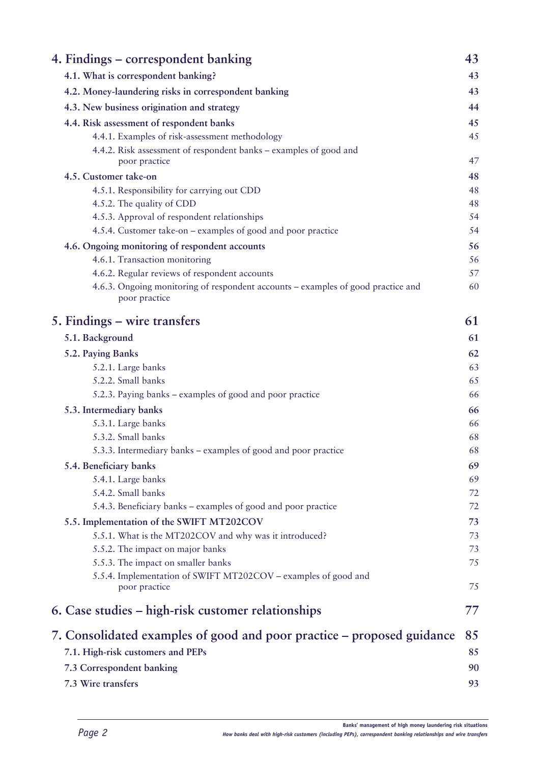| | |
|---|---|
| **4. Findings – correspondent banking** | **43** |
| **4.1. What is correspondent banking?** | **43** |
| **4.2. Money-laundering risks in correspondent banking** | **43** |
| **4.3. New business origination and strategy** | **44** |
| **4.4. Risk assessment of respondent banks** | **45** |
| 4.4.1. Examples of risk-assessment methodology | 45 |
| 4.4.2. Risk assessment of respondent banks – examples of good and poor practice | 47 |
| **4.5. Customer take-on** | **48** |
| 4.5.1. Responsibility for carrying out CDD | 48 |
| 4.5.2. The quality of CDD | 48 |
| 4.5.3. Approval of respondent relationships | 54 |
| 4.5.4. Customer take-on – examples of good and poor practice | 54 |
| **4.6. Ongoing monitoring of respondent accounts** | **56** |
| 4.6.1. Transaction monitoring | 56 |
| 4.6.2. Regular reviews of respondent accounts | 57 |
| 4.6.3. Ongoing monitoring of respondent accounts – examples of good practice and poor practice | 60 |
| **5. Findings – wire transfers** | **61** |
| **5.1. Background** | **61** |
| **5.2. Paying Banks** | **62** |
| 5.2.1. Large banks | 63 |
| 5.2.2. Small banks | 65 |
| 5.2.3. Paying banks – examples of good and poor practice | 66 |
| **5.3. Intermediary banks** | **66** |
| 5.3.1. Large banks | 66 |
| 5.3.2. Small banks | 68 |
| 5.3.3. Intermediary banks – examples of good and poor practice | 68 |
| **5.4. Beneficiary banks** | **69** |
| 5.4.1. Large banks | 69 |
| 5.4.2. Small banks | 72 |
| 5.4.3. Beneficiary banks – examples of good and poor practice | 72 |
| **5.5. Implementation of the SWIFT MT202COV** | **73** |
| 5.5.1. What is the MT202COV and why was it introduced? | 73 |
| 5.5.2. The impact on major banks | 73 |
| 5.5.3. The impact on smaller banks | 75 |
| 5.5.4. Implementation of SWIFT MT202COV – examples of good and poor practice | 75 |
| **6. Case studies – high-risk customer relationships** | **77** |
| **7. Consolidated examples of good and poor practice – proposed guidance** | **85** |
| **7.1. High-risk customers and PEPs** | **85** |
| **7.3 Correspondent banking** | **90** |
| **7.3 Wire transfers** | **93** |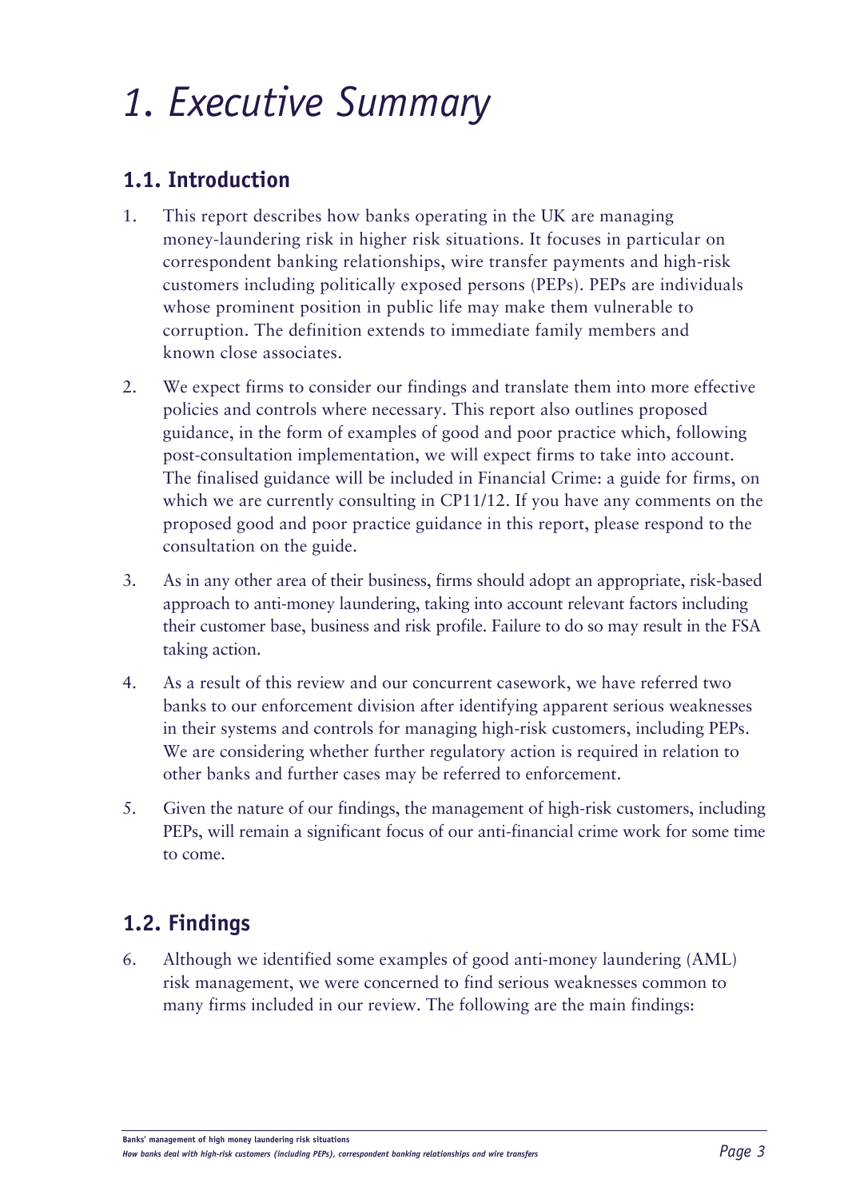# 1. Executive Summary

## 1.1. Introduction

1. This report describes how banks operating in the UK are managing money-laundering risk in higher risk situations. It focuses in particular on correspondent banking relationships, wire transfer payments and high-risk customers including politically exposed persons (PEPs). PEPs are individuals whose prominent position in public life may make them vulnerable to corruption. The definition extends to immediate family members and known close associates.

2. We expect firms to consider our findings and translate them into more effective policies and controls where necessary. This report also outlines proposed guidance, in the form of examples of good and poor practice which, following post-consultation implementation, we will expect firms to take into account. The finalised guidance will be included in Financial Crime: a guide for firms, on which we are currently consulting in CP11/12. If you have any comments on the proposed good and poor practice guidance in this report, please respond to the consultation on the guide.

3. As in any other area of their business, firms should adopt an appropriate, risk-based approach to anti-money laundering, taking into account relevant factors including their customer base, business and risk profile. Failure to do so may result in the FSA taking action.

4. As a result of this review and our concurrent casework, we have referred two banks to our enforcement division after identifying apparent serious weaknesses in their systems and controls for managing high-risk customers, including PEPs. We are considering whether further regulatory action is required in relation to other banks and further cases may be referred to enforcement.

5. Given the nature of our findings, the management of high-risk customers, including PEPs, will remain a significant focus of our anti-financial crime work for some time to come.

## 1.2. Findings

6. Although we identified some examples of good anti-money laundering (AML) risk management, we were concerned to find serious weaknesses common to many firms included in our review. The following are the main findings: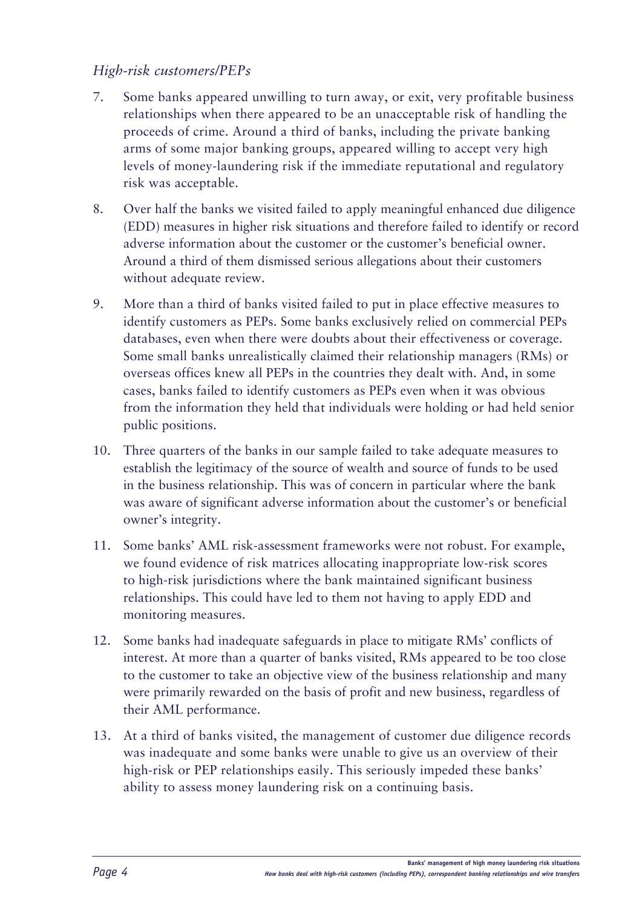*High-risk customers/PEPs*

7. Some banks appeared unwilling to turn away, or exit, very profitable business relationships when there appeared to be an unacceptable risk of handling the proceeds of crime. Around a third of banks, including the private banking arms of some major banking groups, appeared willing to accept very high levels of money-laundering risk if the immediate reputational and regulatory risk was acceptable.

8. Over half the banks we visited failed to apply meaningful enhanced due diligence (EDD) measures in higher risk situations and therefore failed to identify or record adverse information about the customer or the customer's beneficial owner. Around a third of them dismissed serious allegations about their customers without adequate review.

9. More than a third of banks visited failed to put in place effective measures to identify customers as PEPs. Some banks exclusively relied on commercial PEPs databases, even when there were doubts about their effectiveness or coverage. Some small banks unrealistically claimed their relationship managers (RMs) or overseas offices knew all PEPs in the countries they dealt with. And, in some cases, banks failed to identify customers as PEPs even when it was obvious from the information they held that individuals were holding or had held senior public positions.

10. Three quarters of the banks in our sample failed to take adequate measures to establish the legitimacy of the source of wealth and source of funds to be used in the business relationship. This was of concern in particular where the bank was aware of significant adverse information about the customer's or beneficial owner's integrity.

11. Some banks' AML risk-assessment frameworks were not robust. For example, we found evidence of risk matrices allocating inappropriate low-risk scores to high-risk jurisdictions where the bank maintained significant business relationships. This could have led to them not having to apply EDD and monitoring measures.

12. Some banks had inadequate safeguards in place to mitigate RMs' conflicts of interest. At more than a quarter of banks visited, RMs appeared to be too close to the customer to take an objective view of the business relationship and many were primarily rewarded on the basis of profit and new business, regardless of their AML performance.

13. At a third of banks visited, the management of customer due diligence records was inadequate and some banks were unable to give us an overview of their high-risk or PEP relationships easily. This seriously impeded these banks' ability to assess money laundering risk on a continuing basis.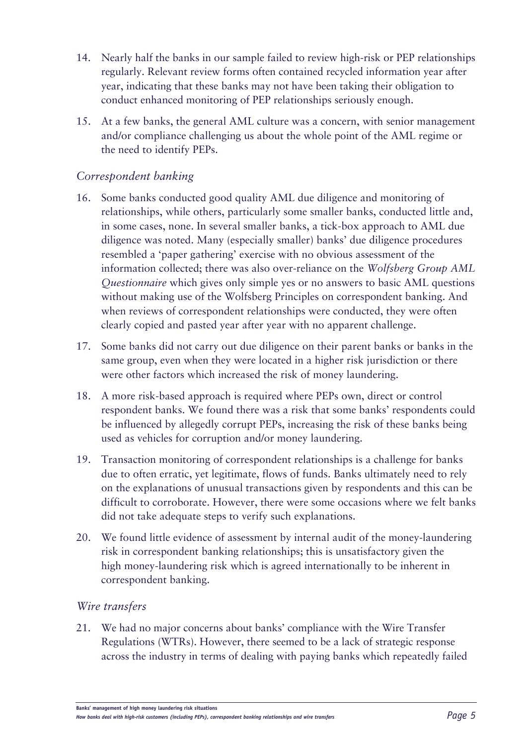14. Nearly half the banks in our sample failed to review high-risk or PEP relationships regularly. Relevant review forms often contained recycled information year after year, indicating that these banks may not have been taking their obligation to conduct enhanced monitoring of PEP relationships seriously enough.

15. At a few banks, the general AML culture was a concern, with senior management and/or compliance challenging us about the whole point of the AML regime or the need to identify PEPs.

### *Correspondent banking*

16. Some banks conducted good quality AML due diligence and monitoring of relationships, while others, particularly some smaller banks, conducted little and, in some cases, none. In several smaller banks, a tick-box approach to AML due diligence was noted. Many (especially smaller) banks' due diligence procedures resembled a 'paper gathering' exercise with no obvious assessment of the information collected; there was also over-reliance on the *Wolfsberg Group AML Questionnaire* which gives only simple yes or no answers to basic AML questions without making use of the Wolfsberg Principles on correspondent banking. And when reviews of correspondent relationships were conducted, they were often clearly copied and pasted year after year with no apparent challenge.

17. Some banks did not carry out due diligence on their parent banks or banks in the same group, even when they were located in a higher risk jurisdiction or there were other factors which increased the risk of money laundering.

18. A more risk-based approach is required where PEPs own, direct or control respondent banks. We found there was a risk that some banks' respondents could be influenced by allegedly corrupt PEPs, increasing the risk of these banks being used as vehicles for corruption and/or money laundering.

19. Transaction monitoring of correspondent relationships is a challenge for banks due to often erratic, yet legitimate, flows of funds. Banks ultimately need to rely on the explanations of unusual transactions given by respondents and this can be difficult to corroborate. However, there were some occasions where we felt banks did not take adequate steps to verify such explanations.

20. We found little evidence of assessment by internal audit of the money-laundering risk in correspondent banking relationships; this is unsatisfactory given the high money-laundering risk which is agreed internationally to be inherent in correspondent banking.

### *Wire transfers*

21. We had no major concerns about banks' compliance with the Wire Transfer Regulations (WTRs). However, there seemed to be a lack of strategic response across the industry in terms of dealing with paying banks which repeatedly failed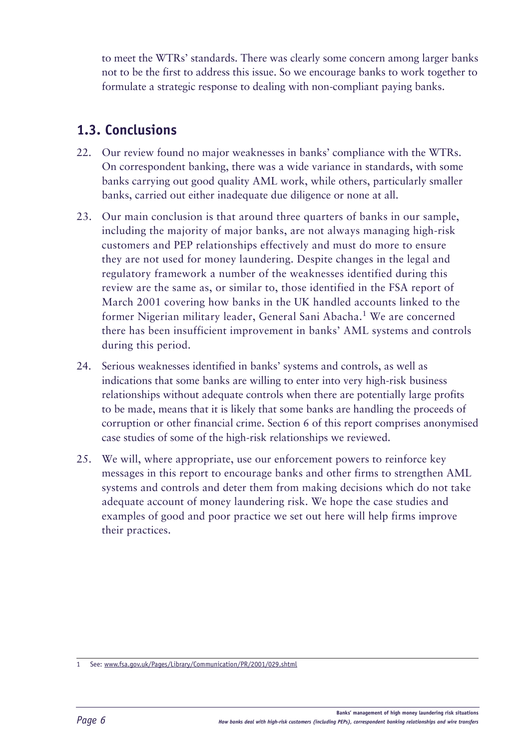to meet the WTRs' standards. There was clearly some concern among larger banks not to be the first to address this issue. So we encourage banks to work together to formulate a strategic response to dealing with non-compliant paying banks.

## 1.3. Conclusions

22. Our review found no major weaknesses in banks' compliance with the WTRs. On correspondent banking, there was a wide variance in standards, with some banks carrying out good quality AML work, while others, particularly smaller banks, carried out either inadequate due diligence or none at all.

23. Our main conclusion is that around three quarters of banks in our sample, including the majority of major banks, are not always managing high-risk customers and PEP relationships effectively and must do more to ensure they are not used for money laundering. Despite changes in the legal and regulatory framework a number of the weaknesses identified during this review are the same as, or similar to, those identified in the FSA report of March 2001 covering how banks in the UK handled accounts linked to the former Nigerian military leader, General Sani Abacha.[1] We are concerned there has been insufficient improvement in banks' AML systems and controls during this period.

24. Serious weaknesses identified in banks' systems and controls, as well as indications that some banks are willing to enter into very high-risk business relationships without adequate controls when there are potentially large profits to be made, means that it is likely that some banks are handling the proceeds of corruption or other financial crime. Section 6 of this report comprises anonymised case studies of some of the high-risk relationships we reviewed.

25. We will, where appropriate, use our enforcement powers to reinforce key messages in this report to encourage banks and other firms to strengthen AML systems and controls and deter them from making decisions which do not take adequate account of money laundering risk. We hope the case studies and examples of good and poor practice we set out here will help firms improve their practices.

---

1 See: www.fsa.gov.uk/Pages/Library/Communication/PR/2001/029.shtml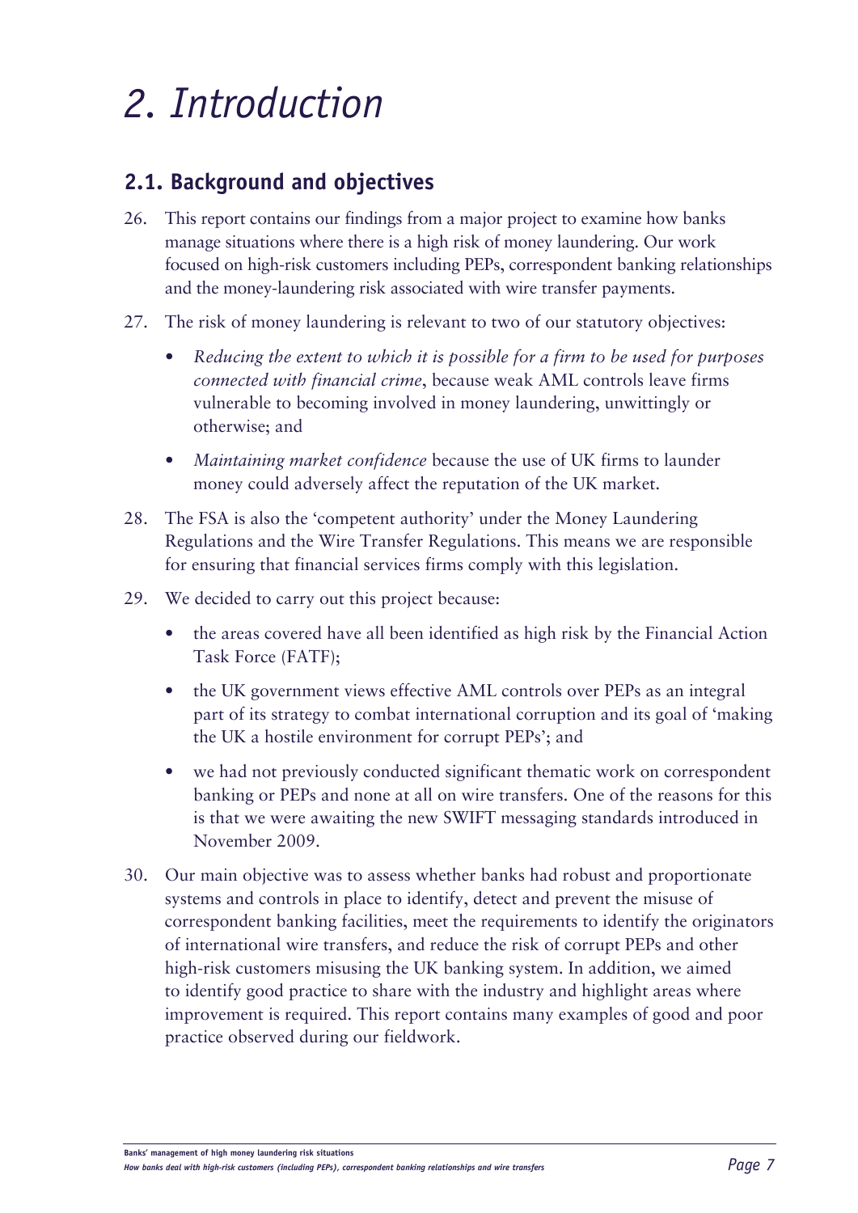# 2. Introduction

## 2.1. Background and objectives

26. This report contains our findings from a major project to examine how banks manage situations where there is a high risk of money laundering. Our work focused on high-risk customers including PEPs, correspondent banking relationships and the money-laundering risk associated with wire transfer payments.

27. The risk of money laundering is relevant to two of our statutory objectives:

    - *Reducing the extent to which it is possible for a firm to be used for purposes connected with financial crime*, because weak AML controls leave firms vulnerable to becoming involved in money laundering, unwittingly or otherwise; and
    - *Maintaining market confidence* because the use of UK firms to launder money could adversely affect the reputation of the UK market.

28. The FSA is also the 'competent authority' under the Money Laundering Regulations and the Wire Transfer Regulations. This means we are responsible for ensuring that financial services firms comply with this legislation.

29. We decided to carry out this project because:

    - the areas covered have all been identified as high risk by the Financial Action Task Force (FATF);
    - the UK government views effective AML controls over PEPs as an integral part of its strategy to combat international corruption and its goal of 'making the UK a hostile environment for corrupt PEPs'; and
    - we had not previously conducted significant thematic work on correspondent banking or PEPs and none at all on wire transfers. One of the reasons for this is that we were awaiting the new SWIFT messaging standards introduced in November 2009.

30. Our main objective was to assess whether banks had robust and proportionate systems and controls in place to identify, detect and prevent the misuse of correspondent banking facilities, meet the requirements to identify the originators of international wire transfers, and reduce the risk of corrupt PEPs and other high-risk customers misusing the UK banking system. In addition, we aimed to identify good practice to share with the industry and highlight areas where improvement is required. This report contains many examples of good and poor practice observed during our fieldwork.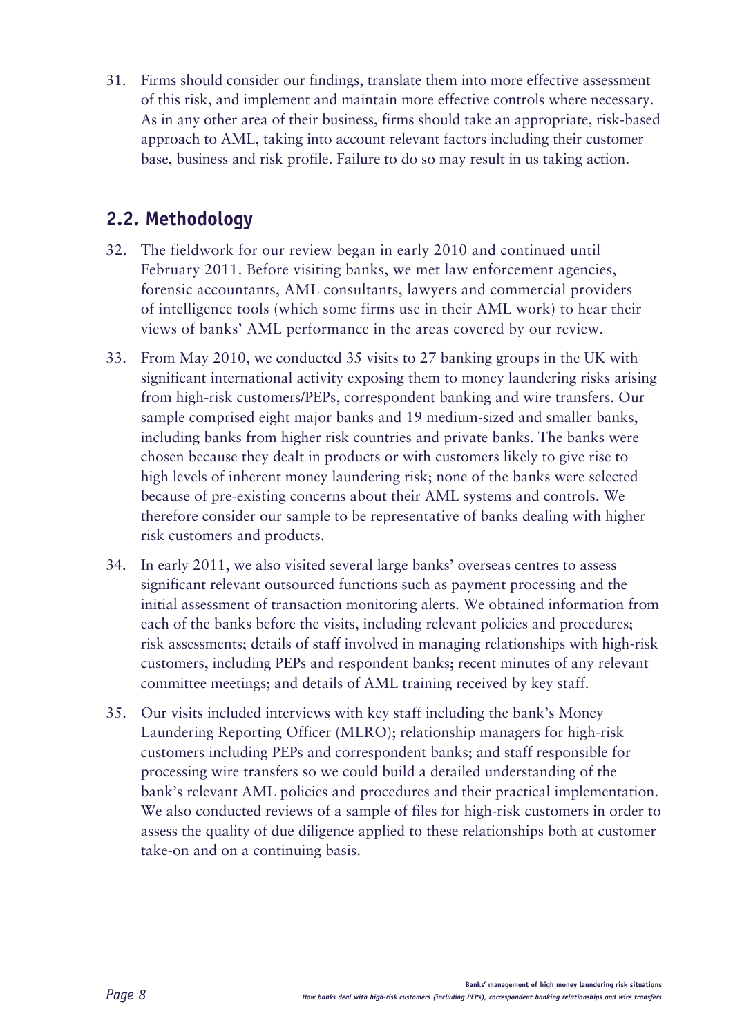31. Firms should consider our findings, translate them into more effective assessment of this risk, and implement and maintain more effective controls where necessary. As in any other area of their business, firms should take an appropriate, risk-based approach to AML, taking into account relevant factors including their customer base, business and risk profile. Failure to do so may result in us taking action.

## 2.2. Methodology

32. The fieldwork for our review began in early 2010 and continued until February 2011. Before visiting banks, we met law enforcement agencies, forensic accountants, AML consultants, lawyers and commercial providers of intelligence tools (which some firms use in their AML work) to hear their views of banks' AML performance in the areas covered by our review.

33. From May 2010, we conducted 35 visits to 27 banking groups in the UK with significant international activity exposing them to money laundering risks arising from high-risk customers/PEPs, correspondent banking and wire transfers. Our sample comprised eight major banks and 19 medium-sized and smaller banks, including banks from higher risk countries and private banks. The banks were chosen because they dealt in products or with customers likely to give rise to high levels of inherent money laundering risk; none of the banks were selected because of pre-existing concerns about their AML systems and controls. We therefore consider our sample to be representative of banks dealing with higher risk customers and products.

34. In early 2011, we also visited several large banks' overseas centres to assess significant relevant outsourced functions such as payment processing and the initial assessment of transaction monitoring alerts. We obtained information from each of the banks before the visits, including relevant policies and procedures; risk assessments; details of staff involved in managing relationships with high-risk customers, including PEPs and respondent banks; recent minutes of any relevant committee meetings; and details of AML training received by key staff.

35. Our visits included interviews with key staff including the bank's Money Laundering Reporting Officer (MLRO); relationship managers for high-risk customers including PEPs and correspondent banks; and staff responsible for processing wire transfers so we could build a detailed understanding of the bank's relevant AML policies and procedures and their practical implementation. We also conducted reviews of a sample of files for high-risk customers in order to assess the quality of due diligence applied to these relationships both at customer take-on and on a continuing basis.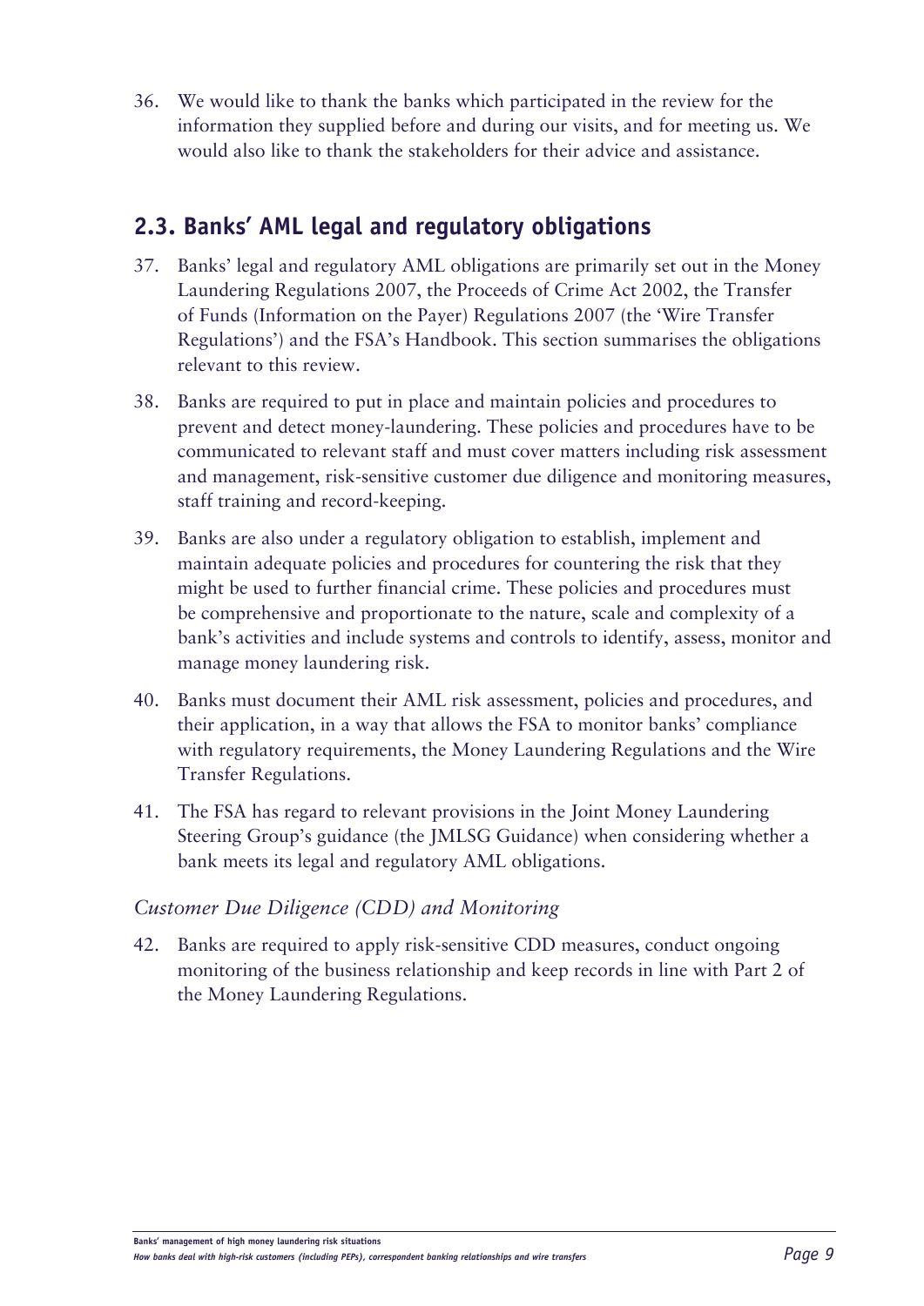36. We would like to thank the banks which participated in the review for the information they supplied before and during our visits, and for meeting us. We would also like to thank the stakeholders for their advice and assistance.

## 2.3. Banks' AML legal and regulatory obligations

37. Banks' legal and regulatory AML obligations are primarily set out in the Money Laundering Regulations 2007, the Proceeds of Crime Act 2002, the Transfer of Funds (Information on the Payer) Regulations 2007 (the 'Wire Transfer Regulations') and the FSA's Handbook. This section summarises the obligations relevant to this review.

38. Banks are required to put in place and maintain policies and procedures to prevent and detect money-laundering. These policies and procedures have to be communicated to relevant staff and must cover matters including risk assessment and management, risk-sensitive customer due diligence and monitoring measures, staff training and record-keeping.

39. Banks are also under a regulatory obligation to establish, implement and maintain adequate policies and procedures for countering the risk that they might be used to further financial crime. These policies and procedures must be comprehensive and proportionate to the nature, scale and complexity of a bank's activities and include systems and controls to identify, assess, monitor and manage money laundering risk.

40. Banks must document their AML risk assessment, policies and procedures, and their application, in a way that allows the FSA to monitor banks' compliance with regulatory requirements, the Money Laundering Regulations and the Wire Transfer Regulations.

41. The FSA has regard to relevant provisions in the Joint Money Laundering Steering Group's guidance (the JMLSG Guidance) when considering whether a bank meets its legal and regulatory AML obligations.

### *Customer Due Diligence (CDD) and Monitoring*

42. Banks are required to apply risk-sensitive CDD measures, conduct ongoing monitoring of the business relationship and keep records in line with Part 2 of the Money Laundering Regulations.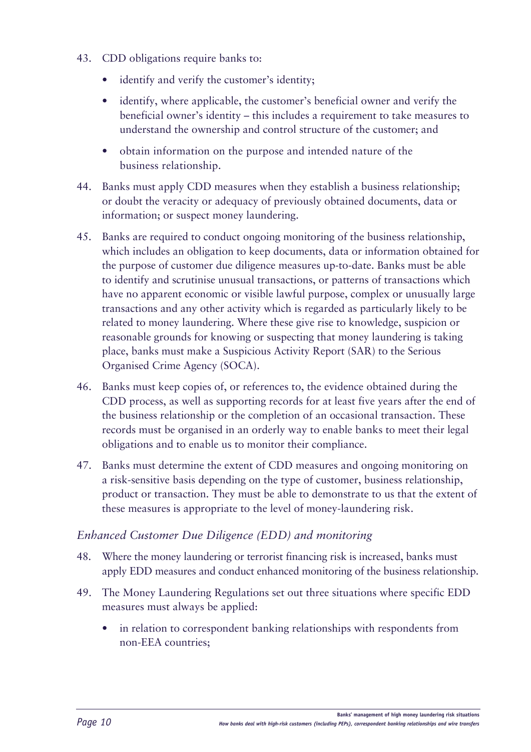43. CDD obligations require banks to:

    - identify and verify the customer's identity;
    - identify, where applicable, the customer's beneficial owner and verify the beneficial owner's identity – this includes a requirement to take measures to understand the ownership and control structure of the customer; and
    - obtain information on the purpose and intended nature of the business relationship.

44. Banks must apply CDD measures when they establish a business relationship; or doubt the veracity or adequacy of previously obtained documents, data or information; or suspect money laundering.

45. Banks are required to conduct ongoing monitoring of the business relationship, which includes an obligation to keep documents, data or information obtained for the purpose of customer due diligence measures up-to-date. Banks must be able to identify and scrutinise unusual transactions, or patterns of transactions which have no apparent economic or visible lawful purpose, complex or unusually large transactions and any other activity which is regarded as particularly likely to be related to money laundering. Where these give rise to knowledge, suspicion or reasonable grounds for knowing or suspecting that money laundering is taking place, banks must make a Suspicious Activity Report (SAR) to the Serious Organised Crime Agency (SOCA).

46. Banks must keep copies of, or references to, the evidence obtained during the CDD process, as well as supporting records for at least five years after the end of the business relationship or the completion of an occasional transaction. These records must be organised in an orderly way to enable banks to meet their legal obligations and to enable us to monitor their compliance.

47. Banks must determine the extent of CDD measures and ongoing monitoring on a risk-sensitive basis depending on the type of customer, business relationship, product or transaction. They must be able to demonstrate to us that the extent of these measures is appropriate to the level of money-laundering risk.

### *Enhanced Customer Due Diligence (EDD) and monitoring*

48. Where the money laundering or terrorist financing risk is increased, banks must apply EDD measures and conduct enhanced monitoring of the business relationship.

49. The Money Laundering Regulations set out three situations where specific EDD measures must always be applied:

    - in relation to correspondent banking relationships with respondents from non-EEA countries;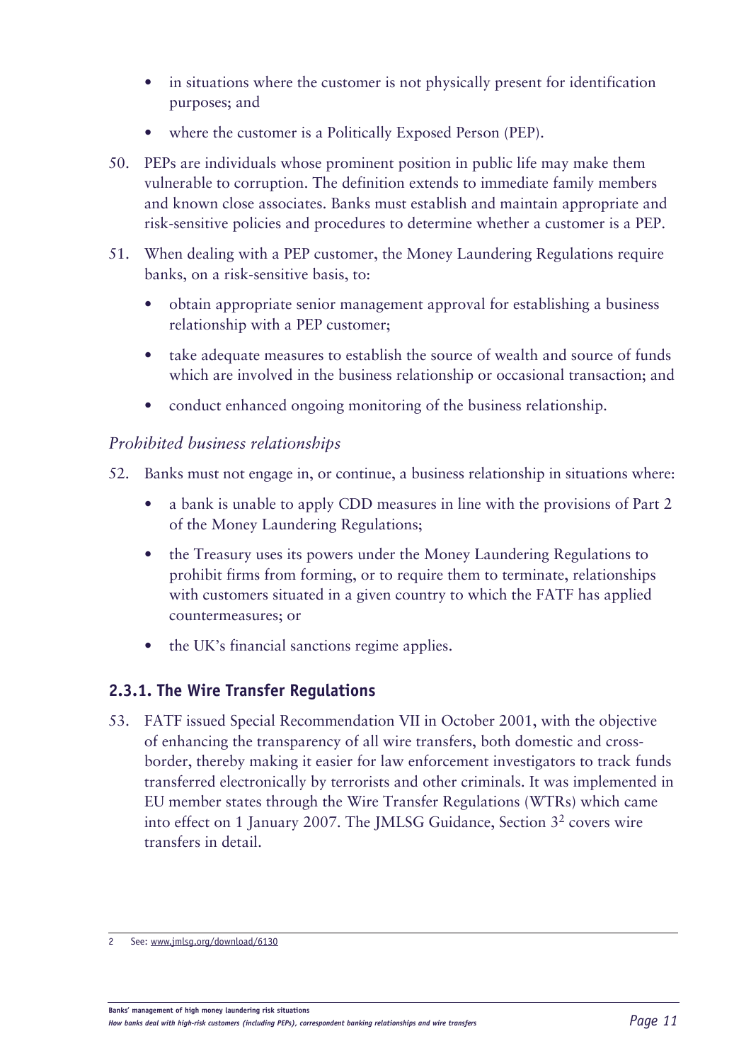- in situations where the customer is not physically present for identification purposes; and
- where the customer is a Politically Exposed Person (PEP).

50. PEPs are individuals whose prominent position in public life may make them vulnerable to corruption. The definition extends to immediate family members and known close associates. Banks must establish and maintain appropriate and risk-sensitive policies and procedures to determine whether a customer is a PEP.

51. When dealing with a PEP customer, the Money Laundering Regulations require banks, on a risk-sensitive basis, to:

    - obtain appropriate senior management approval for establishing a business relationship with a PEP customer;
    - take adequate measures to establish the source of wealth and source of funds which are involved in the business relationship or occasional transaction; and
    - conduct enhanced ongoing monitoring of the business relationship.

*Prohibited business relationships*

52. Banks must not engage in, or continue, a business relationship in situations where:

    - a bank is unable to apply CDD measures in line with the provisions of Part 2 of the Money Laundering Regulations;
    - the Treasury uses its powers under the Money Laundering Regulations to prohibit firms from forming, or to require them to terminate, relationships with customers situated in a given country to which the FATF has applied countermeasures; or
    - the UK's financial sanctions regime applies.

### 2.3.1. The Wire Transfer Regulations

53. FATF issued Special Recommendation VII in October 2001, with the objective of enhancing the transparency of all wire transfers, both domestic and cross-border, thereby making it easier for law enforcement investigators to track funds transferred electronically by terrorists and other criminals. It was implemented in EU member states through the Wire Transfer Regulations (WTRs) which came into effect on 1 January 2007. The JMLSG Guidance, Section 3[2] covers wire transfers in detail.

---

2 See: www.jmlsg.org/download/6130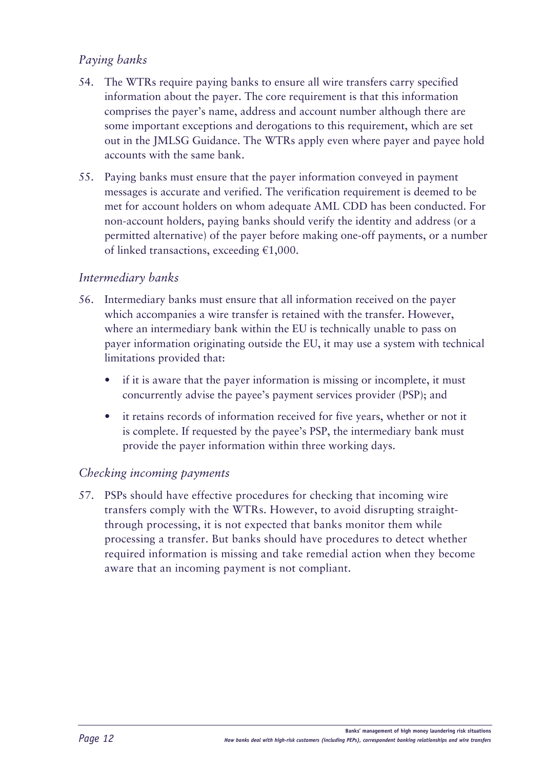### *Paying banks*

54. The WTRs require paying banks to ensure all wire transfers carry specified information about the payer. The core requirement is that this information comprises the payer's name, address and account number although there are some important exceptions and derogations to this requirement, which are set out in the JMLSG Guidance. The WTRs apply even where payer and payee hold accounts with the same bank.

55. Paying banks must ensure that the payer information conveyed in payment messages is accurate and verified. The verification requirement is deemed to be met for account holders on whom adequate AML CDD has been conducted. For non-account holders, paying banks should verify the identity and address (or a permitted alternative) of the payer before making one-off payments, or a number of linked transactions, exceeding €1,000.

### *Intermediary banks*

56. Intermediary banks must ensure that all information received on the payer which accompanies a wire transfer is retained with the transfer. However, where an intermediary bank within the EU is technically unable to pass on payer information originating outside the EU, it may use a system with technical limitations provided that:

    - if it is aware that the payer information is missing or incomplete, it must concurrently advise the payee's payment services provider (PSP); and
    - it retains records of information received for five years, whether or not it is complete. If requested by the payee's PSP, the intermediary bank must provide the payer information within three working days.

### *Checking incoming payments*

57. PSPs should have effective procedures for checking that incoming wire transfers comply with the WTRs. However, to avoid disrupting straight-through processing, it is not expected that banks monitor them while processing a transfer. But banks should have procedures to detect whether required information is missing and take remedial action when they become aware that an incoming payment is not compliant.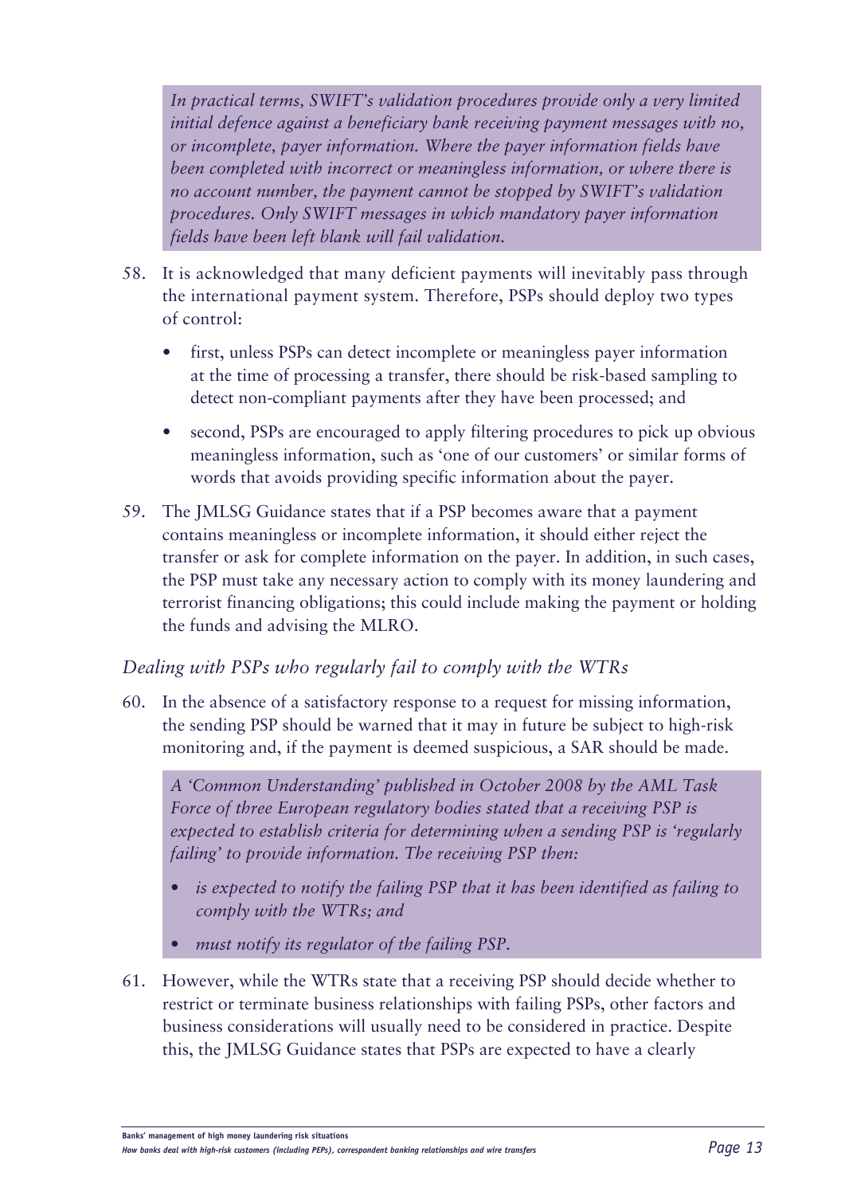*In practical terms, SWIFT's validation procedures provide only a very limited initial defence against a beneficiary bank receiving payment messages with no, or incomplete, payer information. Where the payer information fields have been completed with incorrect or meaningless information, or where there is no account number, the payment cannot be stopped by SWIFT's validation procedures. Only SWIFT messages in which mandatory payer information fields have been left blank will fail validation.*

58. It is acknowledged that many deficient payments will inevitably pass through the international payment system. Therefore, PSPs should deploy two types of control:

    - first, unless PSPs can detect incomplete or meaningless payer information at the time of processing a transfer, there should be risk-based sampling to detect non-compliant payments after they have been processed; and
    - second, PSPs are encouraged to apply filtering procedures to pick up obvious meaningless information, such as 'one of our customers' or similar forms of words that avoids providing specific information about the payer.

59. The JMLSG Guidance states that if a PSP becomes aware that a payment contains meaningless or incomplete information, it should either reject the transfer or ask for complete information on the payer. In addition, in such cases, the PSP must take any necessary action to comply with its money laundering and terrorist financing obligations; this could include making the payment or holding the funds and advising the MLRO.

### *Dealing with PSPs who regularly fail to comply with the WTRs*

60. In the absence of a satisfactory response to a request for missing information, the sending PSP should be warned that it may in future be subject to high-risk monitoring and, if the payment is deemed suspicious, a SAR should be made.

*A 'Common Understanding' published in October 2008 by the AML Task Force of three European regulatory bodies stated that a receiving PSP is expected to establish criteria for determining when a sending PSP is 'regularly failing' to provide information. The receiving PSP then:*

- *is expected to notify the failing PSP that it has been identified as failing to comply with the WTRs; and*
- *must notify its regulator of the failing PSP.*

61. However, while the WTRs state that a receiving PSP should decide whether to restrict or terminate business relationships with failing PSPs, other factors and business considerations will usually need to be considered in practice. Despite this, the JMLSG Guidance states that PSPs are expected to have a clearly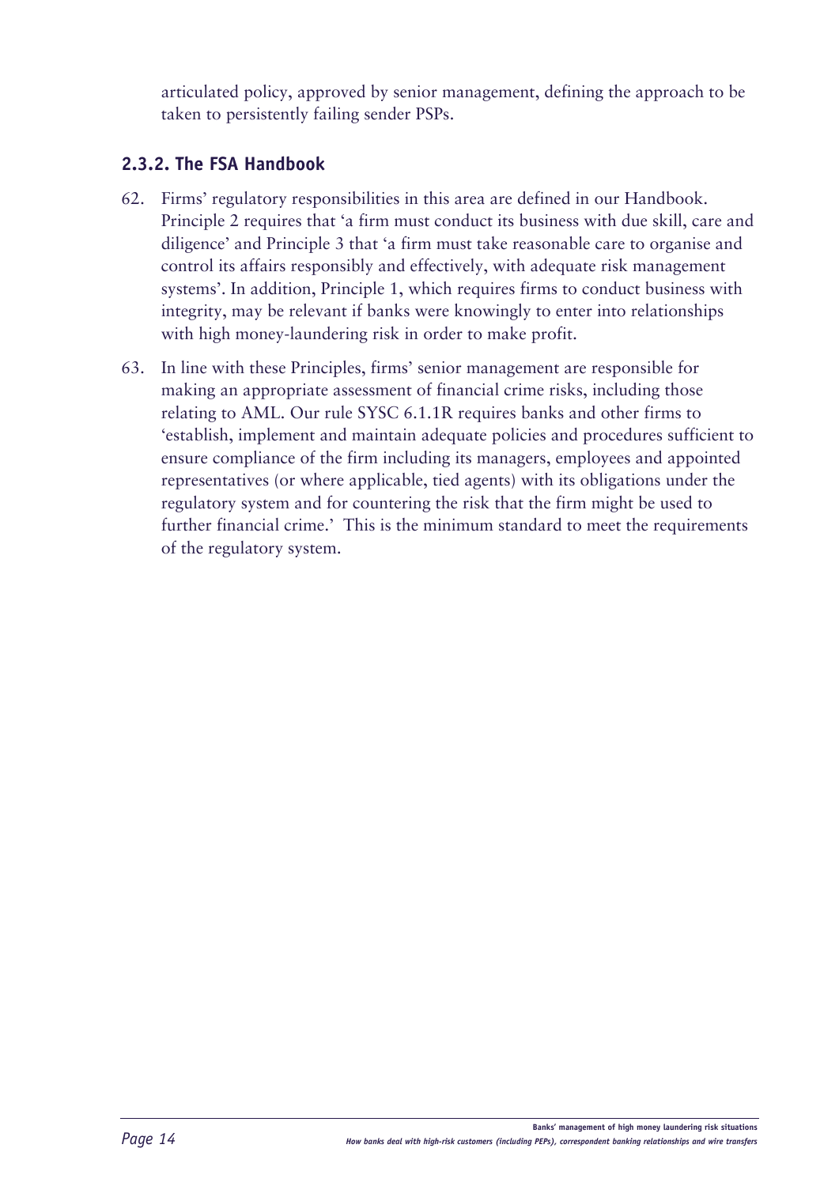articulated policy, approved by senior management, defining the approach to be taken to persistently failing sender PSPs.

### 2.3.2. The FSA Handbook

62. Firms' regulatory responsibilities in this area are defined in our Handbook. Principle 2 requires that 'a firm must conduct its business with due skill, care and diligence' and Principle 3 that 'a firm must take reasonable care to organise and control its affairs responsibly and effectively, with adequate risk management systems'. In addition, Principle 1, which requires firms to conduct business with integrity, may be relevant if banks were knowingly to enter into relationships with high money-laundering risk in order to make profit.

63. In line with these Principles, firms' senior management are responsible for making an appropriate assessment of financial crime risks, including those relating to AML. Our rule SYSC 6.1.1R requires banks and other firms to 'establish, implement and maintain adequate policies and procedures sufficient to ensure compliance of the firm including its managers, employees and appointed representatives (or where applicable, tied agents) with its obligations under the regulatory system and for countering the risk that the firm might be used to further financial crime.' This is the minimum standard to meet the requirements of the regulatory system.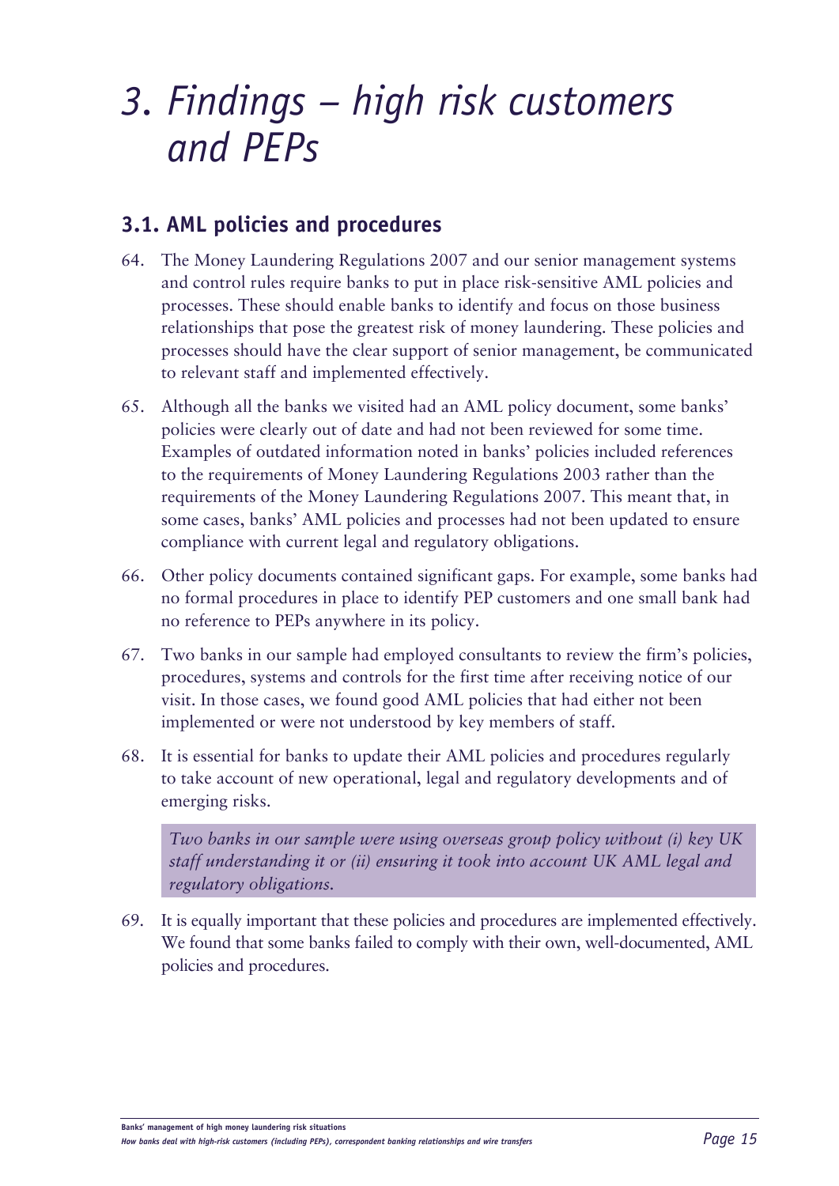# 3. Findings – high risk customers and PEPs

## 3.1. AML policies and procedures

64. The Money Laundering Regulations 2007 and our senior management systems and control rules require banks to put in place risk-sensitive AML policies and processes. These should enable banks to identify and focus on those business relationships that pose the greatest risk of money laundering. These policies and processes should have the clear support of senior management, be communicated to relevant staff and implemented effectively.

65. Although all the banks we visited had an AML policy document, some banks' policies were clearly out of date and had not been reviewed for some time. Examples of outdated information noted in banks' policies included references to the requirements of Money Laundering Regulations 2003 rather than the requirements of the Money Laundering Regulations 2007. This meant that, in some cases, banks' AML policies and processes had not been updated to ensure compliance with current legal and regulatory obligations.

66. Other policy documents contained significant gaps. For example, some banks had no formal procedures in place to identify PEP customers and one small bank had no reference to PEPs anywhere in its policy.

67. Two banks in our sample had employed consultants to review the firm's policies, procedures, systems and controls for the first time after receiving notice of our visit. In those cases, we found good AML policies that had either not been implemented or were not understood by key members of staff.

68. It is essential for banks to update their AML policies and procedures regularly to take account of new operational, legal and regulatory developments and of emerging risks.

> *Two banks in our sample were using overseas group policy without (i) key UK staff understanding it or (ii) ensuring it took into account UK AML legal and regulatory obligations.*

69. It is equally important that these policies and procedures are implemented effectively. We found that some banks failed to comply with their own, well-documented, AML policies and procedures.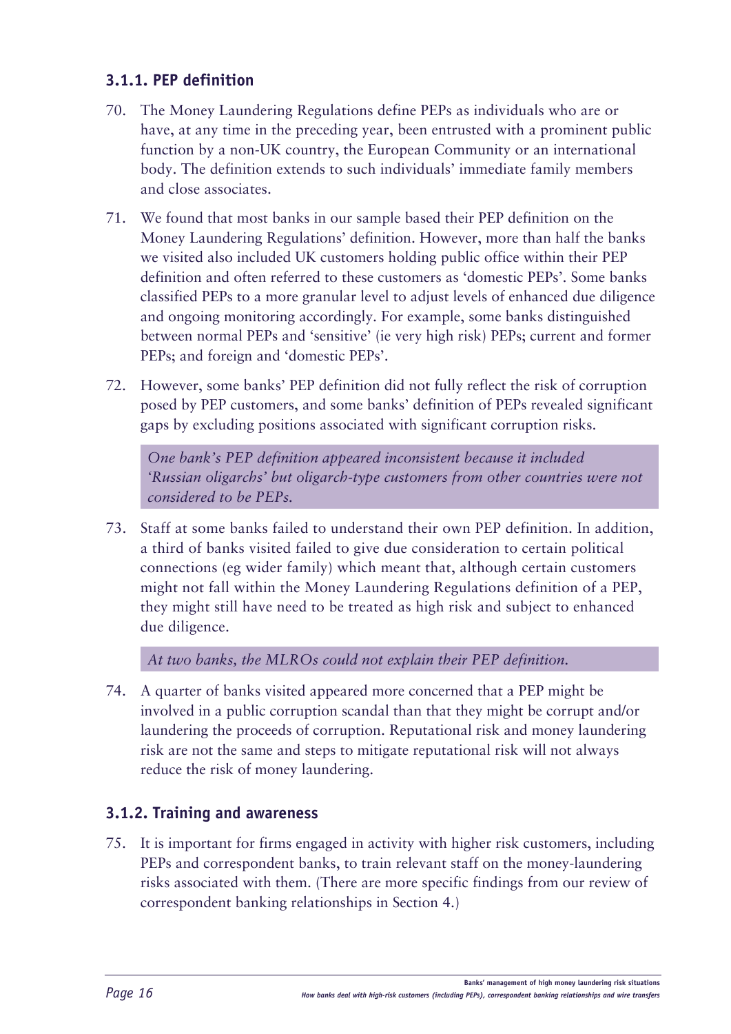### 3.1.1. PEP definition

70. The Money Laundering Regulations define PEPs as individuals who are or have, at any time in the preceding year, been entrusted with a prominent public function by a non-UK country, the European Community or an international body. The definition extends to such individuals' immediate family members and close associates.

71. We found that most banks in our sample based their PEP definition on the Money Laundering Regulations' definition. However, more than half the banks we visited also included UK customers holding public office within their PEP definition and often referred to these customers as 'domestic PEPs'. Some banks classified PEPs to a more granular level to adjust levels of enhanced due diligence and ongoing monitoring accordingly. For example, some banks distinguished between normal PEPs and 'sensitive' (ie very high risk) PEPs; current and former PEPs; and foreign and 'domestic PEPs'.

72. However, some banks' PEP definition did not fully reflect the risk of corruption posed by PEP customers, and some banks' definition of PEPs revealed significant gaps by excluding positions associated with significant corruption risks.

*One bank's PEP definition appeared inconsistent because it included 'Russian oligarchs' but oligarch-type customers from other countries were not considered to be PEPs.*

73. Staff at some banks failed to understand their own PEP definition. In addition, a third of banks visited failed to give due consideration to certain political connections (eg wider family) which meant that, although certain customers might not fall within the Money Laundering Regulations definition of a PEP, they might still have need to be treated as high risk and subject to enhanced due diligence.

*At two banks, the MLROs could not explain their PEP definition.*

74. A quarter of banks visited appeared more concerned that a PEP might be involved in a public corruption scandal than that they might be corrupt and/or laundering the proceeds of corruption. Reputational risk and money laundering risk are not the same and steps to mitigate reputational risk will not always reduce the risk of money laundering.

### 3.1.2. Training and awareness

75. It is important for firms engaged in activity with higher risk customers, including PEPs and correspondent banks, to train relevant staff on the money-laundering risks associated with them. (There are more specific findings from our review of correspondent banking relationships in Section 4.)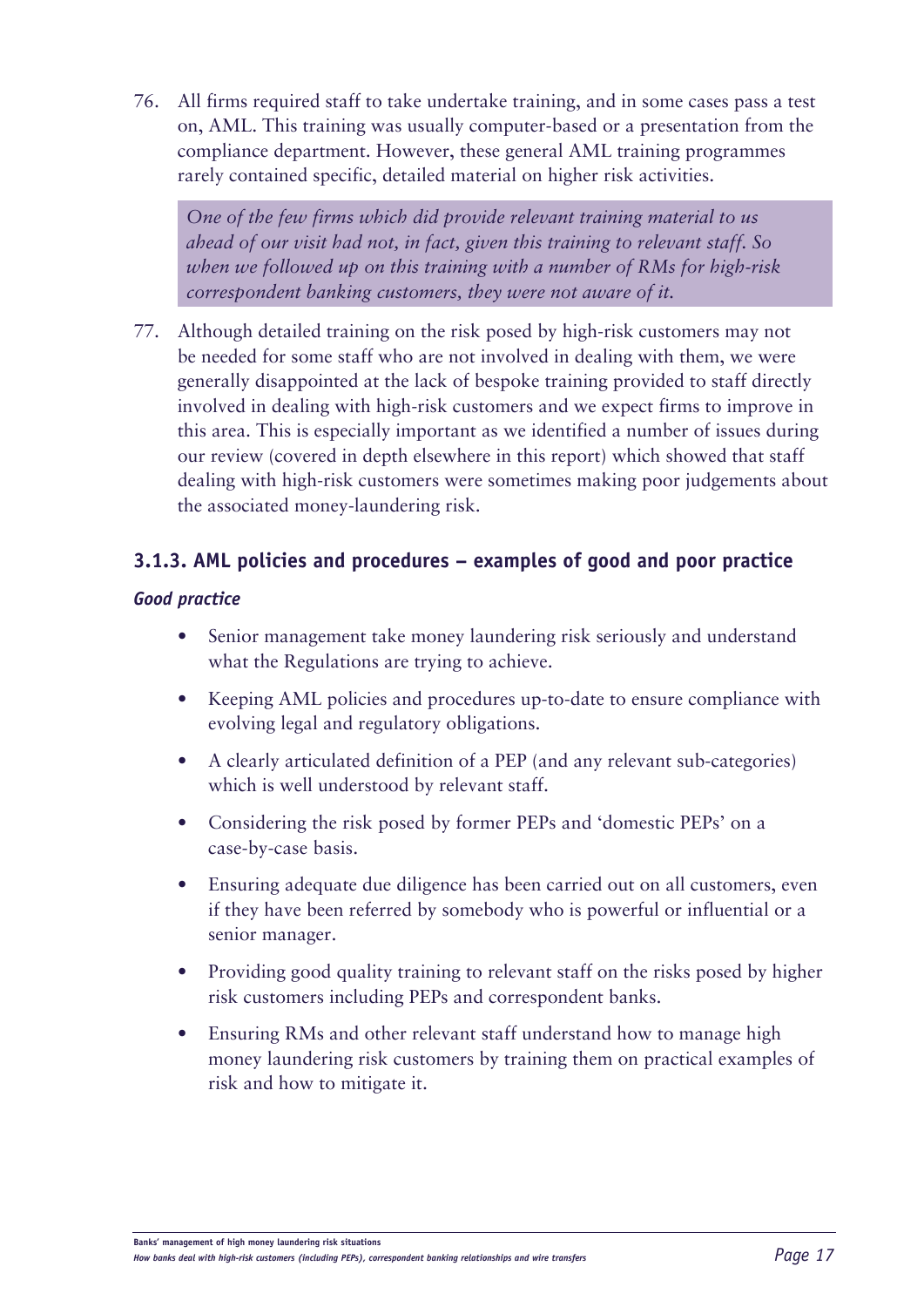76. All firms required staff to take undertake training, and in some cases pass a test on, AML. This training was usually computer-based or a presentation from the compliance department. However, these general AML training programmes rarely contained specific, detailed material on higher risk activities.

> *One of the few firms which did provide relevant training material to us ahead of our visit had not, in fact, given this training to relevant staff. So when we followed up on this training with a number of RMs for high-risk correspondent banking customers, they were not aware of it.*

77. Although detailed training on the risk posed by high-risk customers may not be needed for some staff who are not involved in dealing with them, we were generally disappointed at the lack of bespoke training provided to staff directly involved in dealing with high-risk customers and we expect firms to improve in this area. This is especially important as we identified a number of issues during our review (covered in depth elsewhere in this report) which showed that staff dealing with high-risk customers were sometimes making poor judgements about the associated money-laundering risk.

### 3.1.3. AML policies and procedures – examples of good and poor practice

#### *Good practice*

- Senior management take money laundering risk seriously and understand what the Regulations are trying to achieve.
- Keeping AML policies and procedures up-to-date to ensure compliance with evolving legal and regulatory obligations.
- A clearly articulated definition of a PEP (and any relevant sub-categories) which is well understood by relevant staff.
- Considering the risk posed by former PEPs and 'domestic PEPs' on a case-by-case basis.
- Ensuring adequate due diligence has been carried out on all customers, even if they have been referred by somebody who is powerful or influential or a senior manager.
- Providing good quality training to relevant staff on the risks posed by higher risk customers including PEPs and correspondent banks.
- Ensuring RMs and other relevant staff understand how to manage high money laundering risk customers by training them on practical examples of risk and how to mitigate it.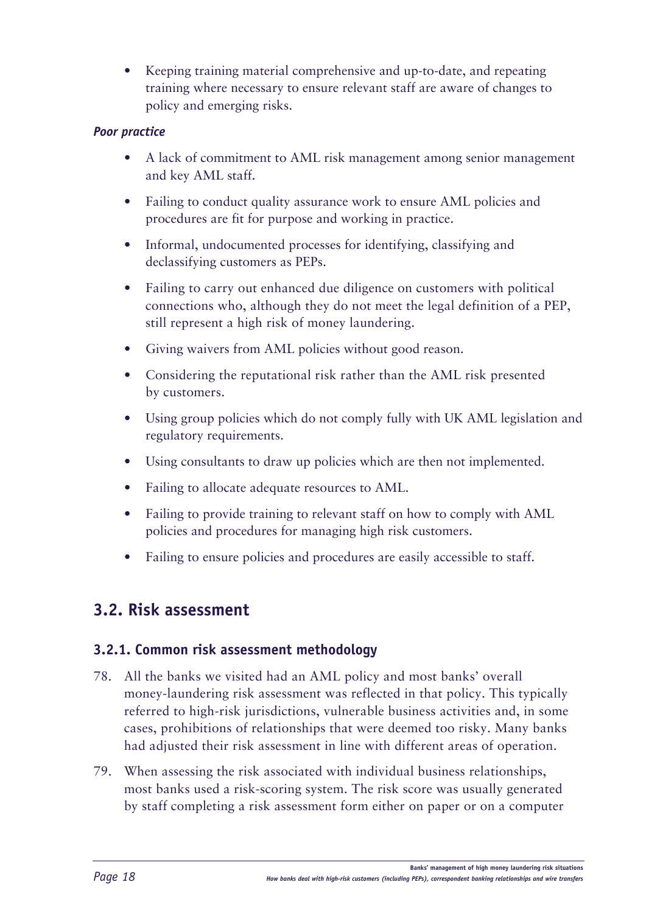- Keeping training material comprehensive and up-to-date, and repeating training where necessary to ensure relevant staff are aware of changes to policy and emerging risks.

***Poor practice***

- A lack of commitment to AML risk management among senior management and key AML staff.
- Failing to conduct quality assurance work to ensure AML policies and procedures are fit for purpose and working in practice.
- Informal, undocumented processes for identifying, classifying and declassifying customers as PEPs.
- Failing to carry out enhanced due diligence on customers with political connections who, although they do not meet the legal definition of a PEP, still represent a high risk of money laundering.
- Giving waivers from AML policies without good reason.
- Considering the reputational risk rather than the AML risk presented by customers.
- Using group policies which do not comply fully with UK AML legislation and regulatory requirements.
- Using consultants to draw up policies which are then not implemented.
- Failing to allocate adequate resources to AML.
- Failing to provide training to relevant staff on how to comply with AML policies and procedures for managing high risk customers.
- Failing to ensure policies and procedures are easily accessible to staff.

## 3.2. Risk assessment

### 3.2.1. Common risk assessment methodology

78. All the banks we visited had an AML policy and most banks' overall money-laundering risk assessment was reflected in that policy. This typically referred to high-risk jurisdictions, vulnerable business activities and, in some cases, prohibitions of relationships that were deemed too risky. Many banks had adjusted their risk assessment in line with different areas of operation.

79. When assessing the risk associated with individual business relationships, most banks used a risk-scoring system. The risk score was usually generated by staff completing a risk assessment form either on paper or on a computer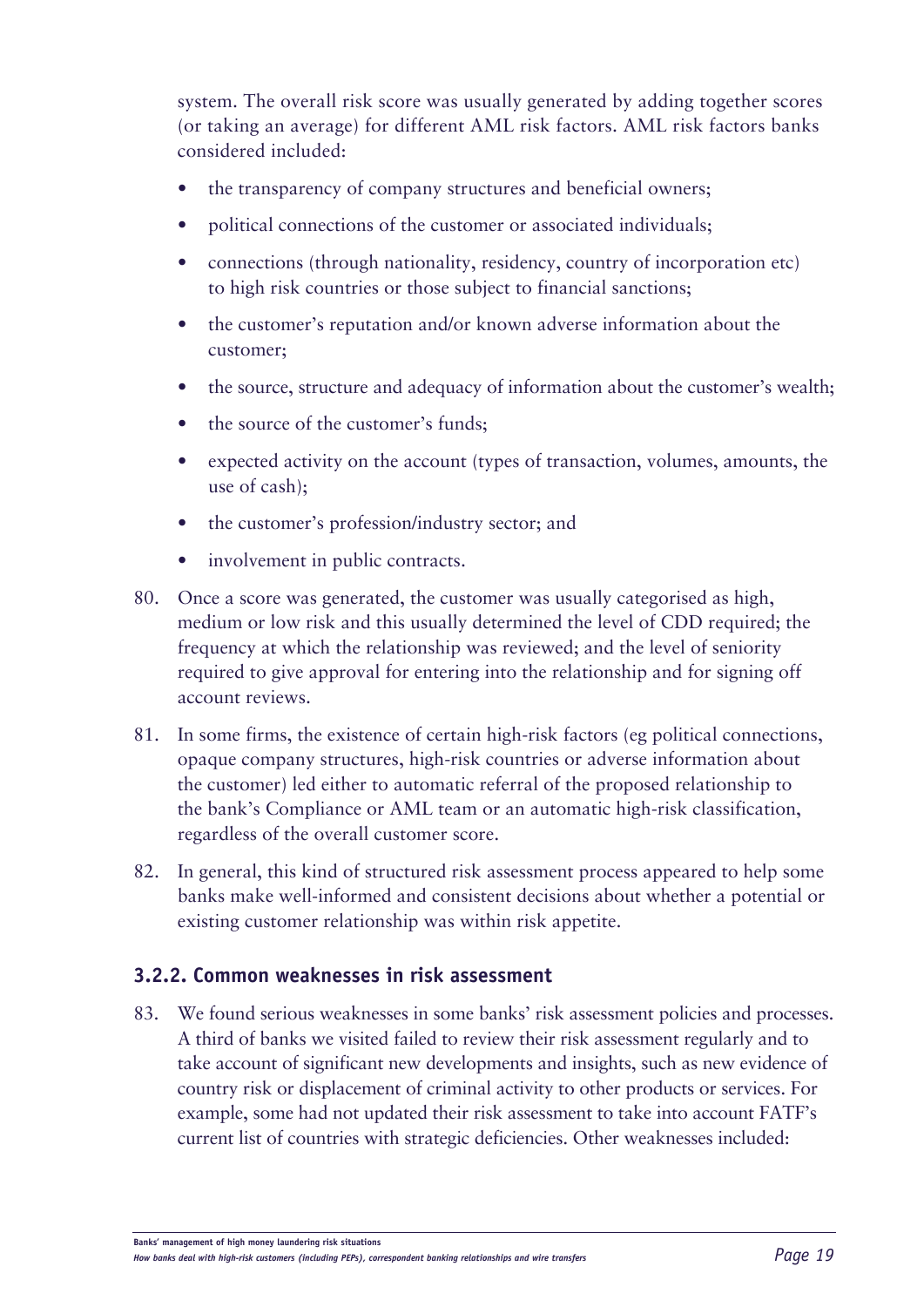system. The overall risk score was usually generated by adding together scores (or taking an average) for different AML risk factors. AML risk factors banks considered included:

- the transparency of company structures and beneficial owners;
- political connections of the customer or associated individuals;
- connections (through nationality, residency, country of incorporation etc) to high risk countries or those subject to financial sanctions;
- the customer's reputation and/or known adverse information about the customer;
- the source, structure and adequacy of information about the customer's wealth;
- the source of the customer's funds;
- expected activity on the account (types of transaction, volumes, amounts, the use of cash);
- the customer's profession/industry sector; and
- involvement in public contracts.

80. Once a score was generated, the customer was usually categorised as high, medium or low risk and this usually determined the level of CDD required; the frequency at which the relationship was reviewed; and the level of seniority required to give approval for entering into the relationship and for signing off account reviews.

81. In some firms, the existence of certain high-risk factors (eg political connections, opaque company structures, high-risk countries or adverse information about the customer) led either to automatic referral of the proposed relationship to the bank's Compliance or AML team or an automatic high-risk classification, regardless of the overall customer score.

82. In general, this kind of structured risk assessment process appeared to help some banks make well-informed and consistent decisions about whether a potential or existing customer relationship was within risk appetite.

### 3.2.2. Common weaknesses in risk assessment

83. We found serious weaknesses in some banks' risk assessment policies and processes. A third of banks we visited failed to review their risk assessment regularly and to take account of significant new developments and insights, such as new evidence of country risk or displacement of criminal activity to other products or services. For example, some had not updated their risk assessment to take into account FATF's current list of countries with strategic deficiencies. Other weaknesses included: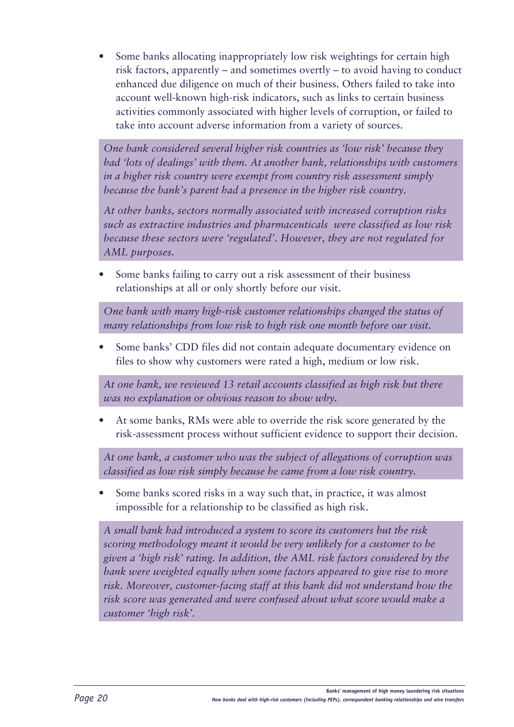- Some banks allocating inappropriately low risk weightings for certain high risk factors, apparently – and sometimes overtly – to avoid having to conduct enhanced due diligence on much of their business. Others failed to take into account well-known high-risk indicators, such as links to certain business activities commonly associated with higher levels of corruption, or failed to take into account adverse information from a variety of sources.

> *One bank considered several higher risk countries as 'low risk' because they had 'lots of dealings' with them. At another bank, relationships with customers in a higher risk country were exempt from country risk assessment simply because the bank's parent had a presence in the higher risk country.*
>
> *At other banks, sectors normally associated with increased corruption risks such as extractive industries and pharmaceuticals were classified as low risk because these sectors were 'regulated'. However, they are not regulated for AML purposes.*

- Some banks failing to carry out a risk assessment of their business relationships at all or only shortly before our visit.

> *One bank with many high-risk customer relationships changed the status of many relationships from low risk to high risk one month before our visit.*

- Some banks' CDD files did not contain adequate documentary evidence on files to show why customers were rated a high, medium or low risk.

> *At one bank, we reviewed 13 retail accounts classified as high risk but there was no explanation or obvious reason to show why.*

- At some banks, RMs were able to override the risk score generated by the risk-assessment process without sufficient evidence to support their decision.

> *At one bank, a customer who was the subject of allegations of corruption was classified as low risk simply because he came from a low risk country.*

- Some banks scored risks in a way such that, in practice, it was almost impossible for a relationship to be classified as high risk.

> *A small bank had introduced a system to score its customers but the risk scoring methodology meant it would be very unlikely for a customer to be given a 'high risk' rating. In addition, the AML risk factors considered by the bank were weighted equally when some factors appeared to give rise to more risk. Moreover, customer-facing staff at this bank did not understand how the risk score was generated and were confused about what score would make a customer 'high risk'.*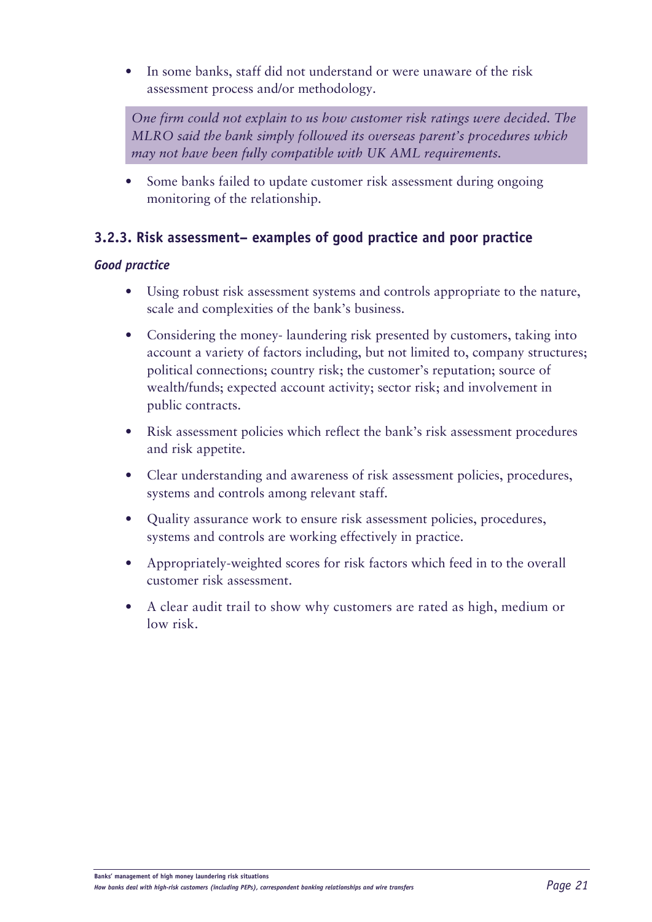- In some banks, staff did not understand or were unaware of the risk assessment process and/or methodology.

> *One firm could not explain to us how customer risk ratings were decided. The MLRO said the bank simply followed its overseas parent's procedures which may not have been fully compatible with UK AML requirements.*

- Some banks failed to update customer risk assessment during ongoing monitoring of the relationship.

### 3.2.3. Risk assessment– examples of good practice and poor practice

***Good practice***

- Using robust risk assessment systems and controls appropriate to the nature, scale and complexities of the bank's business.
- Considering the money- laundering risk presented by customers, taking into account a variety of factors including, but not limited to, company structures; political connections; country risk; the customer's reputation; source of wealth/funds; expected account activity; sector risk; and involvement in public contracts.
- Risk assessment policies which reflect the bank's risk assessment procedures and risk appetite.
- Clear understanding and awareness of risk assessment policies, procedures, systems and controls among relevant staff.
- Quality assurance work to ensure risk assessment policies, procedures, systems and controls are working effectively in practice.
- Appropriately-weighted scores for risk factors which feed in to the overall customer risk assessment.
- A clear audit trail to show why customers are rated as high, medium or low risk.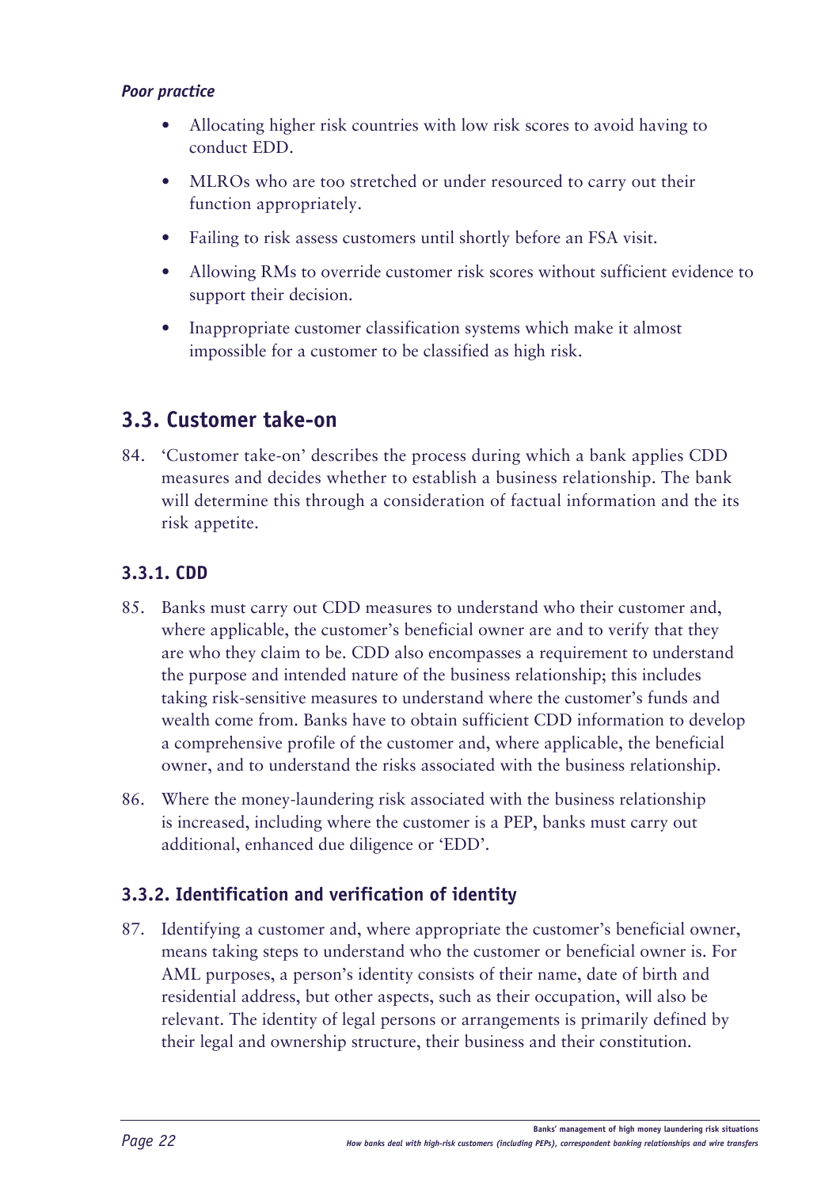***Poor practice***

- Allocating higher risk countries with low risk scores to avoid having to conduct EDD.
- MLROs who are too stretched or under resourced to carry out their function appropriately.
- Failing to risk assess customers until shortly before an FSA visit.
- Allowing RMs to override customer risk scores without sufficient evidence to support their decision.
- Inappropriate customer classification systems which make it almost impossible for a customer to be classified as high risk.

## 3.3. Customer take-on

84. 'Customer take-on' describes the process during which a bank applies CDD measures and decides whether to establish a business relationship. The bank will determine this through a consideration of factual information and the its risk appetite.

### 3.3.1. CDD

85. Banks must carry out CDD measures to understand who their customer and, where applicable, the customer's beneficial owner are and to verify that they are who they claim to be. CDD also encompasses a requirement to understand the purpose and intended nature of the business relationship; this includes taking risk-sensitive measures to understand where the customer's funds and wealth come from. Banks have to obtain sufficient CDD information to develop a comprehensive profile of the customer and, where applicable, the beneficial owner, and to understand the risks associated with the business relationship.

86. Where the money-laundering risk associated with the business relationship is increased, including where the customer is a PEP, banks must carry out additional, enhanced due diligence or 'EDD'.

### 3.3.2. Identification and verification of identity

87. Identifying a customer and, where appropriate the customer's beneficial owner, means taking steps to understand who the customer or beneficial owner is. For AML purposes, a person's identity consists of their name, date of birth and residential address, but other aspects, such as their occupation, will also be relevant. The identity of legal persons or arrangements is primarily defined by their legal and ownership structure, their business and their constitution.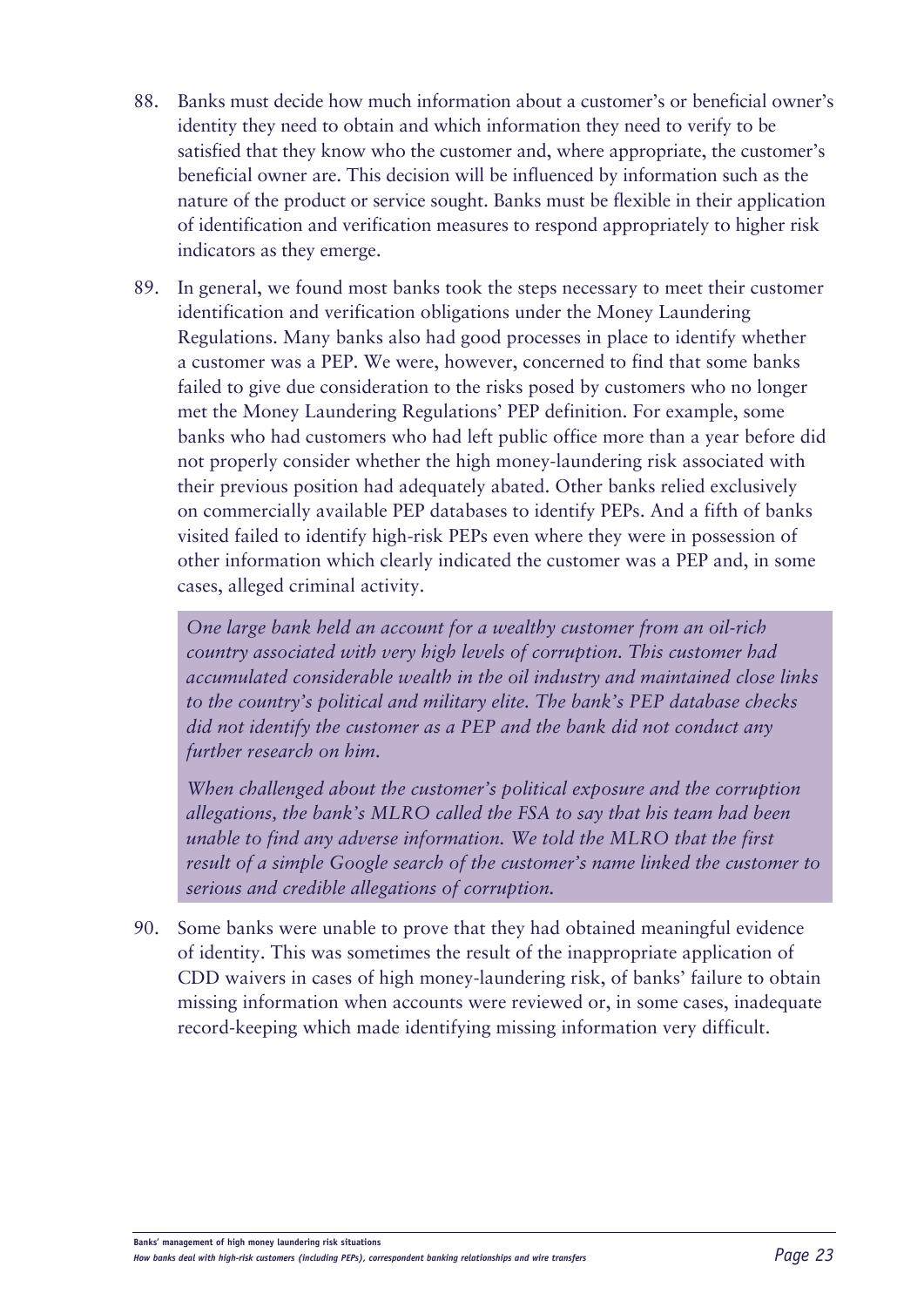88. Banks must decide how much information about a customer's or beneficial owner's identity they need to obtain and which information they need to verify to be satisfied that they know who the customer and, where appropriate, the customer's beneficial owner are. This decision will be influenced by information such as the nature of the product or service sought. Banks must be flexible in their application of identification and verification measures to respond appropriately to higher risk indicators as they emerge.

89. In general, we found most banks took the steps necessary to meet their customer identification and verification obligations under the Money Laundering Regulations. Many banks also had good processes in place to identify whether a customer was a PEP. We were, however, concerned to find that some banks failed to give due consideration to the risks posed by customers who no longer met the Money Laundering Regulations' PEP definition. For example, some banks who had customers who had left public office more than a year before did not properly consider whether the high money-laundering risk associated with their previous position had adequately abated. Other banks relied exclusively on commercially available PEP databases to identify PEPs. And a fifth of banks visited failed to identify high-risk PEPs even where they were in possession of other information which clearly indicated the customer was a PEP and, in some cases, alleged criminal activity.

> *One large bank held an account for a wealthy customer from an oil-rich country associated with very high levels of corruption. This customer had accumulated considerable wealth in the oil industry and maintained close links to the country's political and military elite. The bank's PEP database checks did not identify the customer as a PEP and the bank did not conduct any further research on him.*
>
> *When challenged about the customer's political exposure and the corruption allegations, the bank's MLRO called the FSA to say that his team had been unable to find any adverse information. We told the MLRO that the first result of a simple Google search of the customer's name linked the customer to serious and credible allegations of corruption.*

90. Some banks were unable to prove that they had obtained meaningful evidence of identity. This was sometimes the result of the inappropriate application of CDD waivers in cases of high money-laundering risk, of banks' failure to obtain missing information when accounts were reviewed or, in some cases, inadequate record-keeping which made identifying missing information very difficult.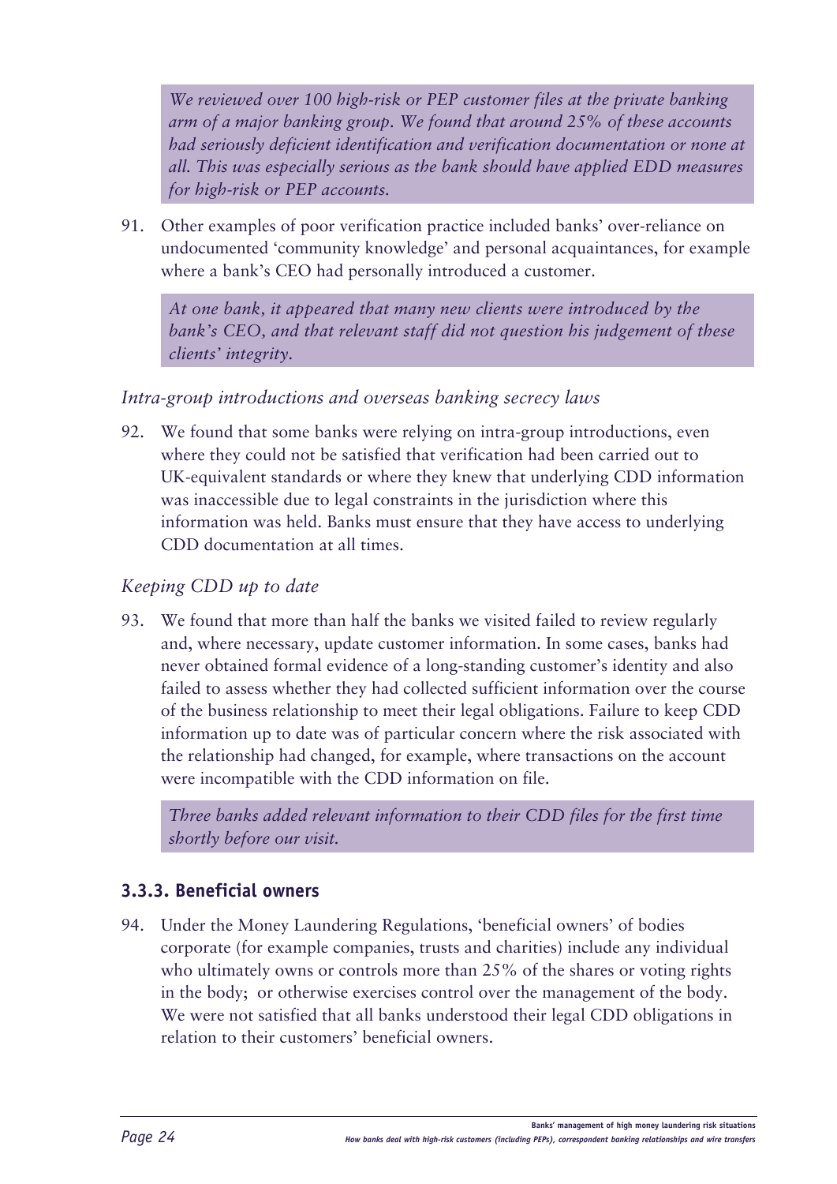*We reviewed over 100 high-risk or PEP customer files at the private banking arm of a major banking group. We found that around 25% of these accounts had seriously deficient identification and verification documentation or none at all. This was especially serious as the bank should have applied EDD measures for high-risk or PEP accounts.*

91. Other examples of poor verification practice included banks' over-reliance on undocumented 'community knowledge' and personal acquaintances, for example where a bank's CEO had personally introduced a customer.

*At one bank, it appeared that many new clients were introduced by the bank's CEO, and that relevant staff did not question his judgement of these clients' integrity.*

*Intra-group introductions and overseas banking secrecy laws*

92. We found that some banks were relying on intra-group introductions, even where they could not be satisfied that verification had been carried out to UK-equivalent standards or where they knew that underlying CDD information was inaccessible due to legal constraints in the jurisdiction where this information was held. Banks must ensure that they have access to underlying CDD documentation at all times.

*Keeping CDD up to date*

93. We found that more than half the banks we visited failed to review regularly and, where necessary, update customer information. In some cases, banks had never obtained formal evidence of a long-standing customer's identity and also failed to assess whether they had collected sufficient information over the course of the business relationship to meet their legal obligations. Failure to keep CDD information up to date was of particular concern where the risk associated with the relationship had changed, for example, where transactions on the account were incompatible with the CDD information on file.

*Three banks added relevant information to their CDD files for the first time shortly before our visit.*

### 3.3.3. Beneficial owners

94. Under the Money Laundering Regulations, 'beneficial owners' of bodies corporate (for example companies, trusts and charities) include any individual who ultimately owns or controls more than 25% of the shares or voting rights in the body; or otherwise exercises control over the management of the body. We were not satisfied that all banks understood their legal CDD obligations in relation to their customers' beneficial owners.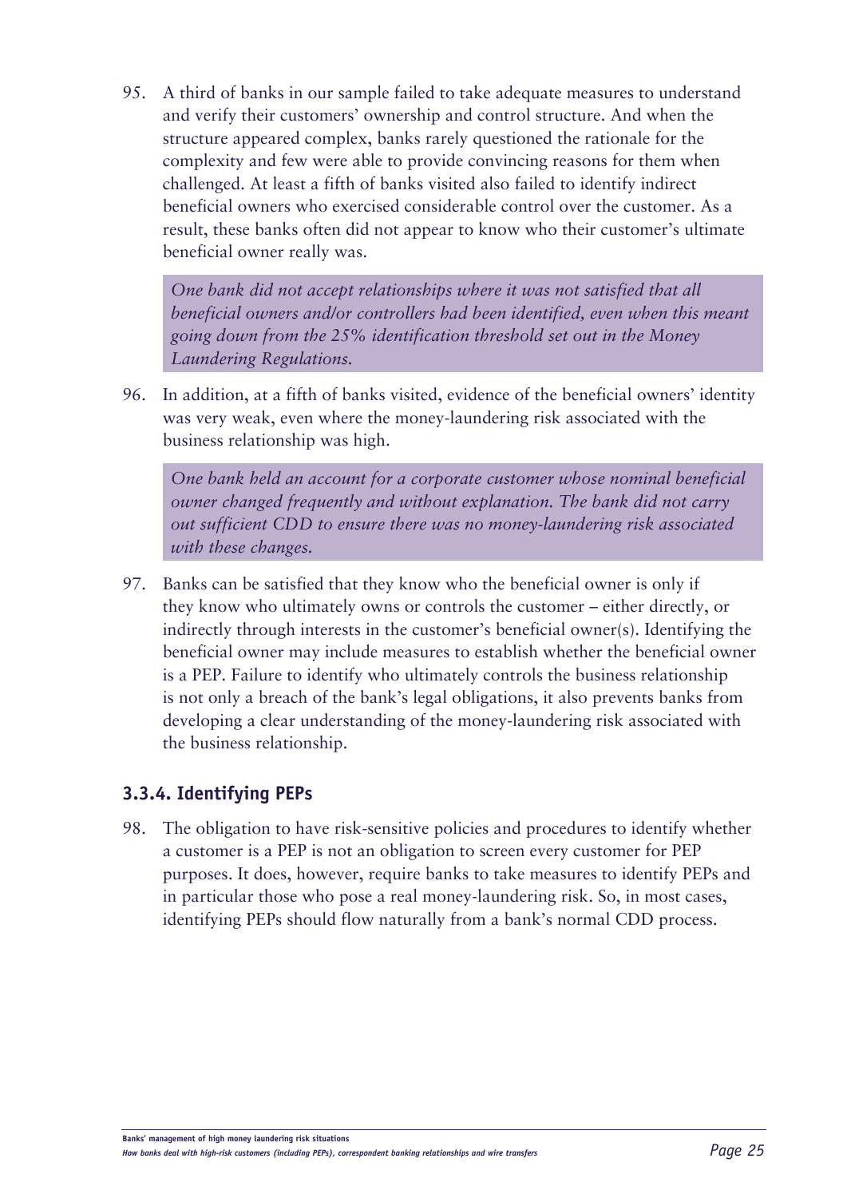95. A third of banks in our sample failed to take adequate measures to understand and verify their customers' ownership and control structure. And when the structure appeared complex, banks rarely questioned the rationale for the complexity and few were able to provide convincing reasons for them when challenged. At least a fifth of banks visited also failed to identify indirect beneficial owners who exercised considerable control over the customer. As a result, these banks often did not appear to know who their customer's ultimate beneficial owner really was.

> *One bank did not accept relationships where it was not satisfied that all beneficial owners and/or controllers had been identified, even when this meant going down from the 25% identification threshold set out in the Money Laundering Regulations.*

96. In addition, at a fifth of banks visited, evidence of the beneficial owners' identity was very weak, even where the money-laundering risk associated with the business relationship was high.

> *One bank held an account for a corporate customer whose nominal beneficial owner changed frequently and without explanation. The bank did not carry out sufficient CDD to ensure there was no money-laundering risk associated with these changes.*

97. Banks can be satisfied that they know who the beneficial owner is only if they know who ultimately owns or controls the customer – either directly, or indirectly through interests in the customer's beneficial owner(s). Identifying the beneficial owner may include measures to establish whether the beneficial owner is a PEP. Failure to identify who ultimately controls the business relationship is not only a breach of the bank's legal obligations, it also prevents banks from developing a clear understanding of the money-laundering risk associated with the business relationship.

### 3.3.4. Identifying PEPs

98. The obligation to have risk-sensitive policies and procedures to identify whether a customer is a PEP is not an obligation to screen every customer for PEP purposes. It does, however, require banks to take measures to identify PEPs and in particular those who pose a real money-laundering risk. So, in most cases, identifying PEPs should flow naturally from a bank's normal CDD process.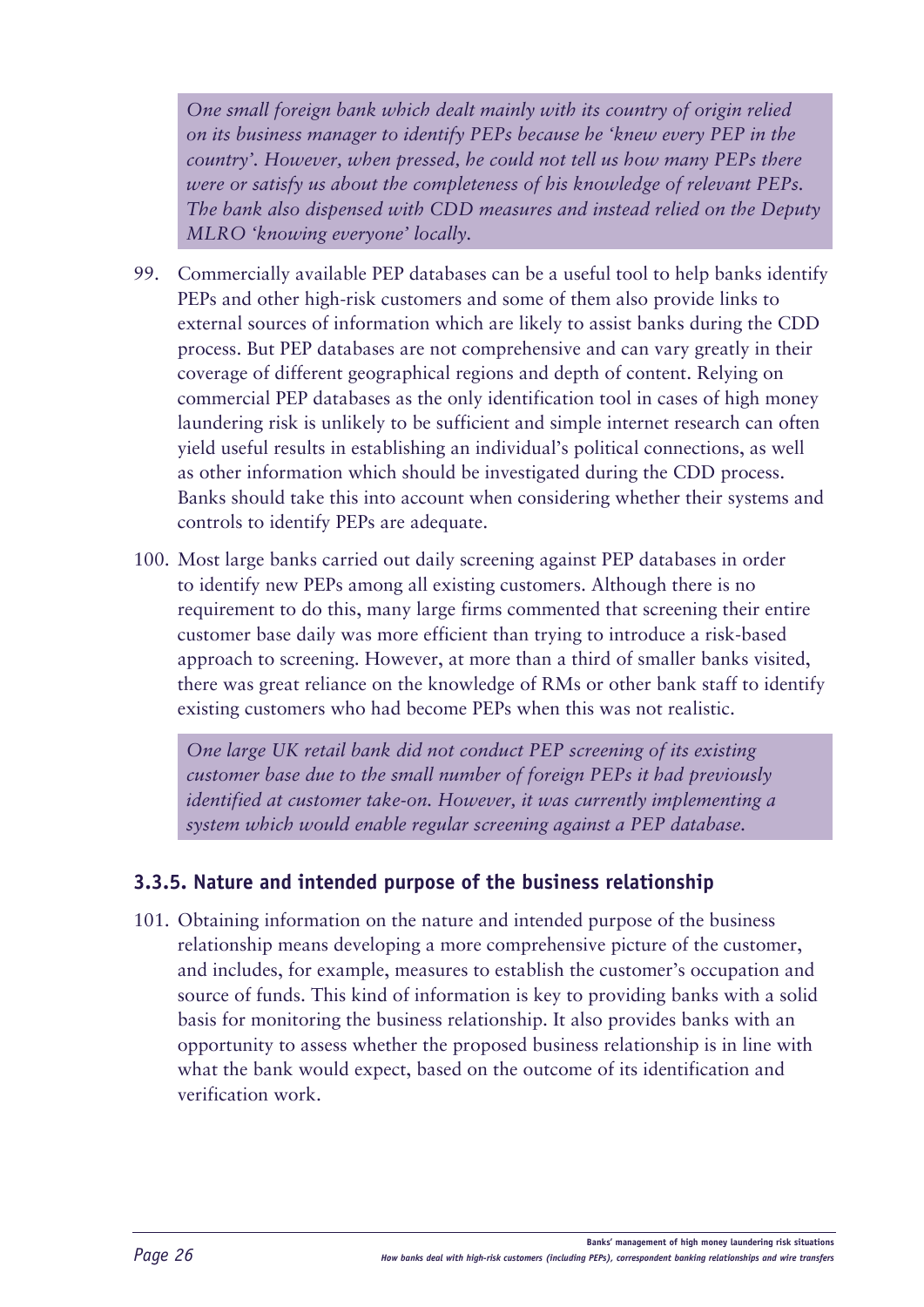*One small foreign bank which dealt mainly with its country of origin relied on its business manager to identify PEPs because he 'knew every PEP in the country'. However, when pressed, he could not tell us how many PEPs there were or satisfy us about the completeness of his knowledge of relevant PEPs. The bank also dispensed with CDD measures and instead relied on the Deputy MLRO 'knowing everyone' locally.*

99. Commercially available PEP databases can be a useful tool to help banks identify PEPs and other high-risk customers and some of them also provide links to external sources of information which are likely to assist banks during the CDD process. But PEP databases are not comprehensive and can vary greatly in their coverage of different geographical regions and depth of content. Relying on commercial PEP databases as the only identification tool in cases of high money laundering risk is unlikely to be sufficient and simple internet research can often yield useful results in establishing an individual's political connections, as well as other information which should be investigated during the CDD process. Banks should take this into account when considering whether their systems and controls to identify PEPs are adequate.

100. Most large banks carried out daily screening against PEP databases in order to identify new PEPs among all existing customers. Although there is no requirement to do this, many large firms commented that screening their entire customer base daily was more efficient than trying to introduce a risk-based approach to screening. However, at more than a third of smaller banks visited, there was great reliance on the knowledge of RMs or other bank staff to identify existing customers who had become PEPs when this was not realistic.

*One large UK retail bank did not conduct PEP screening of its existing customer base due to the small number of foreign PEPs it had previously identified at customer take-on. However, it was currently implementing a system which would enable regular screening against a PEP database.*

### 3.3.5. Nature and intended purpose of the business relationship

101. Obtaining information on the nature and intended purpose of the business relationship means developing a more comprehensive picture of the customer, and includes, for example, measures to establish the customer's occupation and source of funds. This kind of information is key to providing banks with a solid basis for monitoring the business relationship. It also provides banks with an opportunity to assess whether the proposed business relationship is in line with what the bank would expect, based on the outcome of its identification and verification work.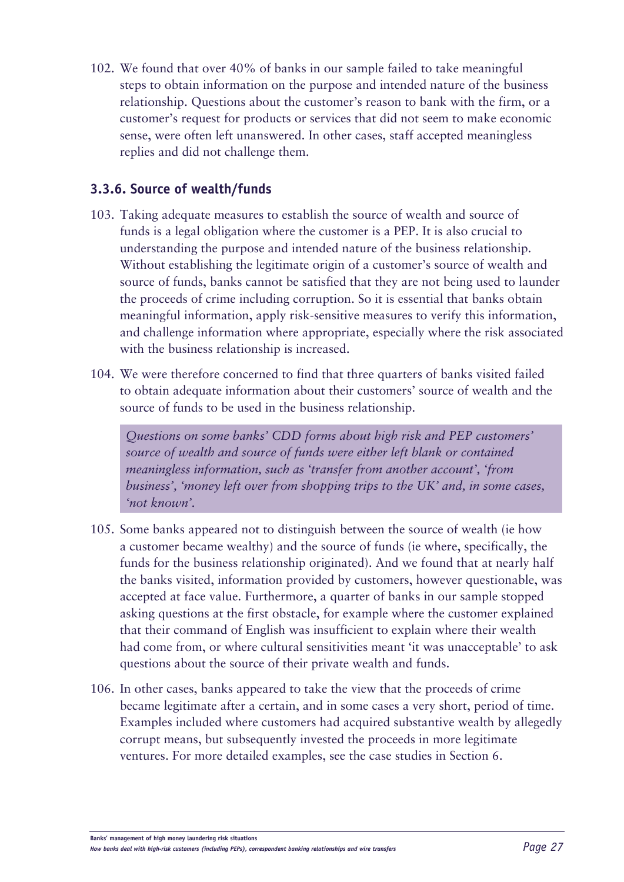102. We found that over 40% of banks in our sample failed to take meaningful steps to obtain information on the purpose and intended nature of the business relationship. Questions about the customer's reason to bank with the firm, or a customer's request for products or services that did not seem to make economic sense, were often left unanswered. In other cases, staff accepted meaningless replies and did not challenge them.

### 3.3.6. Source of wealth/funds

103. Taking adequate measures to establish the source of wealth and source of funds is a legal obligation where the customer is a PEP. It is also crucial to understanding the purpose and intended nature of the business relationship. Without establishing the legitimate origin of a customer's source of wealth and source of funds, banks cannot be satisfied that they are not being used to launder the proceeds of crime including corruption. So it is essential that banks obtain meaningful information, apply risk-sensitive measures to verify this information, and challenge information where appropriate, especially where the risk associated with the business relationship is increased.

104. We were therefore concerned to find that three quarters of banks visited failed to obtain adequate information about their customers' source of wealth and the source of funds to be used in the business relationship.

> *Questions on some banks' CDD forms about high risk and PEP customers' source of wealth and source of funds were either left blank or contained meaningless information, such as 'transfer from another account', 'from business', 'money left over from shopping trips to the UK' and, in some cases, 'not known'.*

105. Some banks appeared not to distinguish between the source of wealth (ie how a customer became wealthy) and the source of funds (ie where, specifically, the funds for the business relationship originated). And we found that at nearly half the banks visited, information provided by customers, however questionable, was accepted at face value. Furthermore, a quarter of banks in our sample stopped asking questions at the first obstacle, for example where the customer explained that their command of English was insufficient to explain where their wealth had come from, or where cultural sensitivities meant 'it was unacceptable' to ask questions about the source of their private wealth and funds.

106. In other cases, banks appeared to take the view that the proceeds of crime became legitimate after a certain, and in some cases a very short, period of time. Examples included where customers had acquired substantive wealth by allegedly corrupt means, but subsequently invested the proceeds in more legitimate ventures. For more detailed examples, see the case studies in Section 6.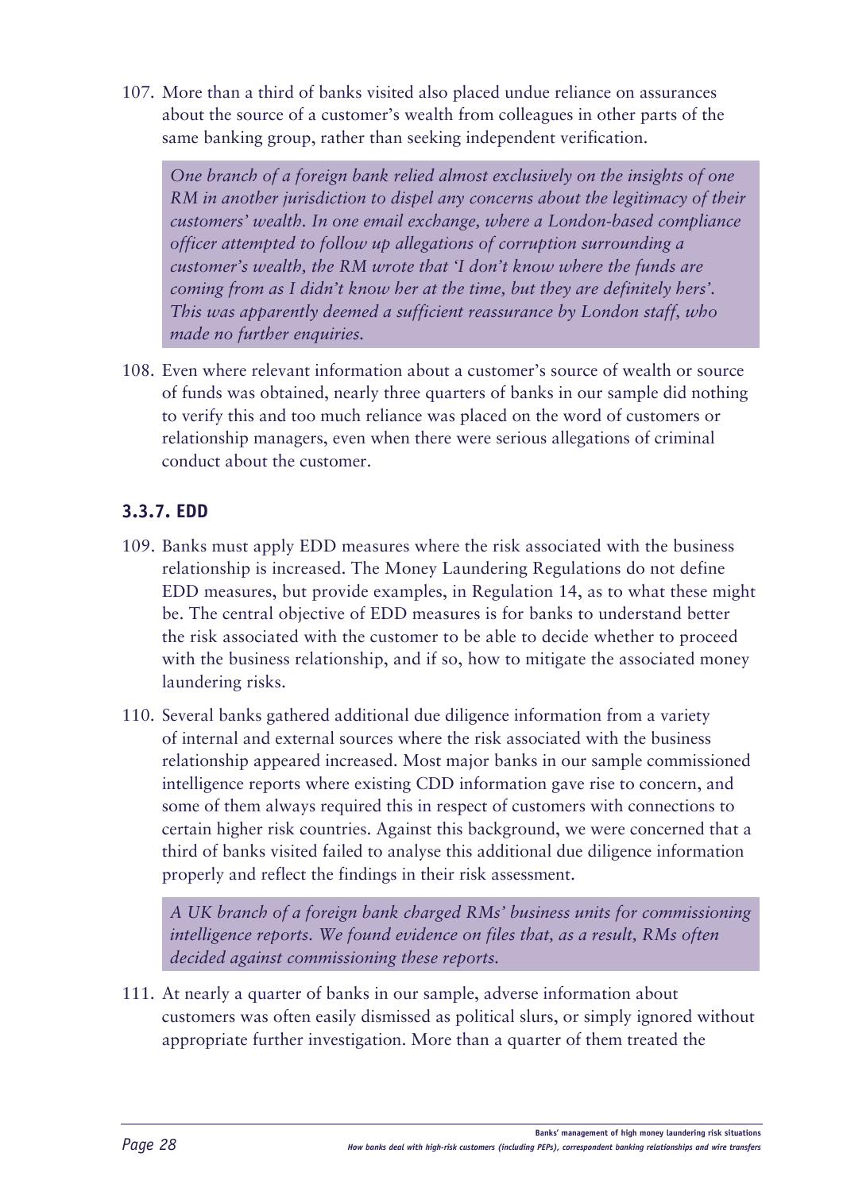107. More than a third of banks visited also placed undue reliance on assurances about the source of a customer's wealth from colleagues in other parts of the same banking group, rather than seeking independent verification.

> *One branch of a foreign bank relied almost exclusively on the insights of one RM in another jurisdiction to dispel any concerns about the legitimacy of their customers' wealth. In one email exchange, where a London-based compliance officer attempted to follow up allegations of corruption surrounding a customer's wealth, the RM wrote that 'I don't know where the funds are coming from as I didn't know her at the time, but they are definitely hers'. This was apparently deemed a sufficient reassurance by London staff, who made no further enquiries.*

108. Even where relevant information about a customer's source of wealth or source of funds was obtained, nearly three quarters of banks in our sample did nothing to verify this and too much reliance was placed on the word of customers or relationship managers, even when there were serious allegations of criminal conduct about the customer.

### 3.3.7. EDD

109. Banks must apply EDD measures where the risk associated with the business relationship is increased. The Money Laundering Regulations do not define EDD measures, but provide examples, in Regulation 14, as to what these might be. The central objective of EDD measures is for banks to understand better the risk associated with the customer to be able to decide whether to proceed with the business relationship, and if so, how to mitigate the associated money laundering risks.

110. Several banks gathered additional due diligence information from a variety of internal and external sources where the risk associated with the business relationship appeared increased. Most major banks in our sample commissioned intelligence reports where existing CDD information gave rise to concern, and some of them always required this in respect of customers with connections to certain higher risk countries. Against this background, we were concerned that a third of banks visited failed to analyse this additional due diligence information properly and reflect the findings in their risk assessment.

> *A UK branch of a foreign bank charged RMs' business units for commissioning intelligence reports. We found evidence on files that, as a result, RMs often decided against commissioning these reports.*

111. At nearly a quarter of banks in our sample, adverse information about customers was often easily dismissed as political slurs, or simply ignored without appropriate further investigation. More than a quarter of them treated the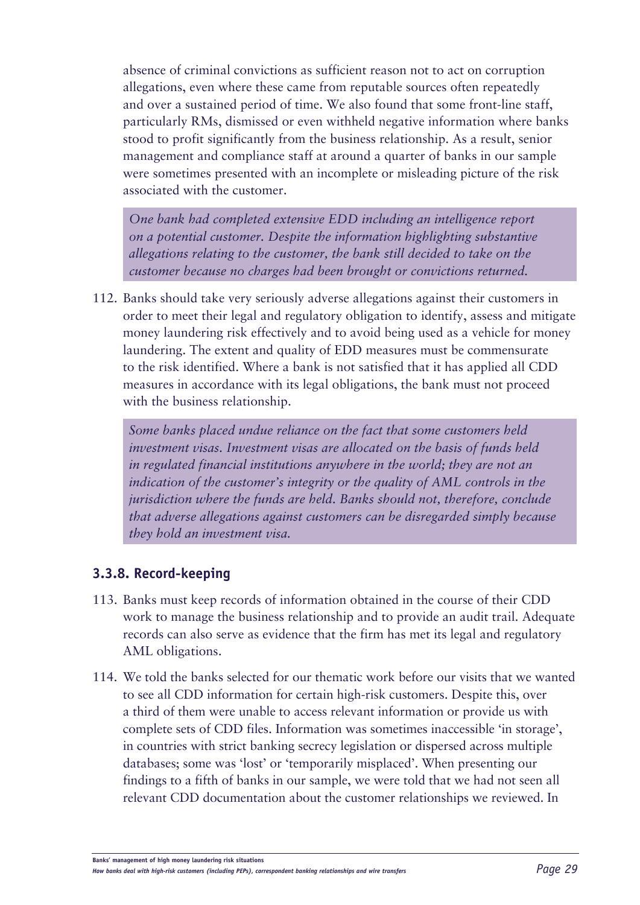absence of criminal convictions as sufficient reason not to act on corruption allegations, even where these came from reputable sources often repeatedly and over a sustained period of time. We also found that some front-line staff, particularly RMs, dismissed or even withheld negative information where banks stood to profit significantly from the business relationship. As a result, senior management and compliance staff at around a quarter of banks in our sample were sometimes presented with an incomplete or misleading picture of the risk associated with the customer.

*One bank had completed extensive EDD including an intelligence report on a potential customer. Despite the information highlighting substantive allegations relating to the customer, the bank still decided to take on the customer because no charges had been brought or convictions returned.*

112. Banks should take very seriously adverse allegations against their customers in order to meet their legal and regulatory obligation to identify, assess and mitigate money laundering risk effectively and to avoid being used as a vehicle for money laundering. The extent and quality of EDD measures must be commensurate to the risk identified. Where a bank is not satisfied that it has applied all CDD measures in accordance with its legal obligations, the bank must not proceed with the business relationship.

*Some banks placed undue reliance on the fact that some customers held investment visas. Investment visas are allocated on the basis of funds held in regulated financial institutions anywhere in the world; they are not an indication of the customer's integrity or the quality of AML controls in the jurisdiction where the funds are held. Banks should not, therefore, conclude that adverse allegations against customers can be disregarded simply because they hold an investment visa.*

### 3.3.8. Record-keeping

113. Banks must keep records of information obtained in the course of their CDD work to manage the business relationship and to provide an audit trail. Adequate records can also serve as evidence that the firm has met its legal and regulatory AML obligations.

114. We told the banks selected for our thematic work before our visits that we wanted to see all CDD information for certain high-risk customers. Despite this, over a third of them were unable to access relevant information or provide us with complete sets of CDD files. Information was sometimes inaccessible 'in storage', in countries with strict banking secrecy legislation or dispersed across multiple databases; some was 'lost' or 'temporarily misplaced'. When presenting our findings to a fifth of banks in our sample, we were told that we had not seen all relevant CDD documentation about the customer relationships we reviewed. In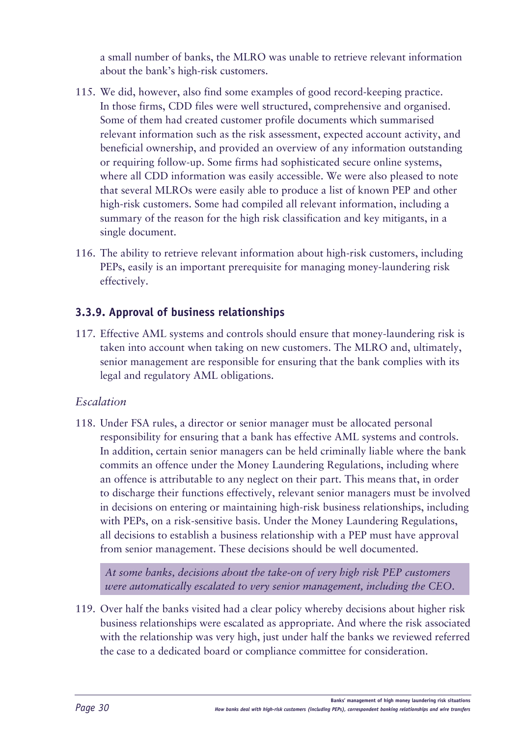a small number of banks, the MLRO was unable to retrieve relevant information about the bank's high-risk customers.

115. We did, however, also find some examples of good record-keeping practice. In those firms, CDD files were well structured, comprehensive and organised. Some of them had created customer profile documents which summarised relevant information such as the risk assessment, expected account activity, and beneficial ownership, and provided an overview of any information outstanding or requiring follow-up. Some firms had sophisticated secure online systems, where all CDD information was easily accessible. We were also pleased to note that several MLROs were easily able to produce a list of known PEP and other high-risk customers. Some had compiled all relevant information, including a summary of the reason for the high risk classification and key mitigants, in a single document.

116. The ability to retrieve relevant information about high-risk customers, including PEPs, easily is an important prerequisite for managing money-laundering risk effectively.

### 3.3.9. Approval of business relationships

117. Effective AML systems and controls should ensure that money-laundering risk is taken into account when taking on new customers. The MLRO and, ultimately, senior management are responsible for ensuring that the bank complies with its legal and regulatory AML obligations.

*Escalation*

118. Under FSA rules, a director or senior manager must be allocated personal responsibility for ensuring that a bank has effective AML systems and controls. In addition, certain senior managers can be held criminally liable where the bank commits an offence under the Money Laundering Regulations, including where an offence is attributable to any neglect on their part. This means that, in order to discharge their functions effectively, relevant senior managers must be involved in decisions on entering or maintaining high-risk business relationships, including with PEPs, on a risk-sensitive basis. Under the Money Laundering Regulations, all decisions to establish a business relationship with a PEP must have approval from senior management. These decisions should be well documented.

> *At some banks, decisions about the take-on of very high risk PEP customers were automatically escalated to very senior management, including the CEO.*

119. Over half the banks visited had a clear policy whereby decisions about higher risk business relationships were escalated as appropriate. And where the risk associated with the relationship was very high, just under half the banks we reviewed referred the case to a dedicated board or compliance committee for consideration.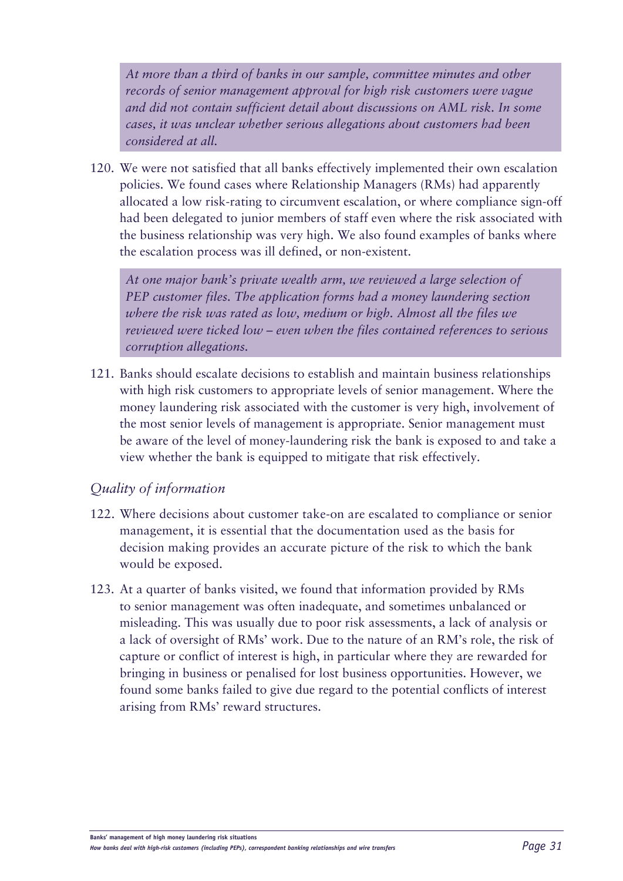*At more than a third of banks in our sample, committee minutes and other records of senior management approval for high risk customers were vague and did not contain sufficient detail about discussions on AML risk. In some cases, it was unclear whether serious allegations about customers had been considered at all.*

120. We were not satisfied that all banks effectively implemented their own escalation policies. We found cases where Relationship Managers (RMs) had apparently allocated a low risk-rating to circumvent escalation, or where compliance sign-off had been delegated to junior members of staff even where the risk associated with the business relationship was very high. We also found examples of banks where the escalation process was ill defined, or non-existent.

*At one major bank's private wealth arm, we reviewed a large selection of PEP customer files. The application forms had a money laundering section where the risk was rated as low, medium or high. Almost all the files we reviewed were ticked low – even when the files contained references to serious corruption allegations.*

121. Banks should escalate decisions to establish and maintain business relationships with high risk customers to appropriate levels of senior management. Where the money laundering risk associated with the customer is very high, involvement of the most senior levels of management is appropriate. Senior management must be aware of the level of money-laundering risk the bank is exposed to and take a view whether the bank is equipped to mitigate that risk effectively.

### *Quality of information*

122. Where decisions about customer take-on are escalated to compliance or senior management, it is essential that the documentation used as the basis for decision making provides an accurate picture of the risk to which the bank would be exposed.

123. At a quarter of banks visited, we found that information provided by RMs to senior management was often inadequate, and sometimes unbalanced or misleading. This was usually due to poor risk assessments, a lack of analysis or a lack of oversight of RMs' work. Due to the nature of an RM's role, the risk of capture or conflict of interest is high, in particular where they are rewarded for bringing in business or penalised for lost business opportunities. However, we found some banks failed to give due regard to the potential conflicts of interest arising from RMs' reward structures.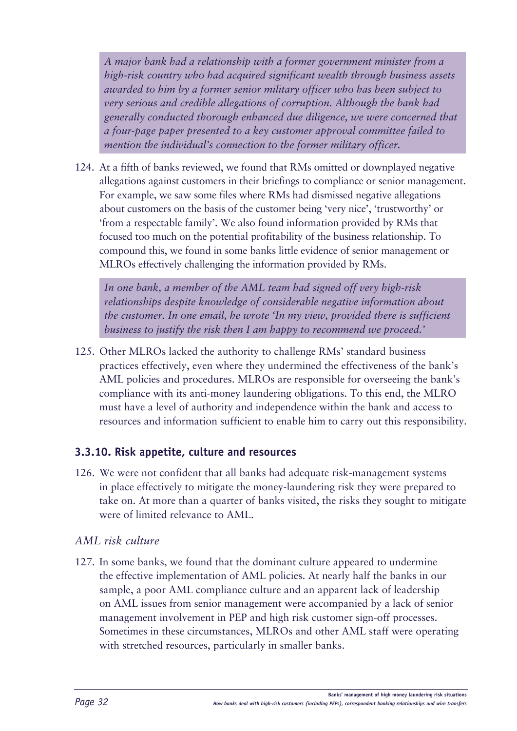*A major bank had a relationship with a former government minister from a high-risk country who had acquired significant wealth through business assets awarded to him by a former senior military officer who has been subject to very serious and credible allegations of corruption. Although the bank had generally conducted thorough enhanced due diligence, we were concerned that a four-page paper presented to a key customer approval committee failed to mention the individual's connection to the former military officer.*

124. At a fifth of banks reviewed, we found that RMs omitted or downplayed negative allegations against customers in their briefings to compliance or senior management. For example, we saw some files where RMs had dismissed negative allegations about customers on the basis of the customer being 'very nice', 'trustworthy' or 'from a respectable family'. We also found information provided by RMs that focused too much on the potential profitability of the business relationship. To compound this, we found in some banks little evidence of senior management or MLROs effectively challenging the information provided by RMs.

*In one bank, a member of the AML team had signed off very high-risk relationships despite knowledge of considerable negative information about the customer. In one email, he wrote 'In my view, provided there is sufficient business to justify the risk then I am happy to recommend we proceed.'*

125. Other MLROs lacked the authority to challenge RMs' standard business practices effectively, even where they undermined the effectiveness of the bank's AML policies and procedures. MLROs are responsible for overseeing the bank's compliance with its anti-money laundering obligations. To this end, the MLRO must have a level of authority and independence within the bank and access to resources and information sufficient to enable him to carry out this responsibility.

### 3.3.10. Risk appetite, culture and resources

126. We were not confident that all banks had adequate risk-management systems in place effectively to mitigate the money-laundering risk they were prepared to take on. At more than a quarter of banks visited, the risks they sought to mitigate were of limited relevance to AML.

*AML risk culture*

127. In some banks, we found that the dominant culture appeared to undermine the effective implementation of AML policies. At nearly half the banks in our sample, a poor AML compliance culture and an apparent lack of leadership on AML issues from senior management were accompanied by a lack of senior management involvement in PEP and high risk customer sign-off processes. Sometimes in these circumstances, MLROs and other AML staff were operating with stretched resources, particularly in smaller banks.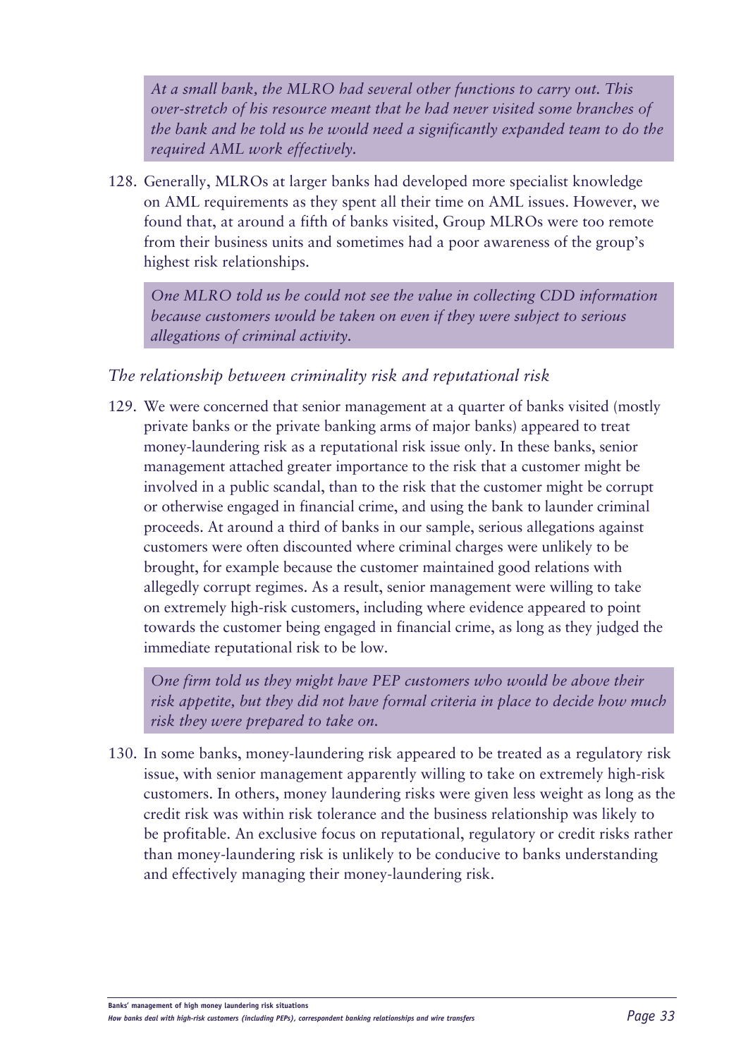*At a small bank, the MLRO had several other functions to carry out. This over-stretch of his resource meant that he had never visited some branches of the bank and he told us he would need a significantly expanded team to do the required AML work effectively.*

128. Generally, MLROs at larger banks had developed more specialist knowledge on AML requirements as they spent all their time on AML issues. However, we found that, at around a fifth of banks visited, Group MLROs were too remote from their business units and sometimes had a poor awareness of the group's highest risk relationships.

*One MLRO told us he could not see the value in collecting CDD information because customers would be taken on even if they were subject to serious allegations of criminal activity.*

### *The relationship between criminality risk and reputational risk*

129. We were concerned that senior management at a quarter of banks visited (mostly private banks or the private banking arms of major banks) appeared to treat money-laundering risk as a reputational risk issue only. In these banks, senior management attached greater importance to the risk that a customer might be involved in a public scandal, than to the risk that the customer might be corrupt or otherwise engaged in financial crime, and using the bank to launder criminal proceeds. At around a third of banks in our sample, serious allegations against customers were often discounted where criminal charges were unlikely to be brought, for example because the customer maintained good relations with allegedly corrupt regimes. As a result, senior management were willing to take on extremely high-risk customers, including where evidence appeared to point towards the customer being engaged in financial crime, as long as they judged the immediate reputational risk to be low.

*One firm told us they might have PEP customers who would be above their risk appetite, but they did not have formal criteria in place to decide how much risk they were prepared to take on.*

130. In some banks, money-laundering risk appeared to be treated as a regulatory risk issue, with senior management apparently willing to take on extremely high-risk customers. In others, money laundering risks were given less weight as long as the credit risk was within risk tolerance and the business relationship was likely to be profitable. An exclusive focus on reputational, regulatory or credit risks rather than money-laundering risk is unlikely to be conducive to banks understanding and effectively managing their money-laundering risk.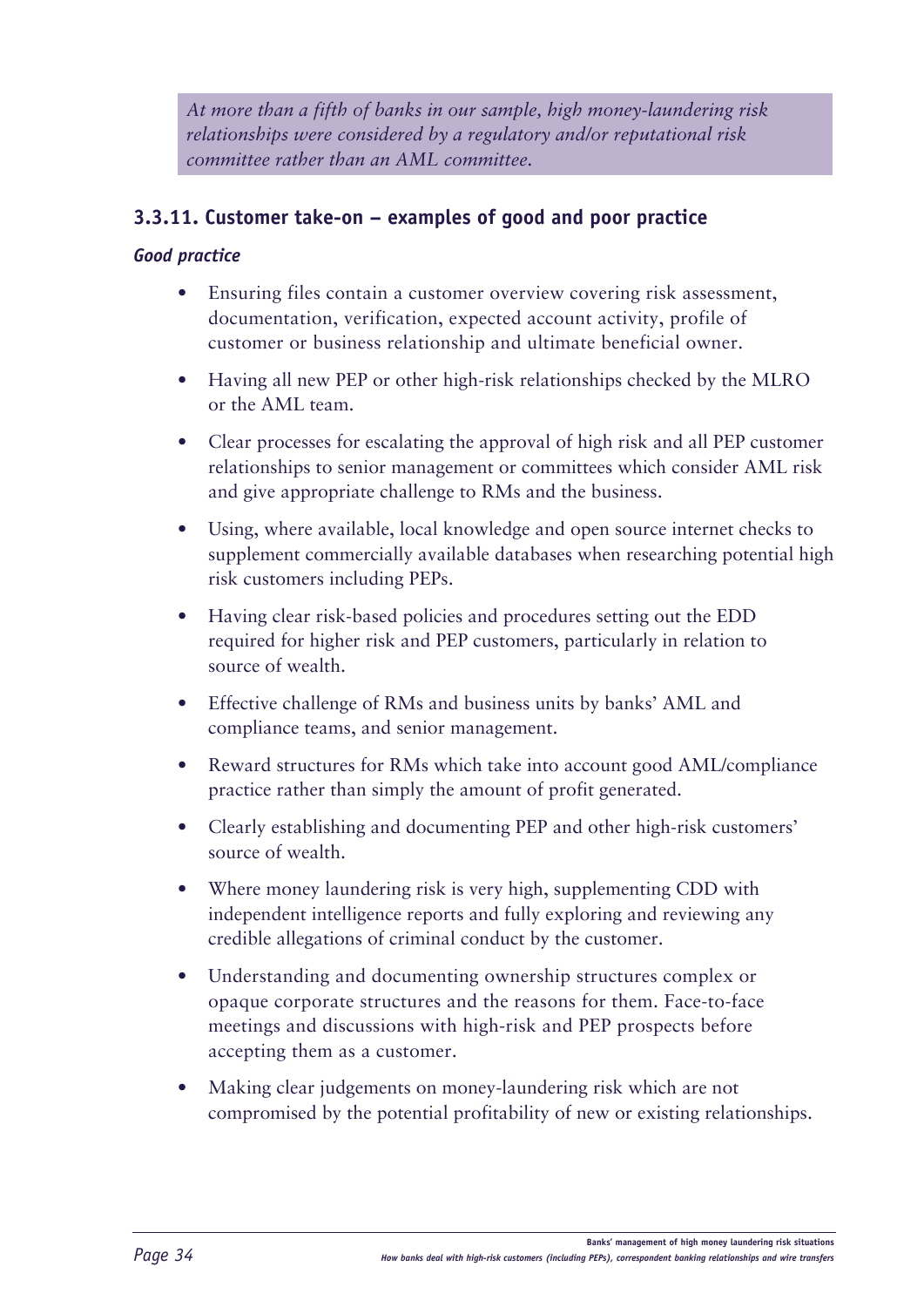*At more than a fifth of banks in our sample, high money-laundering risk relationships were considered by a regulatory and/or reputational risk committee rather than an AML committee.*

### 3.3.11. Customer take-on – examples of good and poor practice

#### *Good practice*

- Ensuring files contain a customer overview covering risk assessment, documentation, verification, expected account activity, profile of customer or business relationship and ultimate beneficial owner.
- Having all new PEP or other high-risk relationships checked by the MLRO or the AML team.
- Clear processes for escalating the approval of high risk and all PEP customer relationships to senior management or committees which consider AML risk and give appropriate challenge to RMs and the business.
- Using, where available, local knowledge and open source internet checks to supplement commercially available databases when researching potential high risk customers including PEPs.
- Having clear risk-based policies and procedures setting out the EDD required for higher risk and PEP customers, particularly in relation to source of wealth.
- Effective challenge of RMs and business units by banks' AML and compliance teams, and senior management.
- Reward structures for RMs which take into account good AML/compliance practice rather than simply the amount of profit generated.
- Clearly establishing and documenting PEP and other high-risk customers' source of wealth.
- Where money laundering risk is very high, supplementing CDD with independent intelligence reports and fully exploring and reviewing any credible allegations of criminal conduct by the customer.
- Understanding and documenting ownership structures complex or opaque corporate structures and the reasons for them. Face-to-face meetings and discussions with high-risk and PEP prospects before accepting them as a customer.
- Making clear judgements on money-laundering risk which are not compromised by the potential profitability of new or existing relationships.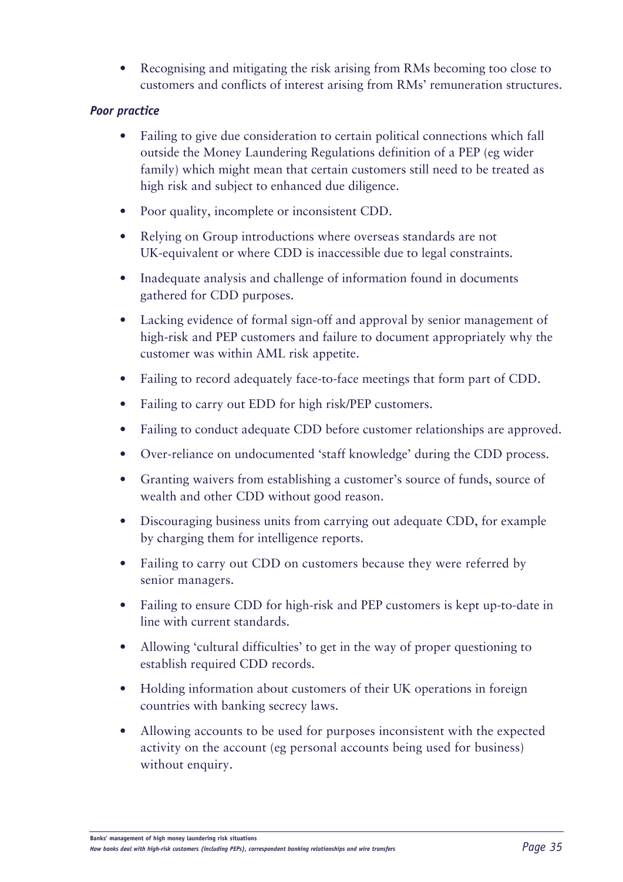- Recognising and mitigating the risk arising from RMs becoming too close to customers and conflicts of interest arising from RMs' remuneration structures.

***Poor practice***

- Failing to give due consideration to certain political connections which fall outside the Money Laundering Regulations definition of a PEP (eg wider family) which might mean that certain customers still need to be treated as high risk and subject to enhanced due diligence.
- Poor quality, incomplete or inconsistent CDD.
- Relying on Group introductions where overseas standards are not UK-equivalent or where CDD is inaccessible due to legal constraints.
- Inadequate analysis and challenge of information found in documents gathered for CDD purposes.
- Lacking evidence of formal sign-off and approval by senior management of high-risk and PEP customers and failure to document appropriately why the customer was within AML risk appetite.
- Failing to record adequately face-to-face meetings that form part of CDD.
- Failing to carry out EDD for high risk/PEP customers.
- Failing to conduct adequate CDD before customer relationships are approved.
- Over-reliance on undocumented 'staff knowledge' during the CDD process.
- Granting waivers from establishing a customer's source of funds, source of wealth and other CDD without good reason.
- Discouraging business units from carrying out adequate CDD, for example by charging them for intelligence reports.
- Failing to carry out CDD on customers because they were referred by senior managers.
- Failing to ensure CDD for high-risk and PEP customers is kept up-to-date in line with current standards.
- Allowing 'cultural difficulties' to get in the way of proper questioning to establish required CDD records.
- Holding information about customers of their UK operations in foreign countries with banking secrecy laws.
- Allowing accounts to be used for purposes inconsistent with the expected activity on the account (eg personal accounts being used for business) without enquiry.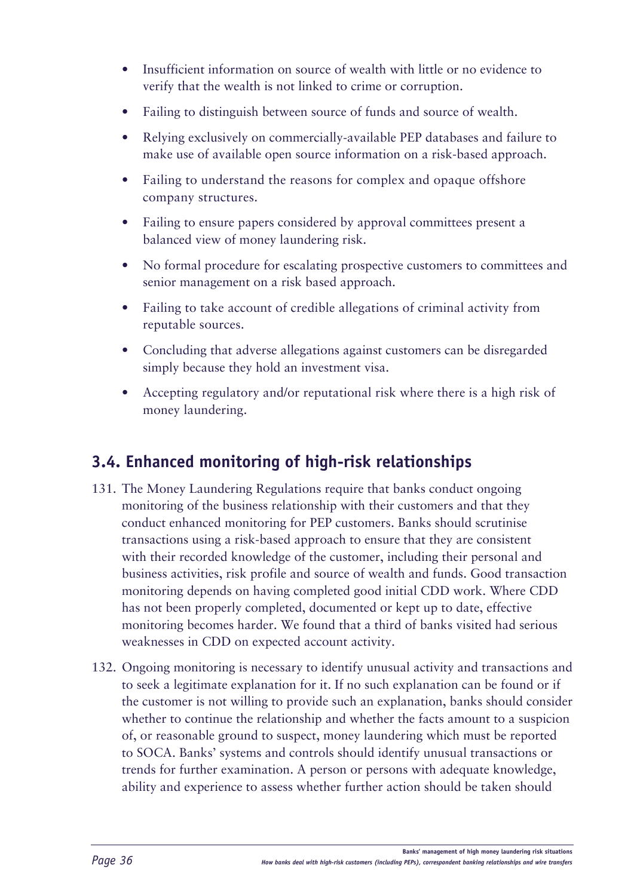- Insufficient information on source of wealth with little or no evidence to verify that the wealth is not linked to crime or corruption.
- Failing to distinguish between source of funds and source of wealth.
- Relying exclusively on commercially-available PEP databases and failure to make use of available open source information on a risk-based approach.
- Failing to understand the reasons for complex and opaque offshore company structures.
- Failing to ensure papers considered by approval committees present a balanced view of money laundering risk.
- No formal procedure for escalating prospective customers to committees and senior management on a risk based approach.
- Failing to take account of credible allegations of criminal activity from reputable sources.
- Concluding that adverse allegations against customers can be disregarded simply because they hold an investment visa.
- Accepting regulatory and/or reputational risk where there is a high risk of money laundering.

## 3.4. Enhanced monitoring of high-risk relationships

131. The Money Laundering Regulations require that banks conduct ongoing monitoring of the business relationship with their customers and that they conduct enhanced monitoring for PEP customers. Banks should scrutinise transactions using a risk-based approach to ensure that they are consistent with their recorded knowledge of the customer, including their personal and business activities, risk profile and source of wealth and funds. Good transaction monitoring depends on having completed good initial CDD work. Where CDD has not been properly completed, documented or kept up to date, effective monitoring becomes harder. We found that a third of banks visited had serious weaknesses in CDD on expected account activity.

132. Ongoing monitoring is necessary to identify unusual activity and transactions and to seek a legitimate explanation for it. If no such explanation can be found or if the customer is not willing to provide such an explanation, banks should consider whether to continue the relationship and whether the facts amount to a suspicion of, or reasonable ground to suspect, money laundering which must be reported to SOCA. Banks' systems and controls should identify unusual transactions or trends for further examination. A person or persons with adequate knowledge, ability and experience to assess whether further action should be taken should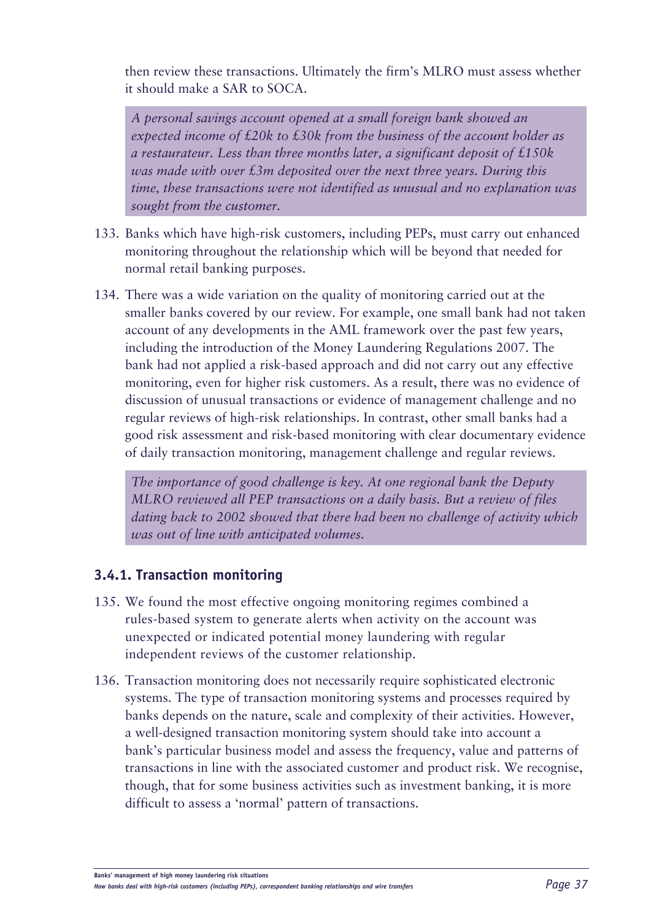then review these transactions. Ultimately the firm's MLRO must assess whether it should make a SAR to SOCA.

> *A personal savings account opened at a small foreign bank showed an expected income of £20k to £30k from the business of the account holder as a restaurateur. Less than three months later, a significant deposit of £150k was made with over £3m deposited over the next three years. During this time, these transactions were not identified as unusual and no explanation was sought from the customer.*

133. Banks which have high-risk customers, including PEPs, must carry out enhanced monitoring throughout the relationship which will be beyond that needed for normal retail banking purposes.

134. There was a wide variation on the quality of monitoring carried out at the smaller banks covered by our review. For example, one small bank had not taken account of any developments in the AML framework over the past few years, including the introduction of the Money Laundering Regulations 2007. The bank had not applied a risk-based approach and did not carry out any effective monitoring, even for higher risk customers. As a result, there was no evidence of discussion of unusual transactions or evidence of management challenge and no regular reviews of high-risk relationships. In contrast, other small banks had a good risk assessment and risk-based monitoring with clear documentary evidence of daily transaction monitoring, management challenge and regular reviews.

> *The importance of good challenge is key. At one regional bank the Deputy MLRO reviewed all PEP transactions on a daily basis. But a review of files dating back to 2002 showed that there had been no challenge of activity which was out of line with anticipated volumes.*

### 3.4.1. Transaction monitoring

135. We found the most effective ongoing monitoring regimes combined a rules-based system to generate alerts when activity on the account was unexpected or indicated potential money laundering with regular independent reviews of the customer relationship.

136. Transaction monitoring does not necessarily require sophisticated electronic systems. The type of transaction monitoring systems and processes required by banks depends on the nature, scale and complexity of their activities. However, a well-designed transaction monitoring system should take into account a bank's particular business model and assess the frequency, value and patterns of transactions in line with the associated customer and product risk. We recognise, though, that for some business activities such as investment banking, it is more difficult to assess a 'normal' pattern of transactions.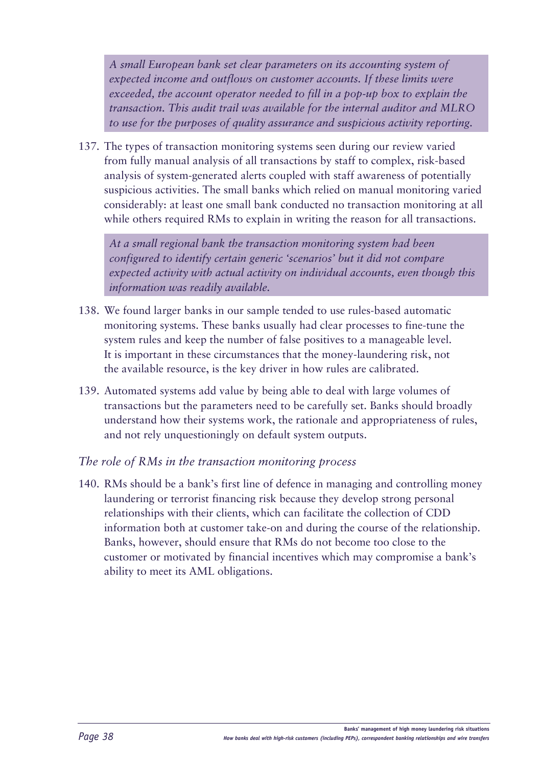*A small European bank set clear parameters on its accounting system of expected income and outflows on customer accounts. If these limits were exceeded, the account operator needed to fill in a pop-up box to explain the transaction. This audit trail was available for the internal auditor and MLRO to use for the purposes of quality assurance and suspicious activity reporting.*

137. The types of transaction monitoring systems seen during our review varied from fully manual analysis of all transactions by staff to complex, risk-based analysis of system-generated alerts coupled with staff awareness of potentially suspicious activities. The small banks which relied on manual monitoring varied considerably: at least one small bank conducted no transaction monitoring at all while others required RMs to explain in writing the reason for all transactions.

*At a small regional bank the transaction monitoring system had been configured to identify certain generic 'scenarios' but it did not compare expected activity with actual activity on individual accounts, even though this information was readily available.*

138. We found larger banks in our sample tended to use rules-based automatic monitoring systems. These banks usually had clear processes to fine-tune the system rules and keep the number of false positives to a manageable level. It is important in these circumstances that the money-laundering risk, not the available resource, is the key driver in how rules are calibrated.

139. Automated systems add value by being able to deal with large volumes of transactions but the parameters need to be carefully set. Banks should broadly understand how their systems work, the rationale and appropriateness of rules, and not rely unquestioningly on default system outputs.

### *The role of RMs in the transaction monitoring process*

140. RMs should be a bank's first line of defence in managing and controlling money laundering or terrorist financing risk because they develop strong personal relationships with their clients, which can facilitate the collection of CDD information both at customer take-on and during the course of the relationship. Banks, however, should ensure that RMs do not become too close to the customer or motivated by financial incentives which may compromise a bank's ability to meet its AML obligations.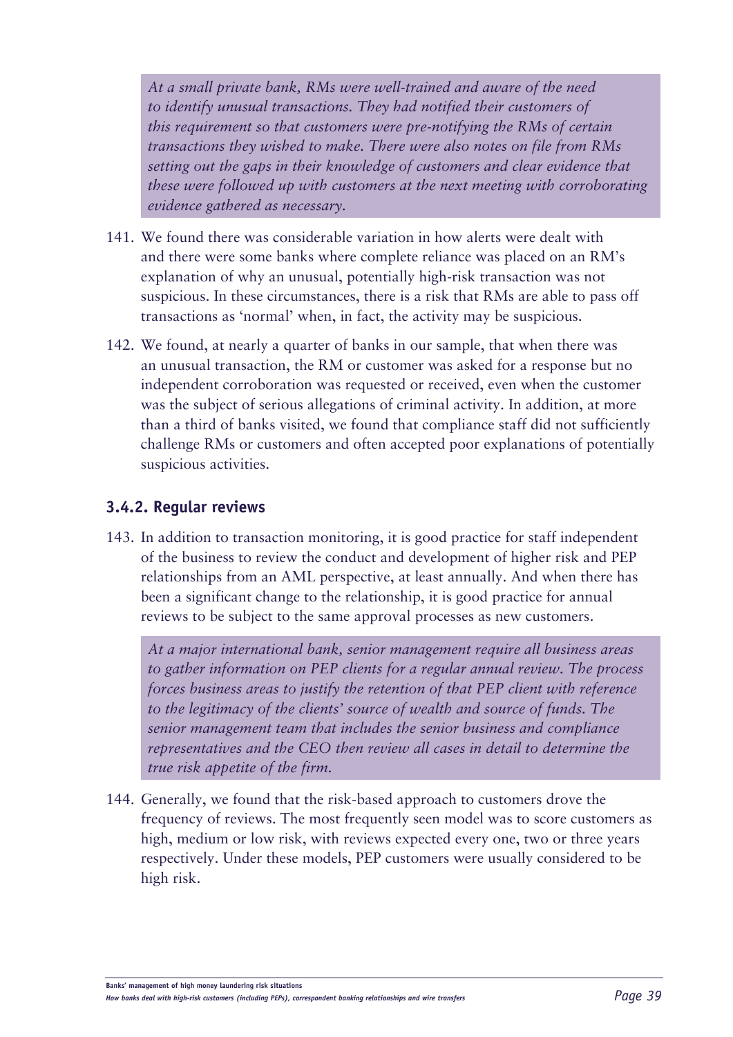*At a small private bank, RMs were well-trained and aware of the need to identify unusual transactions. They had notified their customers of this requirement so that customers were pre-notifying the RMs of certain transactions they wished to make. There were also notes on file from RMs setting out the gaps in their knowledge of customers and clear evidence that these were followed up with customers at the next meeting with corroborating evidence gathered as necessary.*

141. We found there was considerable variation in how alerts were dealt with and there were some banks where complete reliance was placed on an RM's explanation of why an unusual, potentially high-risk transaction was not suspicious. In these circumstances, there is a risk that RMs are able to pass off transactions as 'normal' when, in fact, the activity may be suspicious.

142. We found, at nearly a quarter of banks in our sample, that when there was an unusual transaction, the RM or customer was asked for a response but no independent corroboration was requested or received, even when the customer was the subject of serious allegations of criminal activity. In addition, at more than a third of banks visited, we found that compliance staff did not sufficiently challenge RMs or customers and often accepted poor explanations of potentially suspicious activities.

### 3.4.2. Regular reviews

143. In addition to transaction monitoring, it is good practice for staff independent of the business to review the conduct and development of higher risk and PEP relationships from an AML perspective, at least annually. And when there has been a significant change to the relationship, it is good practice for annual reviews to be subject to the same approval processes as new customers.

*At a major international bank, senior management require all business areas to gather information on PEP clients for a regular annual review. The process forces business areas to justify the retention of that PEP client with reference to the legitimacy of the clients' source of wealth and source of funds. The senior management team that includes the senior business and compliance representatives and the CEO then review all cases in detail to determine the true risk appetite of the firm.*

144. Generally, we found that the risk-based approach to customers drove the frequency of reviews. The most frequently seen model was to score customers as high, medium or low risk, with reviews expected every one, two or three years respectively. Under these models, PEP customers were usually considered to be high risk.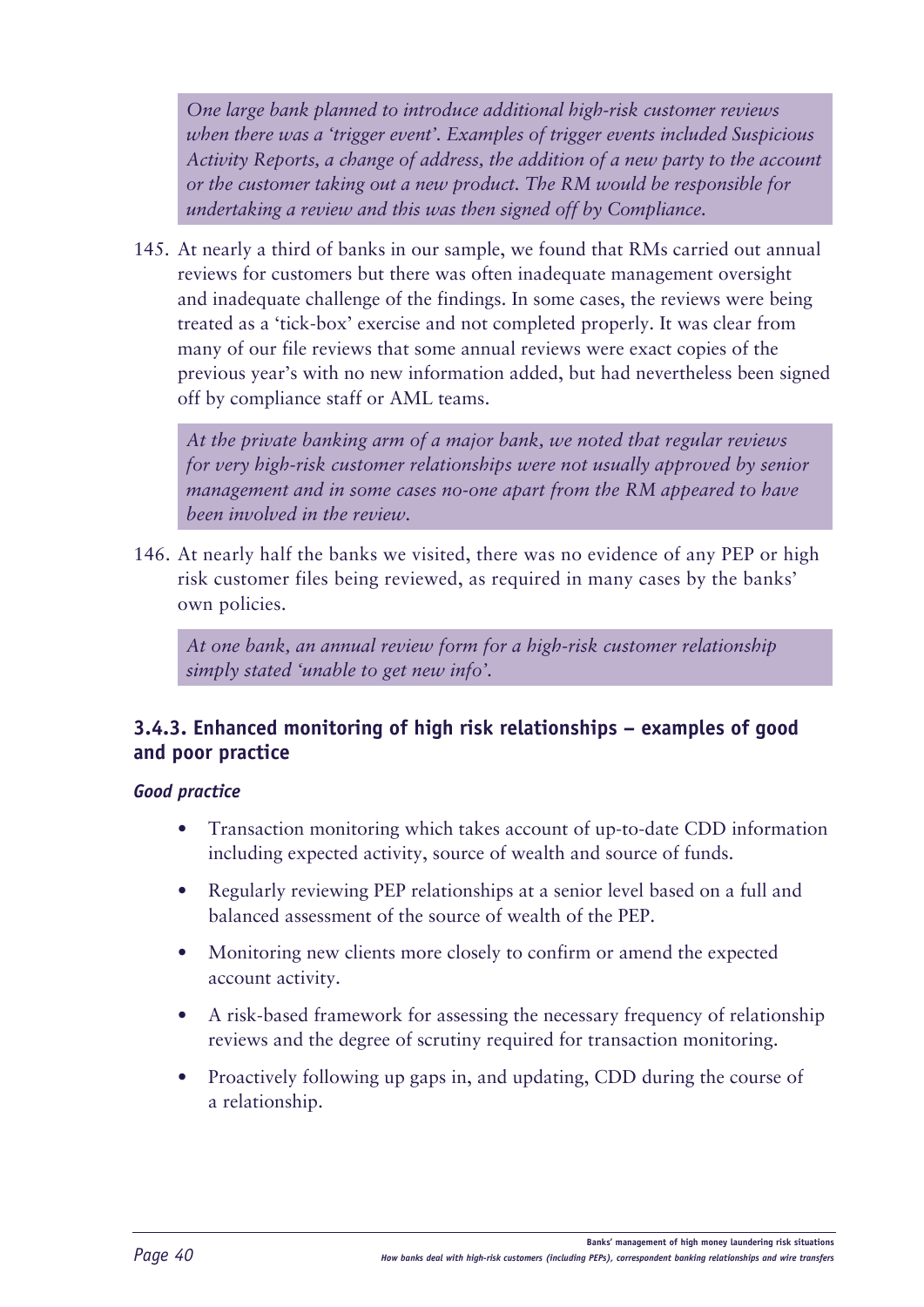*One large bank planned to introduce additional high-risk customer reviews when there was a 'trigger event'. Examples of trigger events included Suspicious Activity Reports, a change of address, the addition of a new party to the account or the customer taking out a new product. The RM would be responsible for undertaking a review and this was then signed off by Compliance.*

145. At nearly a third of banks in our sample, we found that RMs carried out annual reviews for customers but there was often inadequate management oversight and inadequate challenge of the findings. In some cases, the reviews were being treated as a 'tick-box' exercise and not completed properly. It was clear from many of our file reviews that some annual reviews were exact copies of the previous year's with no new information added, but had nevertheless been signed off by compliance staff or AML teams.

*At the private banking arm of a major bank, we noted that regular reviews for very high-risk customer relationships were not usually approved by senior management and in some cases no-one apart from the RM appeared to have been involved in the review.*

146. At nearly half the banks we visited, there was no evidence of any PEP or high risk customer files being reviewed, as required in many cases by the banks' own policies.

*At one bank, an annual review form for a high-risk customer relationship simply stated 'unable to get new info'.*

### 3.4.3. Enhanced monitoring of high risk relationships – examples of good and poor practice

***Good practice***

- Transaction monitoring which takes account of up-to-date CDD information including expected activity, source of wealth and source of funds.
- Regularly reviewing PEP relationships at a senior level based on a full and balanced assessment of the source of wealth of the PEP.
- Monitoring new clients more closely to confirm or amend the expected account activity.
- A risk-based framework for assessing the necessary frequency of relationship reviews and the degree of scrutiny required for transaction monitoring.
- Proactively following up gaps in, and updating, CDD during the course of a relationship.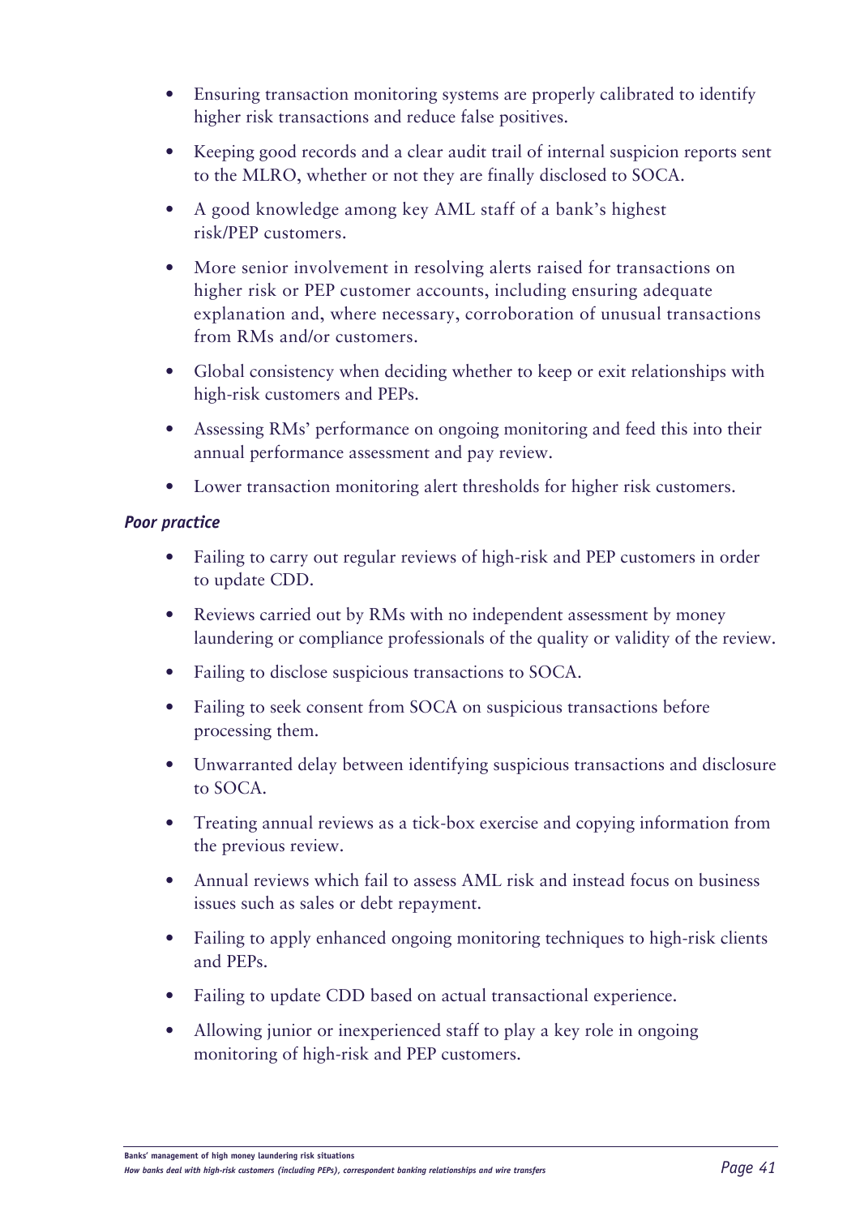- Ensuring transaction monitoring systems are properly calibrated to identify higher risk transactions and reduce false positives.
- Keeping good records and a clear audit trail of internal suspicion reports sent to the MLRO, whether or not they are finally disclosed to SOCA.
- A good knowledge among key AML staff of a bank's highest risk/PEP customers.
- More senior involvement in resolving alerts raised for transactions on higher risk or PEP customer accounts, including ensuring adequate explanation and, where necessary, corroboration of unusual transactions from RMs and/or customers.
- Global consistency when deciding whether to keep or exit relationships with high-risk customers and PEPs.
- Assessing RMs' performance on ongoing monitoring and feed this into their annual performance assessment and pay review.
- Lower transaction monitoring alert thresholds for higher risk customers.

### *Poor practice*

- Failing to carry out regular reviews of high-risk and PEP customers in order to update CDD.
- Reviews carried out by RMs with no independent assessment by money laundering or compliance professionals of the quality or validity of the review.
- Failing to disclose suspicious transactions to SOCA.
- Failing to seek consent from SOCA on suspicious transactions before processing them.
- Unwarranted delay between identifying suspicious transactions and disclosure to SOCA.
- Treating annual reviews as a tick-box exercise and copying information from the previous review.
- Annual reviews which fail to assess AML risk and instead focus on business issues such as sales or debt repayment.
- Failing to apply enhanced ongoing monitoring techniques to high-risk clients and PEPs.
- Failing to update CDD based on actual transactional experience.
- Allowing junior or inexperienced staff to play a key role in ongoing monitoring of high-risk and PEP customers.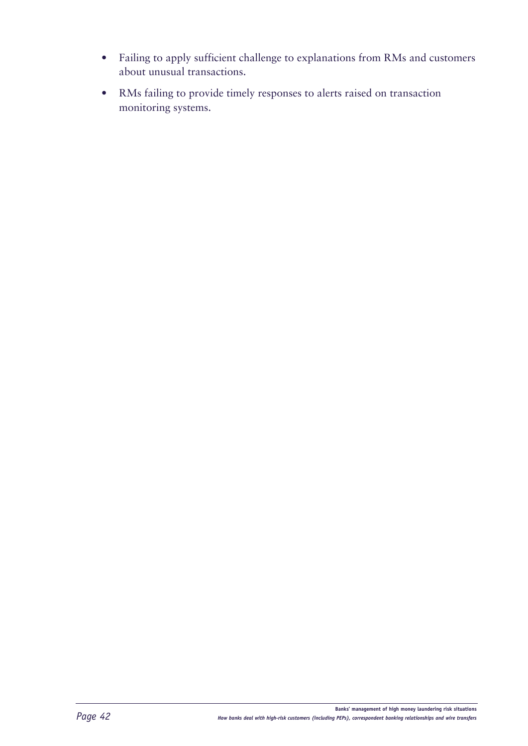- Failing to apply sufficient challenge to explanations from RMs and customers about unusual transactions.
- RMs failing to provide timely responses to alerts raised on transaction monitoring systems.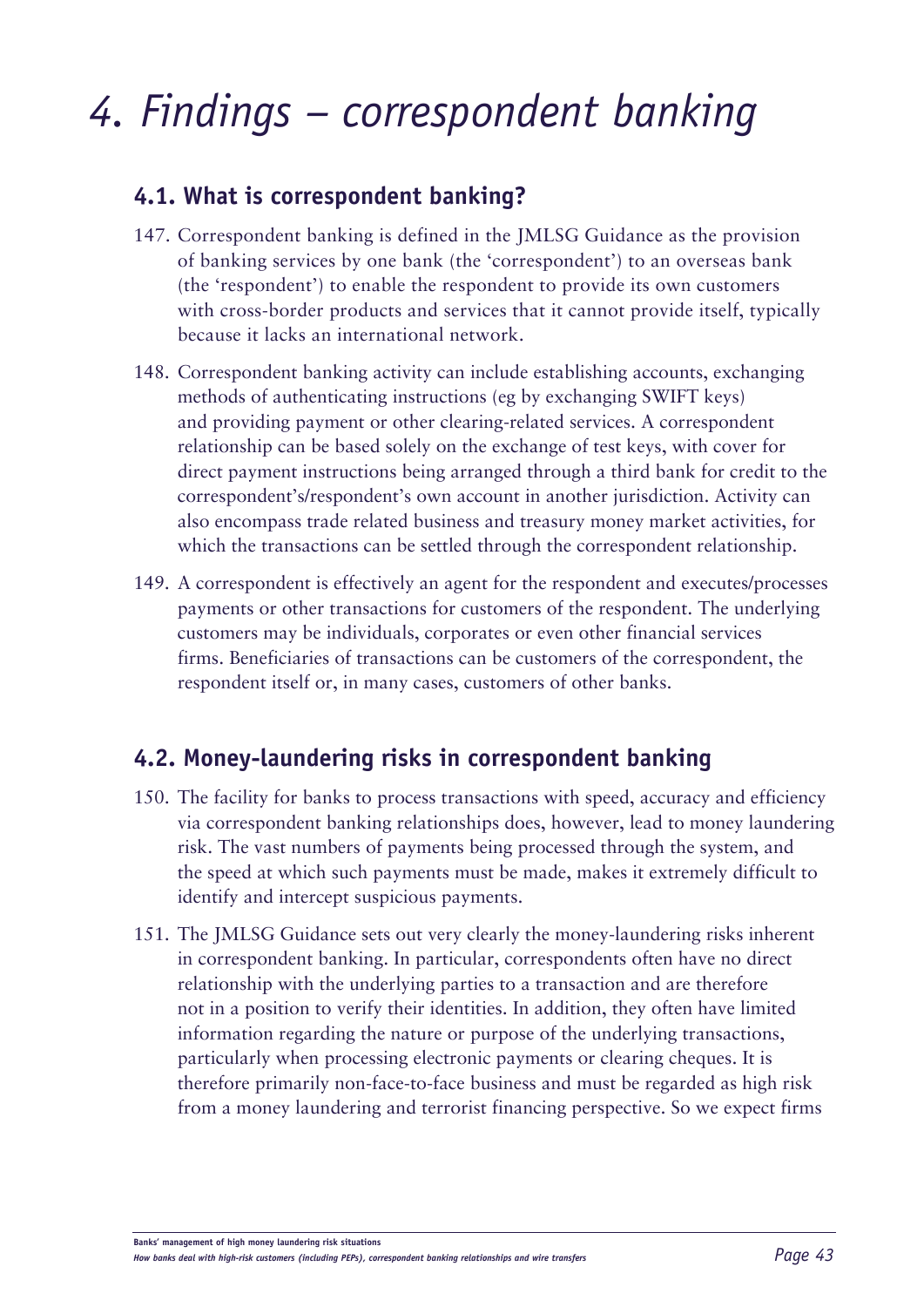# 4. Findings – correspondent banking

## 4.1. What is correspondent banking?

147. Correspondent banking is defined in the JMLSG Guidance as the provision of banking services by one bank (the 'correspondent') to an overseas bank (the 'respondent') to enable the respondent to provide its own customers with cross-border products and services that it cannot provide itself, typically because it lacks an international network.

148. Correspondent banking activity can include establishing accounts, exchanging methods of authenticating instructions (eg by exchanging SWIFT keys) and providing payment or other clearing-related services. A correspondent relationship can be based solely on the exchange of test keys, with cover for direct payment instructions being arranged through a third bank for credit to the correspondent's/respondent's own account in another jurisdiction. Activity can also encompass trade related business and treasury money market activities, for which the transactions can be settled through the correspondent relationship.

149. A correspondent is effectively an agent for the respondent and executes/processes payments or other transactions for customers of the respondent. The underlying customers may be individuals, corporates or even other financial services firms. Beneficiaries of transactions can be customers of the correspondent, the respondent itself or, in many cases, customers of other banks.

## 4.2. Money-laundering risks in correspondent banking

150. The facility for banks to process transactions with speed, accuracy and efficiency via correspondent banking relationships does, however, lead to money laundering risk. The vast numbers of payments being processed through the system, and the speed at which such payments must be made, makes it extremely difficult to identify and intercept suspicious payments.

151. The JMLSG Guidance sets out very clearly the money-laundering risks inherent in correspondent banking. In particular, correspondents often have no direct relationship with the underlying parties to a transaction and are therefore not in a position to verify their identities. In addition, they often have limited information regarding the nature or purpose of the underlying transactions, particularly when processing electronic payments or clearing cheques. It is therefore primarily non-face-to-face business and must be regarded as high risk from a money laundering and terrorist financing perspective. So we expect firms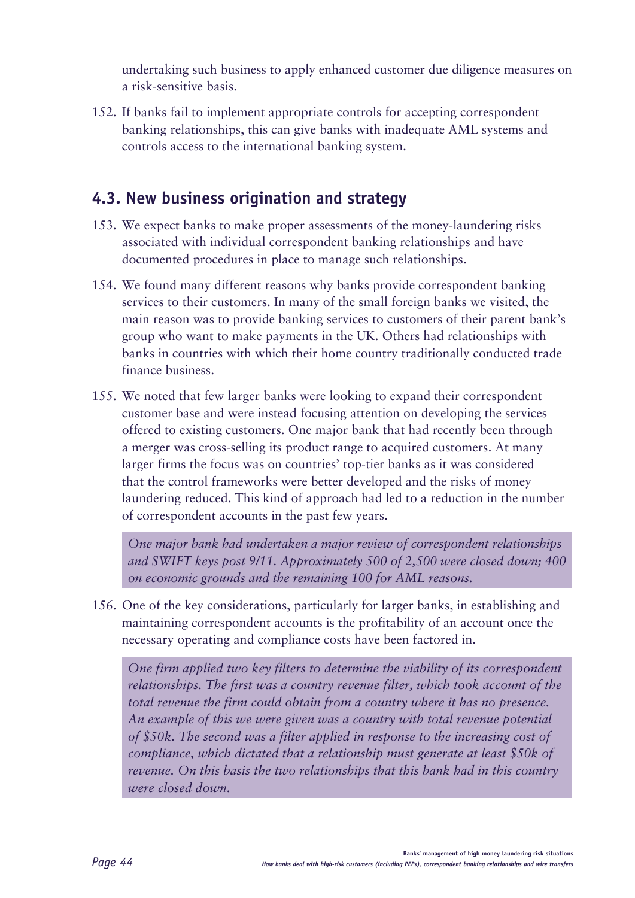undertaking such business to apply enhanced customer due diligence measures on a risk-sensitive basis.

152. If banks fail to implement appropriate controls for accepting correspondent banking relationships, this can give banks with inadequate AML systems and controls access to the international banking system.

## 4.3. New business origination and strategy

153. We expect banks to make proper assessments of the money-laundering risks associated with individual correspondent banking relationships and have documented procedures in place to manage such relationships.

154. We found many different reasons why banks provide correspondent banking services to their customers. In many of the small foreign banks we visited, the main reason was to provide banking services to customers of their parent bank's group who want to make payments in the UK. Others had relationships with banks in countries with which their home country traditionally conducted trade finance business.

155. We noted that few larger banks were looking to expand their correspondent customer base and were instead focusing attention on developing the services offered to existing customers. One major bank that had recently been through a merger was cross-selling its product range to acquired customers. At many larger firms the focus was on countries' top-tier banks as it was considered that the control frameworks were better developed and the risks of money laundering reduced. This kind of approach had led to a reduction in the number of correspondent accounts in the past few years.

*One major bank had undertaken a major review of correspondent relationships and SWIFT keys post 9/11. Approximately 500 of 2,500 were closed down; 400 on economic grounds and the remaining 100 for AML reasons.*

156. One of the key considerations, particularly for larger banks, in establishing and maintaining correspondent accounts is the profitability of an account once the necessary operating and compliance costs have been factored in.

*One firm applied two key filters to determine the viability of its correspondent relationships. The first was a country revenue filter, which took account of the total revenue the firm could obtain from a country where it has no presence. An example of this we were given was a country with total revenue potential of $50k. The second was a filter applied in response to the increasing cost of compliance, which dictated that a relationship must generate at least $50k of revenue. On this basis the two relationships that this bank had in this country were closed down.*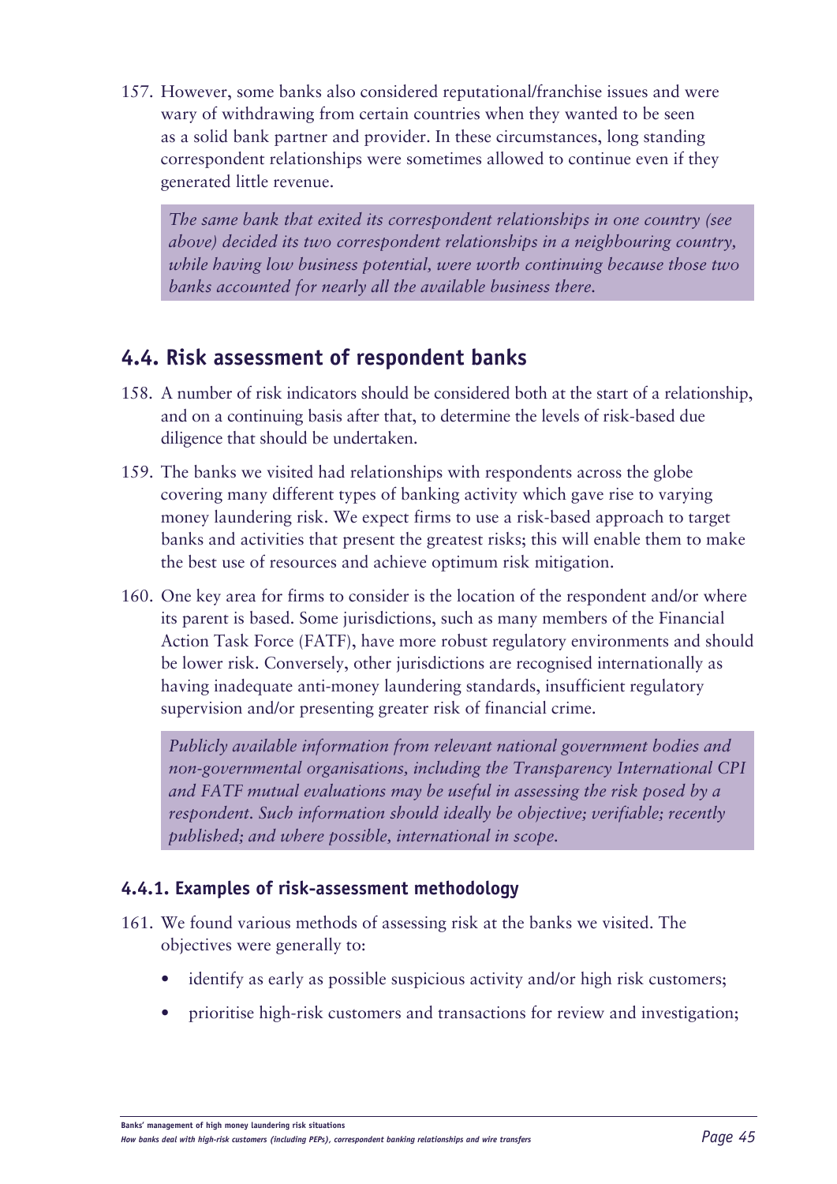157. However, some banks also considered reputational/franchise issues and were wary of withdrawing from certain countries when they wanted to be seen as a solid bank partner and provider. In these circumstances, long standing correspondent relationships were sometimes allowed to continue even if they generated little revenue.

*The same bank that exited its correspondent relationships in one country (see above) decided its two correspondent relationships in a neighbouring country, while having low business potential, were worth continuing because those two banks accounted for nearly all the available business there.*

## 4.4. Risk assessment of respondent banks

158. A number of risk indicators should be considered both at the start of a relationship, and on a continuing basis after that, to determine the levels of risk-based due diligence that should be undertaken.

159. The banks we visited had relationships with respondents across the globe covering many different types of banking activity which gave rise to varying money laundering risk. We expect firms to use a risk-based approach to target banks and activities that present the greatest risks; this will enable them to make the best use of resources and achieve optimum risk mitigation.

160. One key area for firms to consider is the location of the respondent and/or where its parent is based. Some jurisdictions, such as many members of the Financial Action Task Force (FATF), have more robust regulatory environments and should be lower risk. Conversely, other jurisdictions are recognised internationally as having inadequate anti-money laundering standards, insufficient regulatory supervision and/or presenting greater risk of financial crime.

*Publicly available information from relevant national government bodies and non-governmental organisations, including the Transparency International CPI and FATF mutual evaluations may be useful in assessing the risk posed by a respondent. Such information should ideally be objective; verifiable; recently published; and where possible, international in scope.*

### 4.4.1. Examples of risk-assessment methodology

161. We found various methods of assessing risk at the banks we visited. The objectives were generally to:

- identify as early as possible suspicious activity and/or high risk customers;
- prioritise high-risk customers and transactions for review and investigation;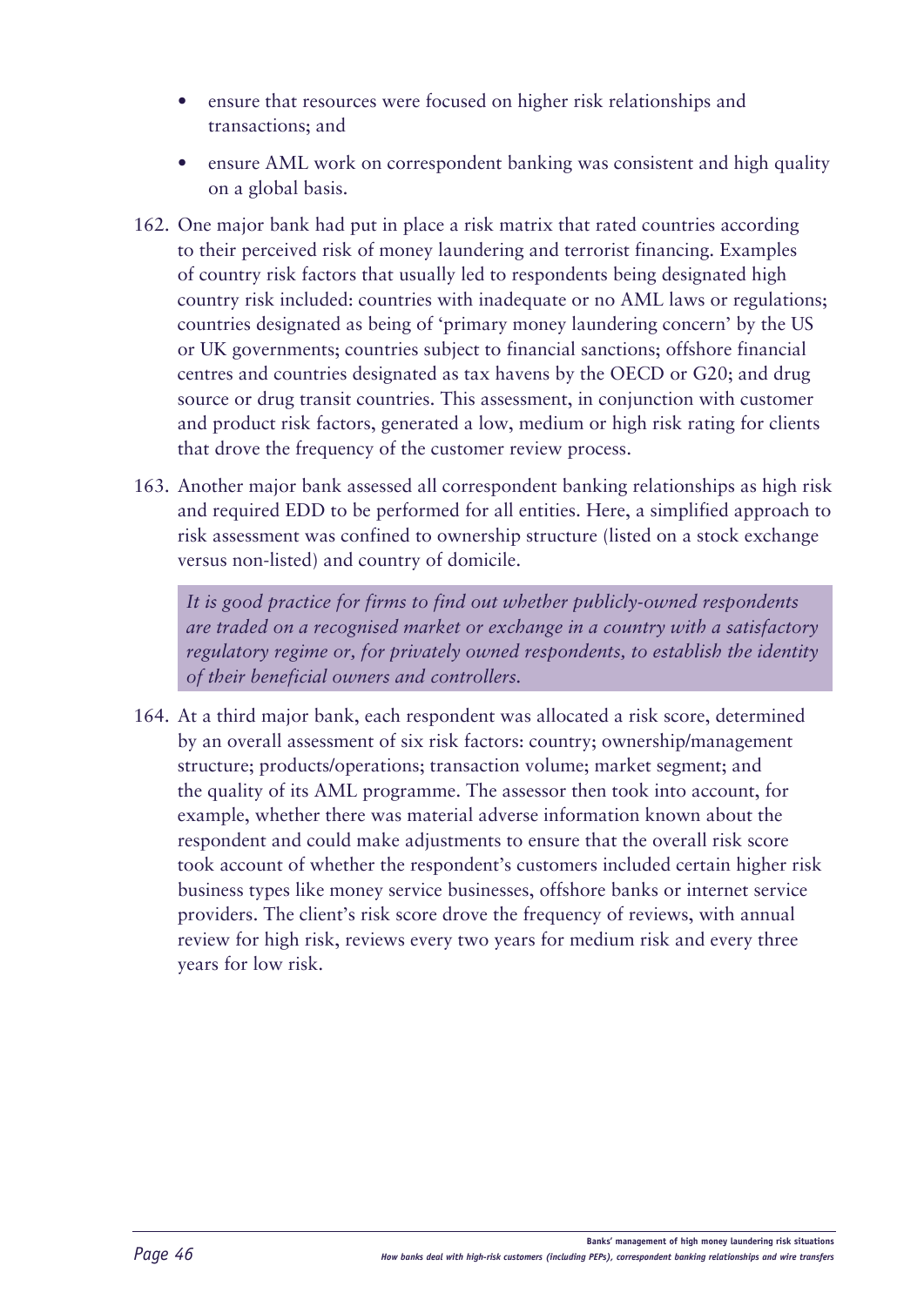- ensure that resources were focused on higher risk relationships and transactions; and
- ensure AML work on correspondent banking was consistent and high quality on a global basis.

162. One major bank had put in place a risk matrix that rated countries according to their perceived risk of money laundering and terrorist financing. Examples of country risk factors that usually led to respondents being designated high country risk included: countries with inadequate or no AML laws or regulations; countries designated as being of 'primary money laundering concern' by the US or UK governments; countries subject to financial sanctions; offshore financial centres and countries designated as tax havens by the OECD or G20; and drug source or drug transit countries. This assessment, in conjunction with customer and product risk factors, generated a low, medium or high risk rating for clients that drove the frequency of the customer review process.

163. Another major bank assessed all correspondent banking relationships as high risk and required EDD to be performed for all entities. Here, a simplified approach to risk assessment was confined to ownership structure (listed on a stock exchange versus non-listed) and country of domicile.

> *It is good practice for firms to find out whether publicly-owned respondents are traded on a recognised market or exchange in a country with a satisfactory regulatory regime or, for privately owned respondents, to establish the identity of their beneficial owners and controllers.*

164. At a third major bank, each respondent was allocated a risk score, determined by an overall assessment of six risk factors: country; ownership/management structure; products/operations; transaction volume; market segment; and the quality of its AML programme. The assessor then took into account, for example, whether there was material adverse information known about the respondent and could make adjustments to ensure that the overall risk score took account of whether the respondent's customers included certain higher risk business types like money service businesses, offshore banks or internet service providers. The client's risk score drove the frequency of reviews, with annual review for high risk, reviews every two years for medium risk and every three years for low risk.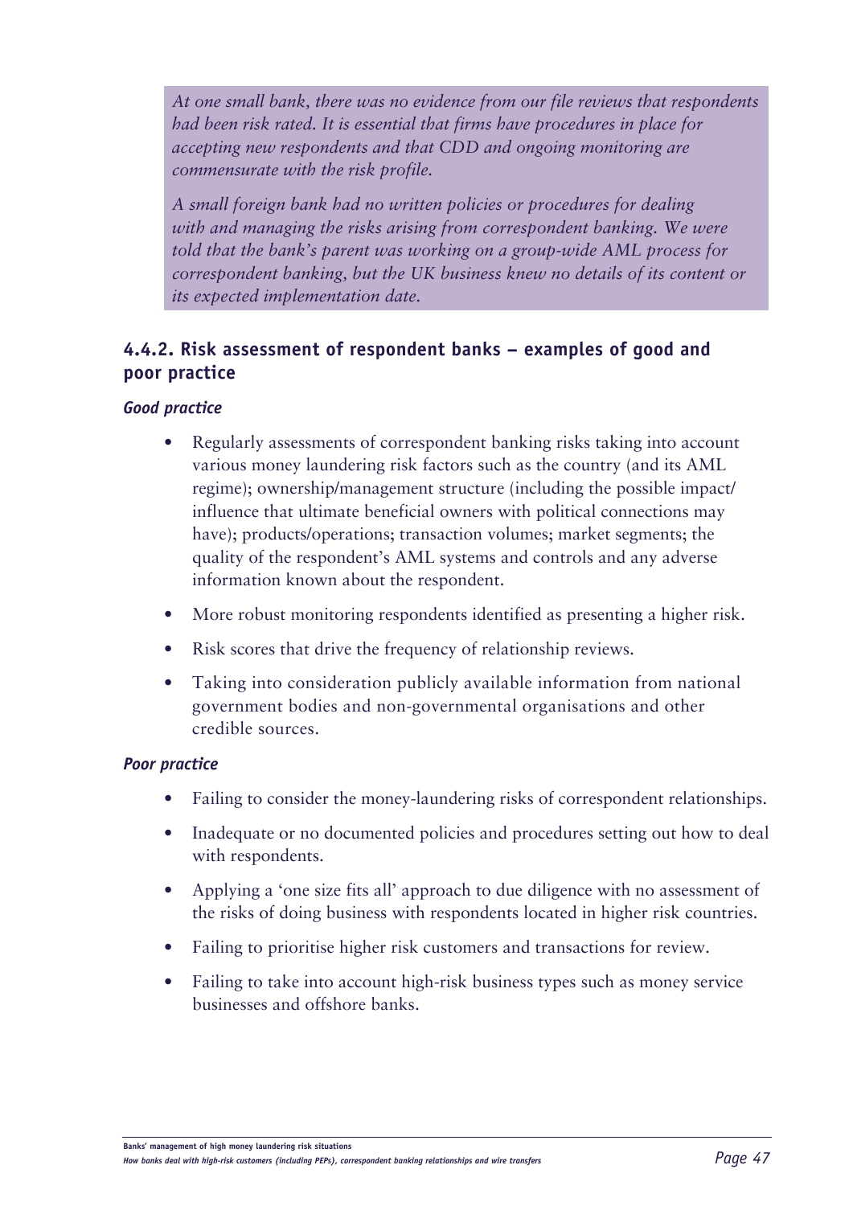*At one small bank, there was no evidence from our file reviews that respondents had been risk rated. It is essential that firms have procedures in place for accepting new respondents and that CDD and ongoing monitoring are commensurate with the risk profile.*

*A small foreign bank had no written policies or procedures for dealing with and managing the risks arising from correspondent banking. We were told that the bank's parent was working on a group-wide AML process for correspondent banking, but the UK business knew no details of its content or its expected implementation date.*

### 4.4.2. Risk assessment of respondent banks – examples of good and poor practice

***Good practice***

- Regularly assessments of correspondent banking risks taking into account various money laundering risk factors such as the country (and its AML regime); ownership/management structure (including the possible impact/influence that ultimate beneficial owners with political connections may have); products/operations; transaction volumes; market segments; the quality of the respondent's AML systems and controls and any adverse information known about the respondent.
- More robust monitoring respondents identified as presenting a higher risk.
- Risk scores that drive the frequency of relationship reviews.
- Taking into consideration publicly available information from national government bodies and non-governmental organisations and other credible sources.

***Poor practice***

- Failing to consider the money-laundering risks of correspondent relationships.
- Inadequate or no documented policies and procedures setting out how to deal with respondents.
- Applying a 'one size fits all' approach to due diligence with no assessment of the risks of doing business with respondents located in higher risk countries.
- Failing to prioritise higher risk customers and transactions for review.
- Failing to take into account high-risk business types such as money service businesses and offshore banks.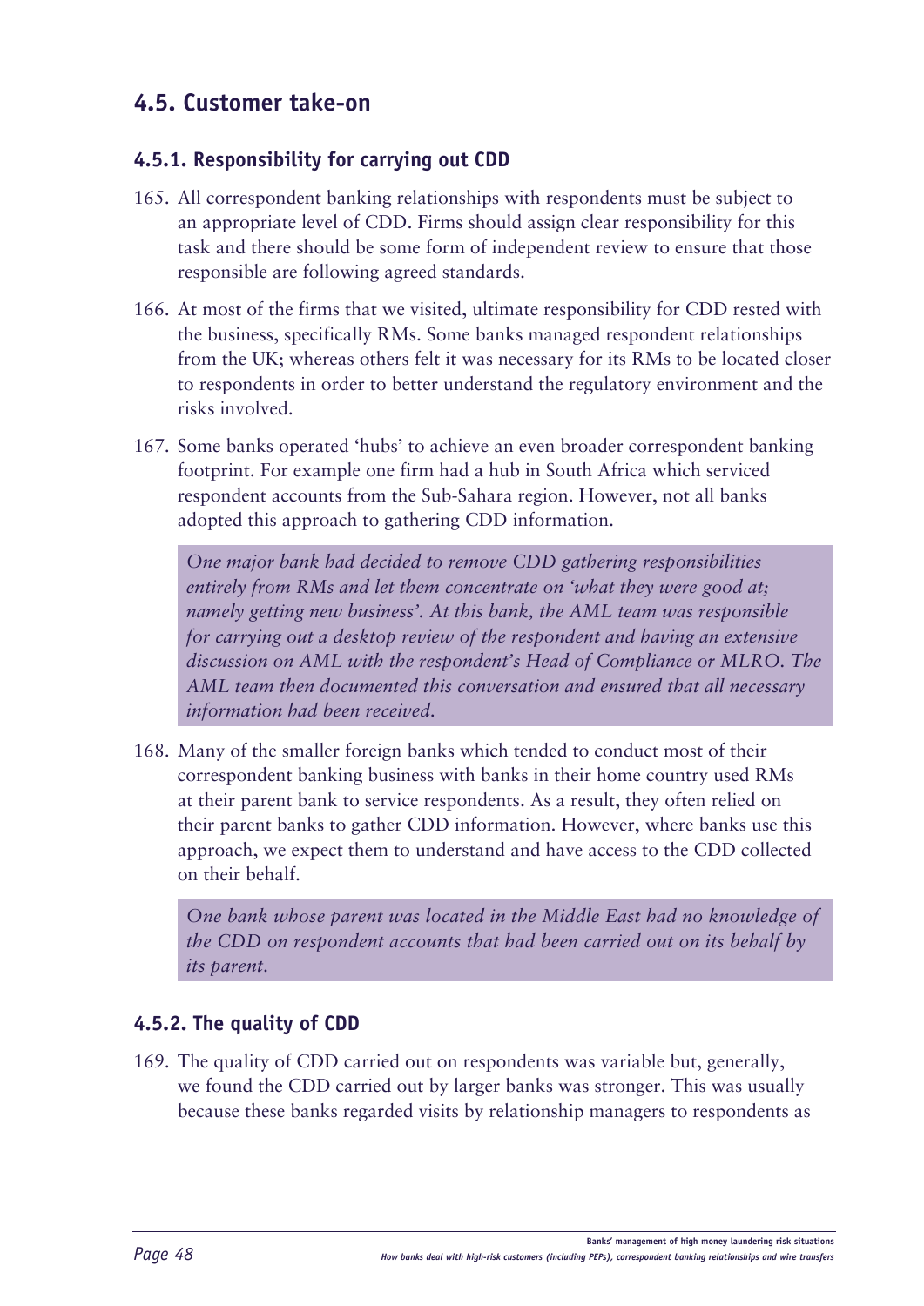## 4.5. Customer take-on

### 4.5.1. Responsibility for carrying out CDD

165. All correspondent banking relationships with respondents must be subject to an appropriate level of CDD. Firms should assign clear responsibility for this task and there should be some form of independent review to ensure that those responsible are following agreed standards.

166. At most of the firms that we visited, ultimate responsibility for CDD rested with the business, specifically RMs. Some banks managed respondent relationships from the UK; whereas others felt it was necessary for its RMs to be located closer to respondents in order to better understand the regulatory environment and the risks involved.

167. Some banks operated 'hubs' to achieve an even broader correspondent banking footprint. For example one firm had a hub in South Africa which serviced respondent accounts from the Sub-Sahara region. However, not all banks adopted this approach to gathering CDD information.

> *One major bank had decided to remove CDD gathering responsibilities entirely from RMs and let them concentrate on 'what they were good at; namely getting new business'. At this bank, the AML team was responsible for carrying out a desktop review of the respondent and having an extensive discussion on AML with the respondent's Head of Compliance or MLRO. The AML team then documented this conversation and ensured that all necessary information had been received.*

168. Many of the smaller foreign banks which tended to conduct most of their correspondent banking business with banks in their home country used RMs at their parent bank to service respondents. As a result, they often relied on their parent banks to gather CDD information. However, where banks use this approach, we expect them to understand and have access to the CDD collected on their behalf.

> *One bank whose parent was located in the Middle East had no knowledge of the CDD on respondent accounts that had been carried out on its behalf by its parent.*

### 4.5.2. The quality of CDD

169. The quality of CDD carried out on respondents was variable but, generally, we found the CDD carried out by larger banks was stronger. This was usually because these banks regarded visits by relationship managers to respondents as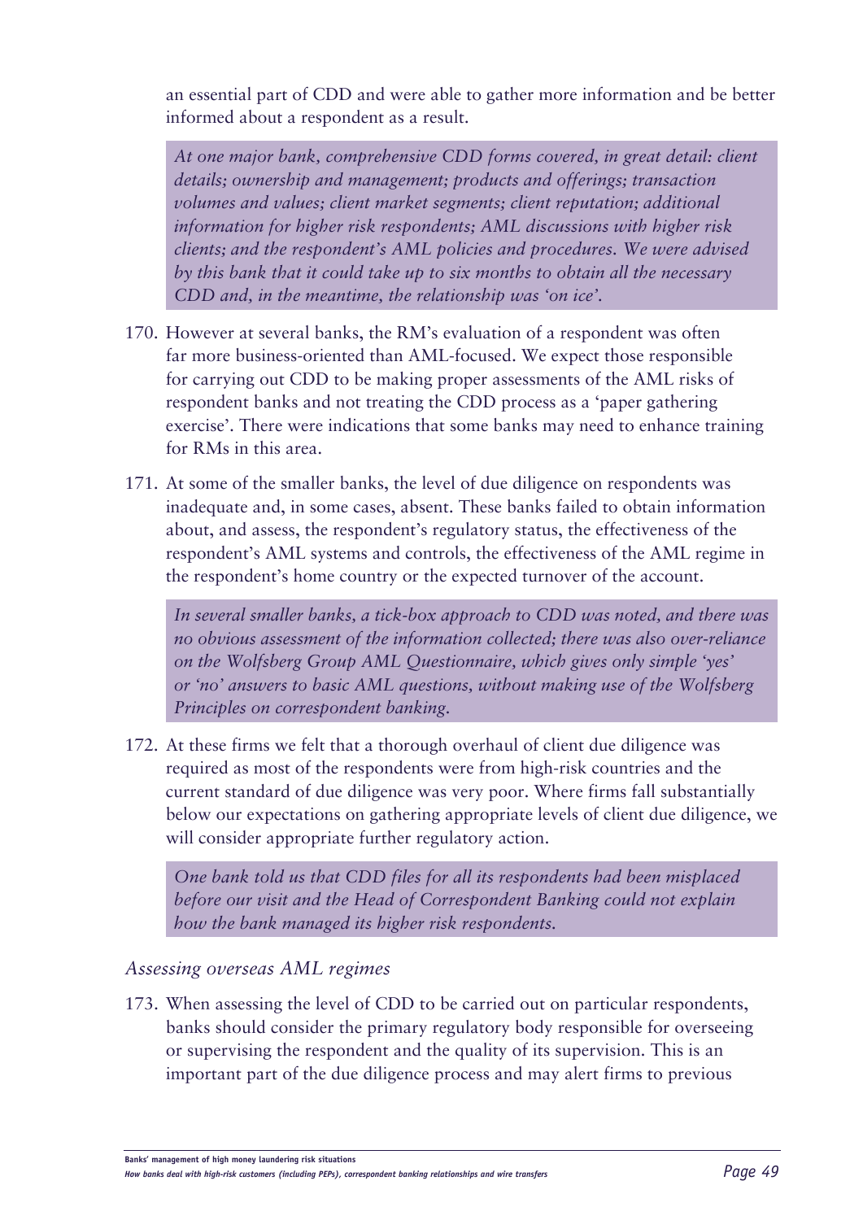an essential part of CDD and were able to gather more information and be better informed about a respondent as a result.

> *At one major bank, comprehensive CDD forms covered, in great detail: client details; ownership and management; products and offerings; transaction volumes and values; client market segments; client reputation; additional information for higher risk respondents; AML discussions with higher risk clients; and the respondent's AML policies and procedures. We were advised by this bank that it could take up to six months to obtain all the necessary CDD and, in the meantime, the relationship was 'on ice'.*

170. However at several banks, the RM's evaluation of a respondent was often far more business-oriented than AML-focused. We expect those responsible for carrying out CDD to be making proper assessments of the AML risks of respondent banks and not treating the CDD process as a 'paper gathering exercise'. There were indications that some banks may need to enhance training for RMs in this area.

171. At some of the smaller banks, the level of due diligence on respondents was inadequate and, in some cases, absent. These banks failed to obtain information about, and assess, the respondent's regulatory status, the effectiveness of the respondent's AML systems and controls, the effectiveness of the AML regime in the respondent's home country or the expected turnover of the account.

> *In several smaller banks, a tick-box approach to CDD was noted, and there was no obvious assessment of the information collected; there was also over-reliance on the Wolfsberg Group AML Questionnaire, which gives only simple 'yes' or 'no' answers to basic AML questions, without making use of the Wolfsberg Principles on correspondent banking.*

172. At these firms we felt that a thorough overhaul of client due diligence was required as most of the respondents were from high-risk countries and the current standard of due diligence was very poor. Where firms fall substantially below our expectations on gathering appropriate levels of client due diligence, we will consider appropriate further regulatory action.

> *One bank told us that CDD files for all its respondents had been misplaced before our visit and the Head of Correspondent Banking could not explain how the bank managed its higher risk respondents.*

### *Assessing overseas AML regimes*

173. When assessing the level of CDD to be carried out on particular respondents, banks should consider the primary regulatory body responsible for overseeing or supervising the respondent and the quality of its supervision. This is an important part of the due diligence process and may alert firms to previous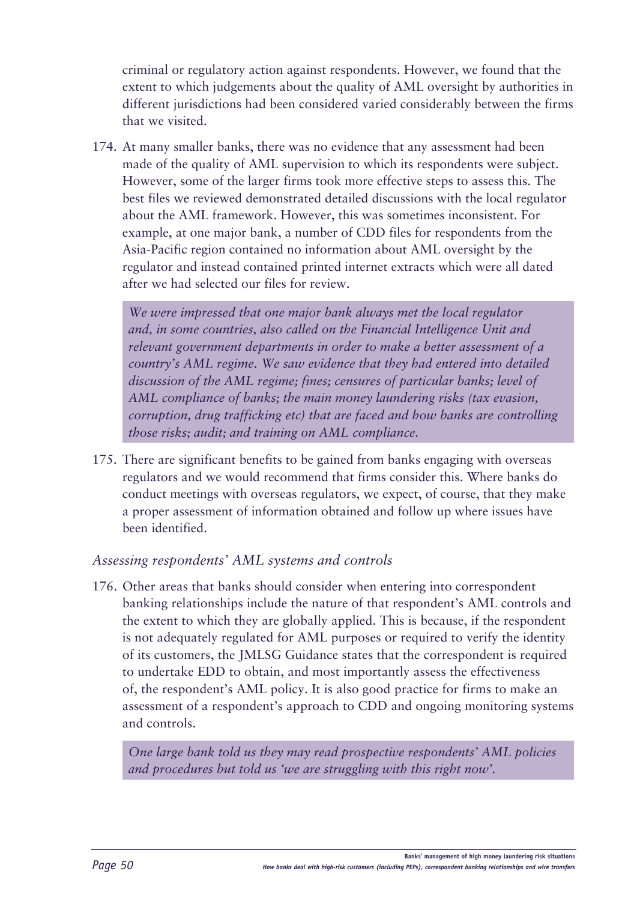criminal or regulatory action against respondents. However, we found that the extent to which judgements about the quality of AML oversight by authorities in different jurisdictions had been considered varied considerably between the firms that we visited.

174. At many smaller banks, there was no evidence that any assessment had been made of the quality of AML supervision to which its respondents were subject. However, some of the larger firms took more effective steps to assess this. The best files we reviewed demonstrated detailed discussions with the local regulator about the AML framework. However, this was sometimes inconsistent. For example, at one major bank, a number of CDD files for respondents from the Asia-Pacific region contained no information about AML oversight by the regulator and instead contained printed internet extracts which were all dated after we had selected our files for review.

> *We were impressed that one major bank always met the local regulator and, in some countries, also called on the Financial Intelligence Unit and relevant government departments in order to make a better assessment of a country's AML regime. We saw evidence that they had entered into detailed discussion of the AML regime; fines; censures of particular banks; level of AML compliance of banks; the main money laundering risks (tax evasion, corruption, drug trafficking etc) that are faced and how banks are controlling those risks; audit; and training on AML compliance.*

175. There are significant benefits to be gained from banks engaging with overseas regulators and we would recommend that firms consider this. Where banks do conduct meetings with overseas regulators, we expect, of course, that they make a proper assessment of information obtained and follow up where issues have been identified.

### *Assessing respondents' AML systems and controls*

176. Other areas that banks should consider when entering into correspondent banking relationships include the nature of that respondent's AML controls and the extent to which they are globally applied. This is because, if the respondent is not adequately regulated for AML purposes or required to verify the identity of its customers, the JMLSG Guidance states that the correspondent is required to undertake EDD to obtain, and most importantly assess the effectiveness of, the respondent's AML policy. It is also good practice for firms to make an assessment of a respondent's approach to CDD and ongoing monitoring systems and controls.

> *One large bank told us they may read prospective respondents' AML policies and procedures but told us 'we are struggling with this right now'.*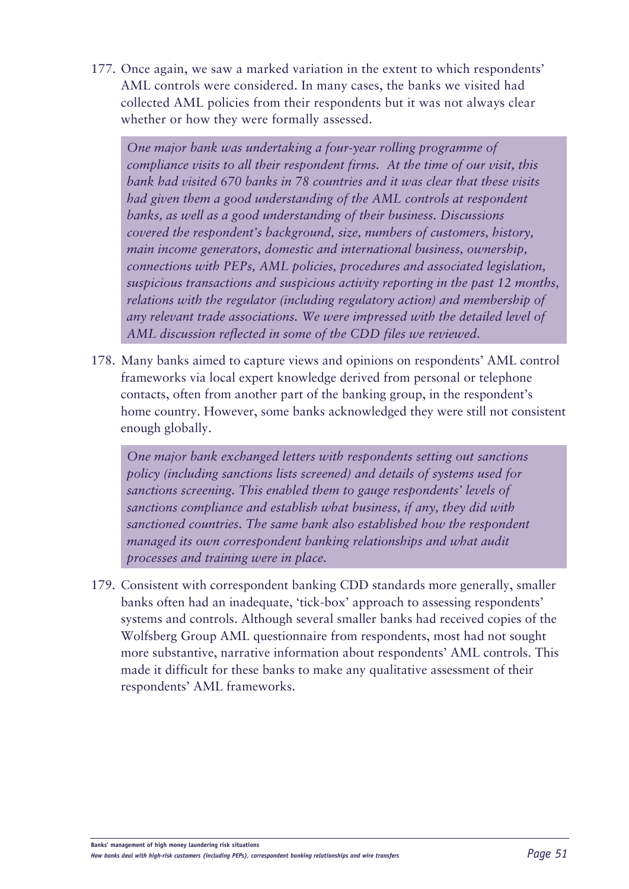177. Once again, we saw a marked variation in the extent to which respondents' AML controls were considered. In many cases, the banks we visited had collected AML policies from their respondents but it was not always clear whether or how they were formally assessed.

> *One major bank was undertaking a four-year rolling programme of compliance visits to all their respondent firms. At the time of our visit, this bank had visited 670 banks in 78 countries and it was clear that these visits had given them a good understanding of the AML controls at respondent banks, as well as a good understanding of their business. Discussions covered the respondent's background, size, numbers of customers, history, main income generators, domestic and international business, ownership, connections with PEPs, AML policies, procedures and associated legislation, suspicious transactions and suspicious activity reporting in the past 12 months, relations with the regulator (including regulatory action) and membership of any relevant trade associations. We were impressed with the detailed level of AML discussion reflected in some of the CDD files we reviewed.*

178. Many banks aimed to capture views and opinions on respondents' AML control frameworks via local expert knowledge derived from personal or telephone contacts, often from another part of the banking group, in the respondent's home country. However, some banks acknowledged they were still not consistent enough globally.

> *One major bank exchanged letters with respondents setting out sanctions policy (including sanctions lists screened) and details of systems used for sanctions screening. This enabled them to gauge respondents' levels of sanctions compliance and establish what business, if any, they did with sanctioned countries. The same bank also established how the respondent managed its own correspondent banking relationships and what audit processes and training were in place.*

179. Consistent with correspondent banking CDD standards more generally, smaller banks often had an inadequate, 'tick-box' approach to assessing respondents' systems and controls. Although several smaller banks had received copies of the Wolfsberg Group AML questionnaire from respondents, most had not sought more substantive, narrative information about respondents' AML controls. This made it difficult for these banks to make any qualitative assessment of their respondents' AML frameworks.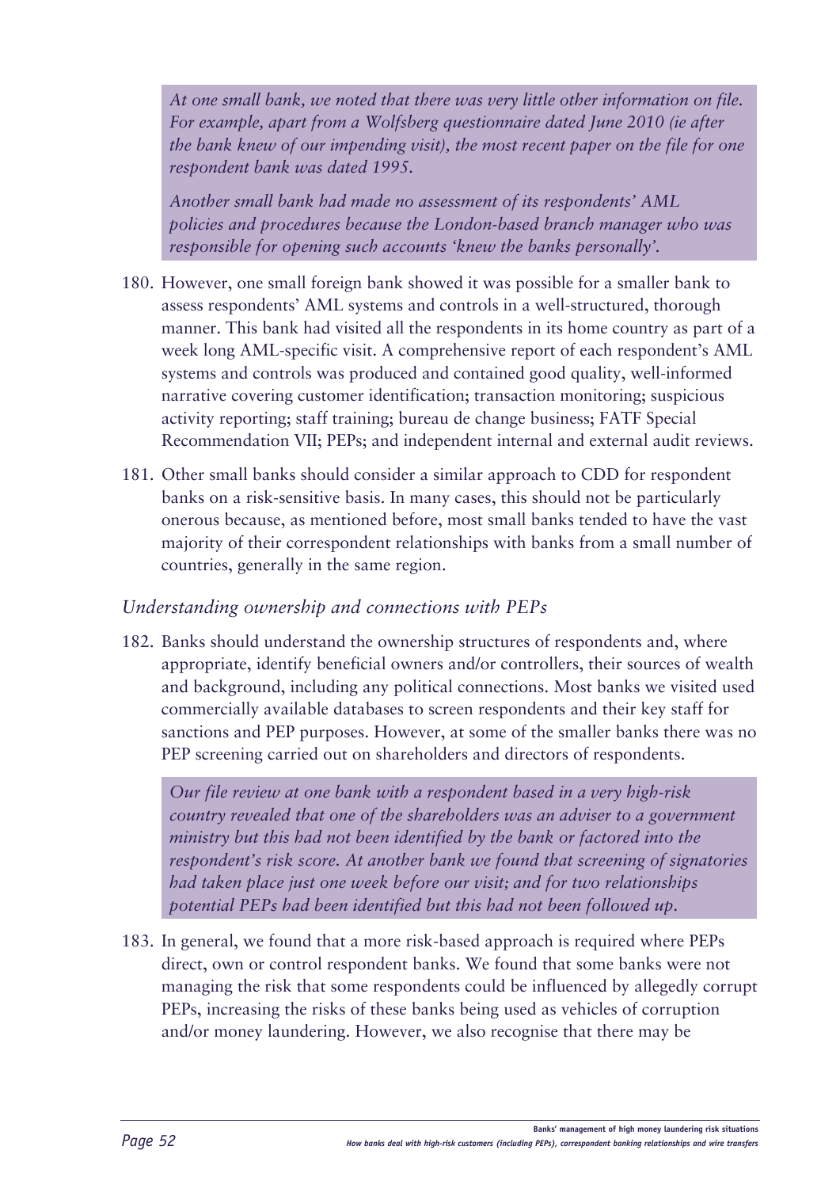*At one small bank, we noted that there was very little other information on file. For example, apart from a Wolfsberg questionnaire dated June 2010 (ie after the bank knew of our impending visit), the most recent paper on the file for one respondent bank was dated 1995.*

*Another small bank had made no assessment of its respondents' AML policies and procedures because the London-based branch manager who was responsible for opening such accounts 'knew the banks personally'.*

180. However, one small foreign bank showed it was possible for a smaller bank to assess respondents' AML systems and controls in a well-structured, thorough manner. This bank had visited all the respondents in its home country as part of a week long AML-specific visit. A comprehensive report of each respondent's AML systems and controls was produced and contained good quality, well-informed narrative covering customer identification; transaction monitoring; suspicious activity reporting; staff training; bureau de change business; FATF Special Recommendation VII; PEPs; and independent internal and external audit reviews.

181. Other small banks should consider a similar approach to CDD for respondent banks on a risk-sensitive basis. In many cases, this should not be particularly onerous because, as mentioned before, most small banks tended to have the vast majority of their correspondent relationships with banks from a small number of countries, generally in the same region.

### *Understanding ownership and connections with PEPs*

182. Banks should understand the ownership structures of respondents and, where appropriate, identify beneficial owners and/or controllers, their sources of wealth and background, including any political connections. Most banks we visited used commercially available databases to screen respondents and their key staff for sanctions and PEP purposes. However, at some of the smaller banks there was no PEP screening carried out on shareholders and directors of respondents.

*Our file review at one bank with a respondent based in a very high-risk country revealed that one of the shareholders was an adviser to a government ministry but this had not been identified by the bank or factored into the respondent's risk score. At another bank we found that screening of signatories had taken place just one week before our visit; and for two relationships potential PEPs had been identified but this had not been followed up.*

183. In general, we found that a more risk-based approach is required where PEPs direct, own or control respondent banks. We found that some banks were not managing the risk that some respondents could be influenced by allegedly corrupt PEPs, increasing the risks of these banks being used as vehicles of corruption and/or money laundering. However, we also recognise that there may be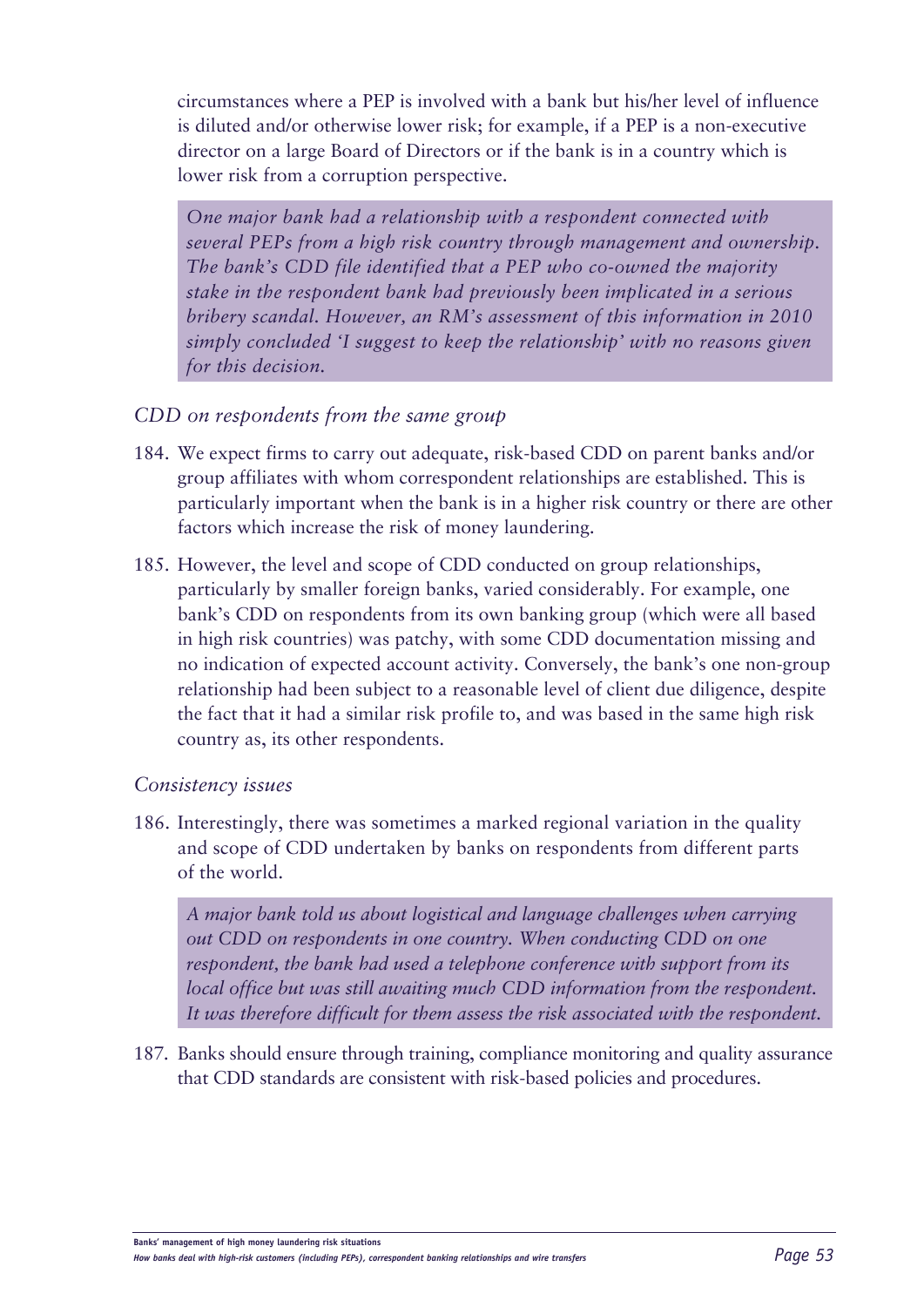circumstances where a PEP is involved with a bank but his/her level of influence is diluted and/or otherwise lower risk; for example, if a PEP is a non-executive director on a large Board of Directors or if the bank is in a country which is lower risk from a corruption perspective.

> *One major bank had a relationship with a respondent connected with several PEPs from a high risk country through management and ownership. The bank's CDD file identified that a PEP who co-owned the majority stake in the respondent bank had previously been implicated in a serious bribery scandal. However, an RM's assessment of this information in 2010 simply concluded 'I suggest to keep the relationship' with no reasons given for this decision.*

### *CDD on respondents from the same group*

184. We expect firms to carry out adequate, risk-based CDD on parent banks and/or group affiliates with whom correspondent relationships are established. This is particularly important when the bank is in a higher risk country or there are other factors which increase the risk of money laundering.

185. However, the level and scope of CDD conducted on group relationships, particularly by smaller foreign banks, varied considerably. For example, one bank's CDD on respondents from its own banking group (which were all based in high risk countries) was patchy, with some CDD documentation missing and no indication of expected account activity. Conversely, the bank's one non-group relationship had been subject to a reasonable level of client due diligence, despite the fact that it had a similar risk profile to, and was based in the same high risk country as, its other respondents.

### *Consistency issues*

186. Interestingly, there was sometimes a marked regional variation in the quality and scope of CDD undertaken by banks on respondents from different parts of the world.

> *A major bank told us about logistical and language challenges when carrying out CDD on respondents in one country. When conducting CDD on one respondent, the bank had used a telephone conference with support from its local office but was still awaiting much CDD information from the respondent. It was therefore difficult for them assess the risk associated with the respondent.*

187. Banks should ensure through training, compliance monitoring and quality assurance that CDD standards are consistent with risk-based policies and procedures.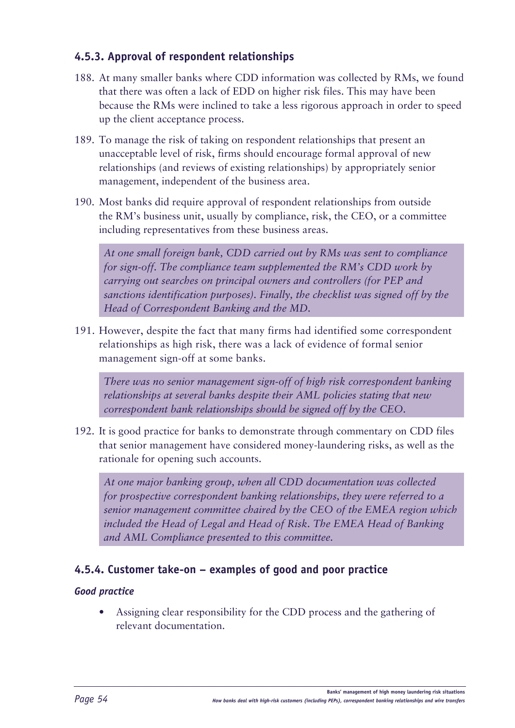### 4.5.3. Approval of respondent relationships

188. At many smaller banks where CDD information was collected by RMs, we found that there was often a lack of EDD on higher risk files. This may have been because the RMs were inclined to take a less rigorous approach in order to speed up the client acceptance process.

189. To manage the risk of taking on respondent relationships that present an unacceptable level of risk, firms should encourage formal approval of new relationships (and reviews of existing relationships) by appropriately senior management, independent of the business area.

190. Most banks did require approval of respondent relationships from outside the RM's business unit, usually by compliance, risk, the CEO, or a committee including representatives from these business areas.

> *At one small foreign bank, CDD carried out by RMs was sent to compliance for sign-off. The compliance team supplemented the RM's CDD work by carrying out searches on principal owners and controllers (for PEP and sanctions identification purposes). Finally, the checklist was signed off by the Head of Correspondent Banking and the MD.*

191. However, despite the fact that many firms had identified some correspondent relationships as high risk, there was a lack of evidence of formal senior management sign-off at some banks.

> *There was no senior management sign-off of high risk correspondent banking relationships at several banks despite their AML policies stating that new correspondent bank relationships should be signed off by the CEO.*

192. It is good practice for banks to demonstrate through commentary on CDD files that senior management have considered money-laundering risks, as well as the rationale for opening such accounts.

> *At one major banking group, when all CDD documentation was collected for prospective correspondent banking relationships, they were referred to a senior management committee chaired by the CEO of the EMEA region which included the Head of Legal and Head of Risk. The EMEA Head of Banking and AML Compliance presented to this committee.*

### 4.5.4. Customer take-on – examples of good and poor practice

***Good practice***

- Assigning clear responsibility for the CDD process and the gathering of relevant documentation.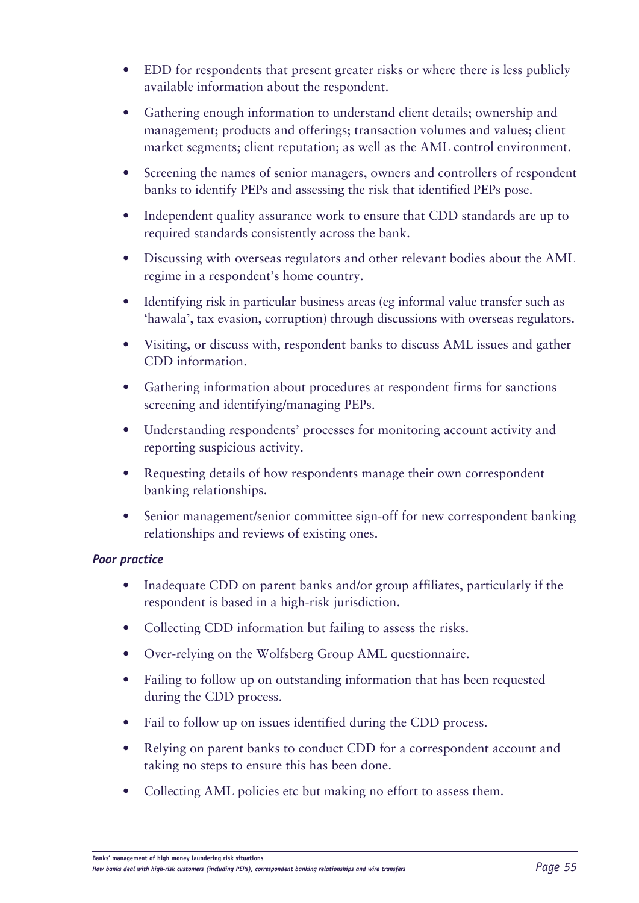- EDD for respondents that present greater risks or where there is less publicly available information about the respondent.
- Gathering enough information to understand client details; ownership and management; products and offerings; transaction volumes and values; client market segments; client reputation; as well as the AML control environment.
- Screening the names of senior managers, owners and controllers of respondent banks to identify PEPs and assessing the risk that identified PEPs pose.
- Independent quality assurance work to ensure that CDD standards are up to required standards consistently across the bank.
- Discussing with overseas regulators and other relevant bodies about the AML regime in a respondent's home country.
- Identifying risk in particular business areas (eg informal value transfer such as 'hawala', tax evasion, corruption) through discussions with overseas regulators.
- Visiting, or discuss with, respondent banks to discuss AML issues and gather CDD information.
- Gathering information about procedures at respondent firms for sanctions screening and identifying/managing PEPs.
- Understanding respondents' processes for monitoring account activity and reporting suspicious activity.
- Requesting details of how respondents manage their own correspondent banking relationships.
- Senior management/senior committee sign-off for new correspondent banking relationships and reviews of existing ones.

***Poor practice***

- Inadequate CDD on parent banks and/or group affiliates, particularly if the respondent is based in a high-risk jurisdiction.
- Collecting CDD information but failing to assess the risks.
- Over-relying on the Wolfsberg Group AML questionnaire.
- Failing to follow up on outstanding information that has been requested during the CDD process.
- Fail to follow up on issues identified during the CDD process.
- Relying on parent banks to conduct CDD for a correspondent account and taking no steps to ensure this has been done.
- Collecting AML policies etc but making no effort to assess them.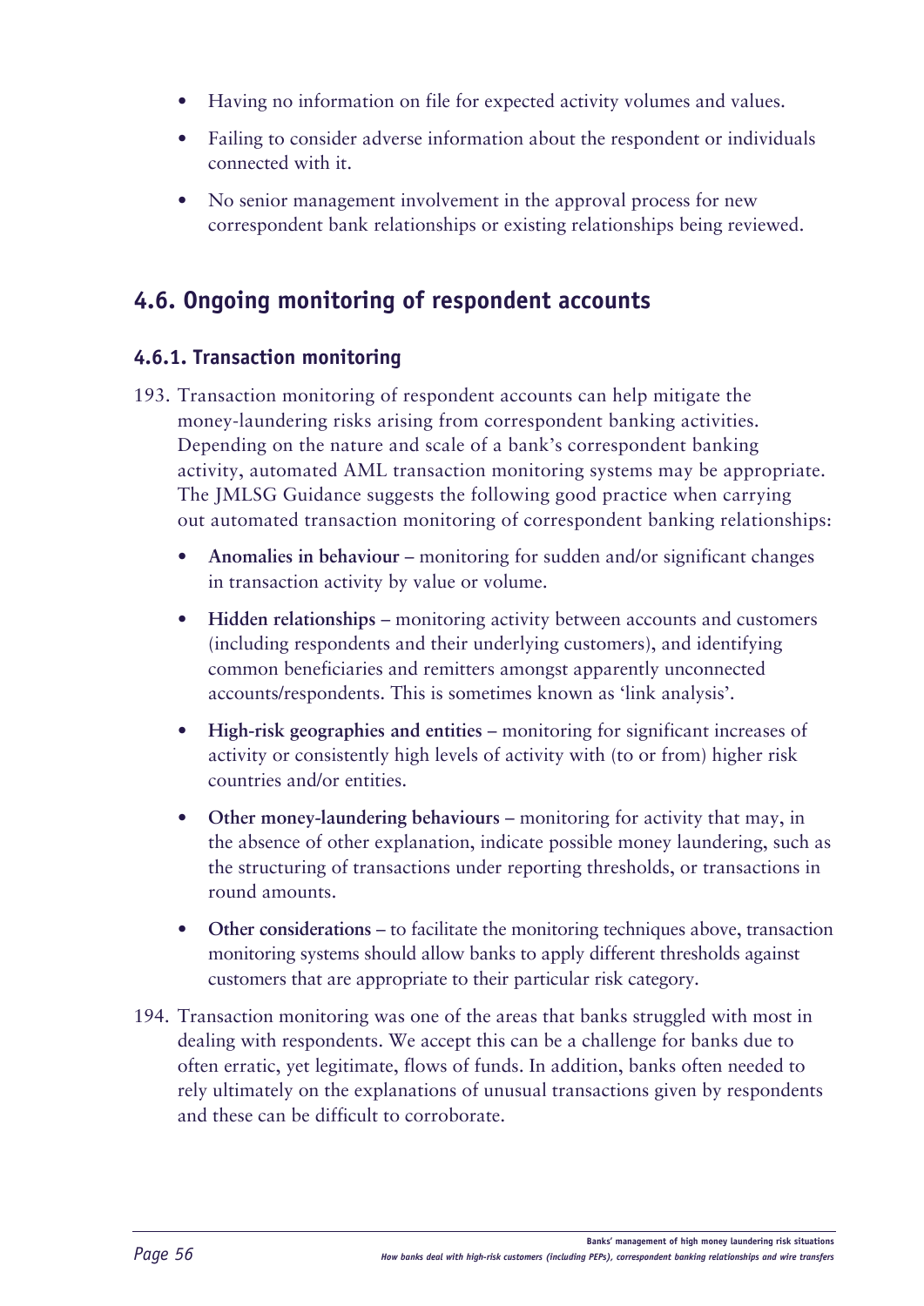- Having no information on file for expected activity volumes and values.
- Failing to consider adverse information about the respondent or individuals connected with it.
- No senior management involvement in the approval process for new correspondent bank relationships or existing relationships being reviewed.

## 4.6. Ongoing monitoring of respondent accounts

### 4.6.1. Transaction monitoring

193. Transaction monitoring of respondent accounts can help mitigate the money-laundering risks arising from correspondent banking activities. Depending on the nature and scale of a bank's correspondent banking activity, automated AML transaction monitoring systems may be appropriate. The JMLSG Guidance suggests the following good practice when carrying out automated transaction monitoring of correspondent banking relationships:

    - **Anomalies in behaviour** – monitoring for sudden and/or significant changes in transaction activity by value or volume.
    - **Hidden relationships** – monitoring activity between accounts and customers (including respondents and their underlying customers), and identifying common beneficiaries and remitters amongst apparently unconnected accounts/respondents. This is sometimes known as 'link analysis'.
    - **High-risk geographies and entities** – monitoring for significant increases of activity or consistently high levels of activity with (to or from) higher risk countries and/or entities.
    - **Other money-laundering behaviours** – monitoring for activity that may, in the absence of other explanation, indicate possible money laundering, such as the structuring of transactions under reporting thresholds, or transactions in round amounts.
    - **Other considerations** – to facilitate the monitoring techniques above, transaction monitoring systems should allow banks to apply different thresholds against customers that are appropriate to their particular risk category.

194. Transaction monitoring was one of the areas that banks struggled with most in dealing with respondents. We accept this can be a challenge for banks due to often erratic, yet legitimate, flows of funds. In addition, banks often needed to rely ultimately on the explanations of unusual transactions given by respondents and these can be difficult to corroborate.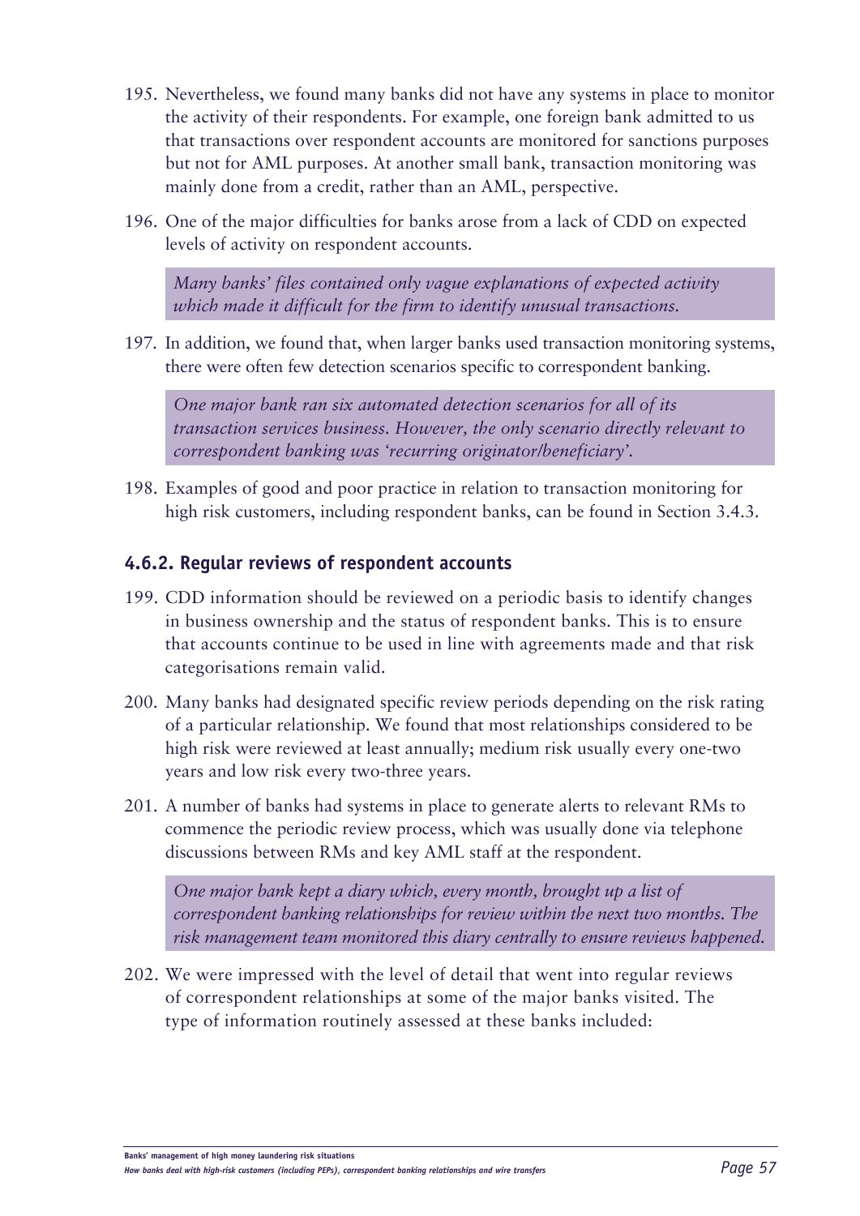195. Nevertheless, we found many banks did not have any systems in place to monitor the activity of their respondents. For example, one foreign bank admitted to us that transactions over respondent accounts are monitored for sanctions purposes but not for AML purposes. At another small bank, transaction monitoring was mainly done from a credit, rather than an AML, perspective.

196. One of the major difficulties for banks arose from a lack of CDD on expected levels of activity on respondent accounts.

> *Many banks' files contained only vague explanations of expected activity which made it difficult for the firm to identify unusual transactions.*

197. In addition, we found that, when larger banks used transaction monitoring systems, there were often few detection scenarios specific to correspondent banking.

> *One major bank ran six automated detection scenarios for all of its transaction services business. However, the only scenario directly relevant to correspondent banking was 'recurring originator/beneficiary'.*

198. Examples of good and poor practice in relation to transaction monitoring for high risk customers, including respondent banks, can be found in Section 3.4.3.

### 4.6.2. Regular reviews of respondent accounts

199. CDD information should be reviewed on a periodic basis to identify changes in business ownership and the status of respondent banks. This is to ensure that accounts continue to be used in line with agreements made and that risk categorisations remain valid.

200. Many banks had designated specific review periods depending on the risk rating of a particular relationship. We found that most relationships considered to be high risk were reviewed at least annually; medium risk usually every one-two years and low risk every two-three years.

201. A number of banks had systems in place to generate alerts to relevant RMs to commence the periodic review process, which was usually done via telephone discussions between RMs and key AML staff at the respondent.

> *One major bank kept a diary which, every month, brought up a list of correspondent banking relationships for review within the next two months. The risk management team monitored this diary centrally to ensure reviews happened.*

202. We were impressed with the level of detail that went into regular reviews of correspondent relationships at some of the major banks visited. The type of information routinely assessed at these banks included: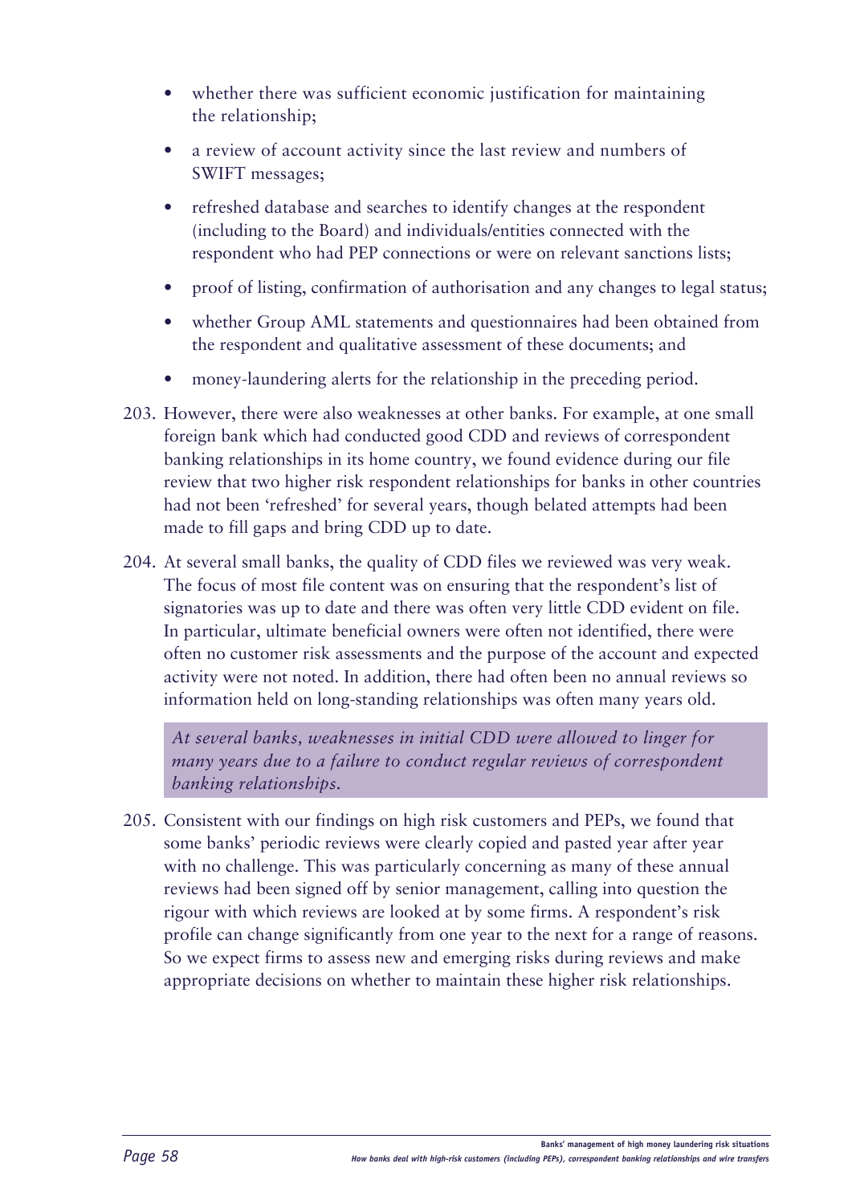- whether there was sufficient economic justification for maintaining the relationship;
- a review of account activity since the last review and numbers of SWIFT messages;
- refreshed database and searches to identify changes at the respondent (including to the Board) and individuals/entities connected with the respondent who had PEP connections or were on relevant sanctions lists;
- proof of listing, confirmation of authorisation and any changes to legal status;
- whether Group AML statements and questionnaires had been obtained from the respondent and qualitative assessment of these documents; and
- money-laundering alerts for the relationship in the preceding period.

203. However, there were also weaknesses at other banks. For example, at one small foreign bank which had conducted good CDD and reviews of correspondent banking relationships in its home country, we found evidence during our file review that two higher risk respondent relationships for banks in other countries had not been 'refreshed' for several years, though belated attempts had been made to fill gaps and bring CDD up to date.

204. At several small banks, the quality of CDD files we reviewed was very weak. The focus of most file content was on ensuring that the respondent's list of signatories was up to date and there was often very little CDD evident on file. In particular, ultimate beneficial owners were often not identified, there were often no customer risk assessments and the purpose of the account and expected activity were not noted. In addition, there had often been no annual reviews so information held on long-standing relationships was often many years old.

> *At several banks, weaknesses in initial CDD were allowed to linger for many years due to a failure to conduct regular reviews of correspondent banking relationships.*

205. Consistent with our findings on high risk customers and PEPs, we found that some banks' periodic reviews were clearly copied and pasted year after year with no challenge. This was particularly concerning as many of these annual reviews had been signed off by senior management, calling into question the rigour with which reviews are looked at by some firms. A respondent's risk profile can change significantly from one year to the next for a range of reasons. So we expect firms to assess new and emerging risks during reviews and make appropriate decisions on whether to maintain these higher risk relationships.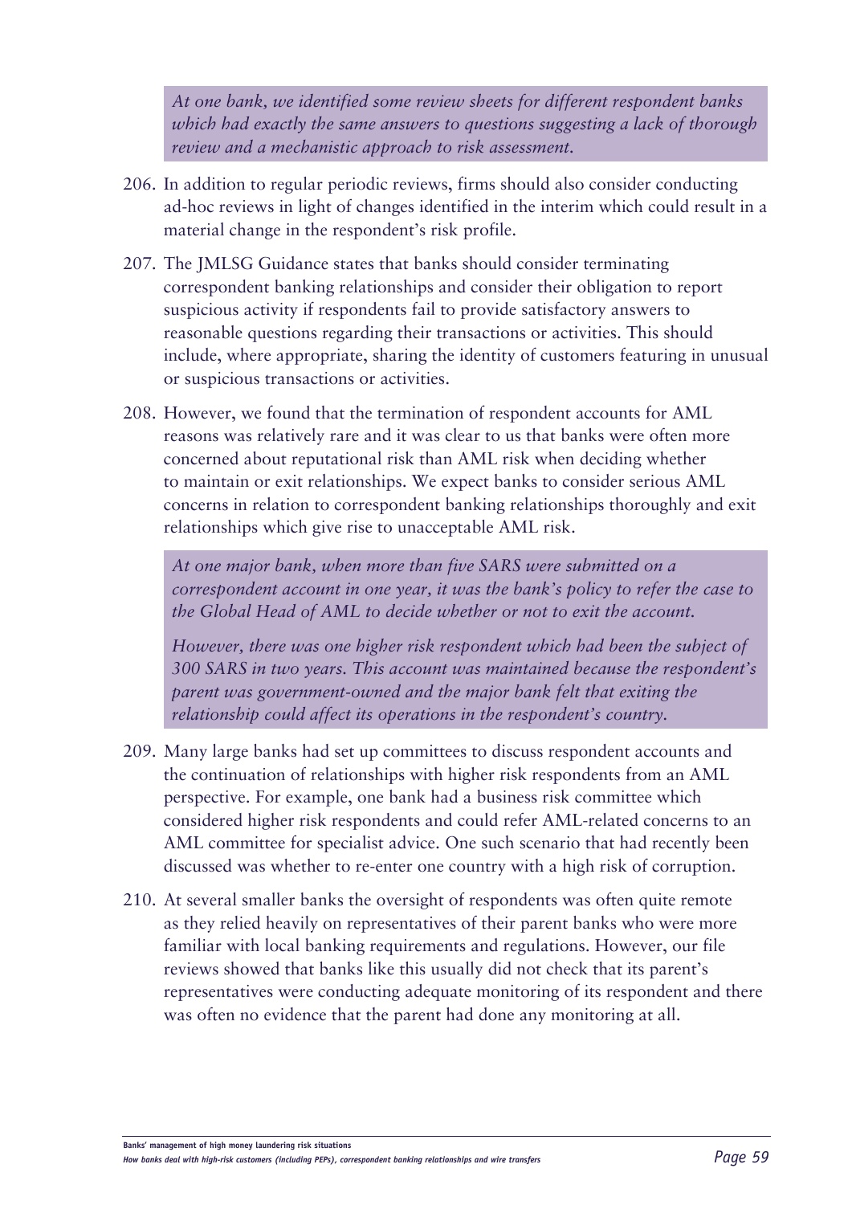*At one bank, we identified some review sheets for different respondent banks which had exactly the same answers to questions suggesting a lack of thorough review and a mechanistic approach to risk assessment.*

206. In addition to regular periodic reviews, firms should also consider conducting ad-hoc reviews in light of changes identified in the interim which could result in a material change in the respondent's risk profile.

207. The JMLSG Guidance states that banks should consider terminating correspondent banking relationships and consider their obligation to report suspicious activity if respondents fail to provide satisfactory answers to reasonable questions regarding their transactions or activities. This should include, where appropriate, sharing the identity of customers featuring in unusual or suspicious transactions or activities.

208. However, we found that the termination of respondent accounts for AML reasons was relatively rare and it was clear to us that banks were often more concerned about reputational risk than AML risk when deciding whether to maintain or exit relationships. We expect banks to consider serious AML concerns in relation to correspondent banking relationships thoroughly and exit relationships which give rise to unacceptable AML risk.

*At one major bank, when more than five SARS were submitted on a correspondent account in one year, it was the bank's policy to refer the case to the Global Head of AML to decide whether or not to exit the account.*

*However, there was one higher risk respondent which had been the subject of 300 SARS in two years. This account was maintained because the respondent's parent was government-owned and the major bank felt that exiting the relationship could affect its operations in the respondent's country.*

209. Many large banks had set up committees to discuss respondent accounts and the continuation of relationships with higher risk respondents from an AML perspective. For example, one bank had a business risk committee which considered higher risk respondents and could refer AML-related concerns to an AML committee for specialist advice. One such scenario that had recently been discussed was whether to re-enter one country with a high risk of corruption.

210. At several smaller banks the oversight of respondents was often quite remote as they relied heavily on representatives of their parent banks who were more familiar with local banking requirements and regulations. However, our file reviews showed that banks like this usually did not check that its parent's representatives were conducting adequate monitoring of its respondent and there was often no evidence that the parent had done any monitoring at all.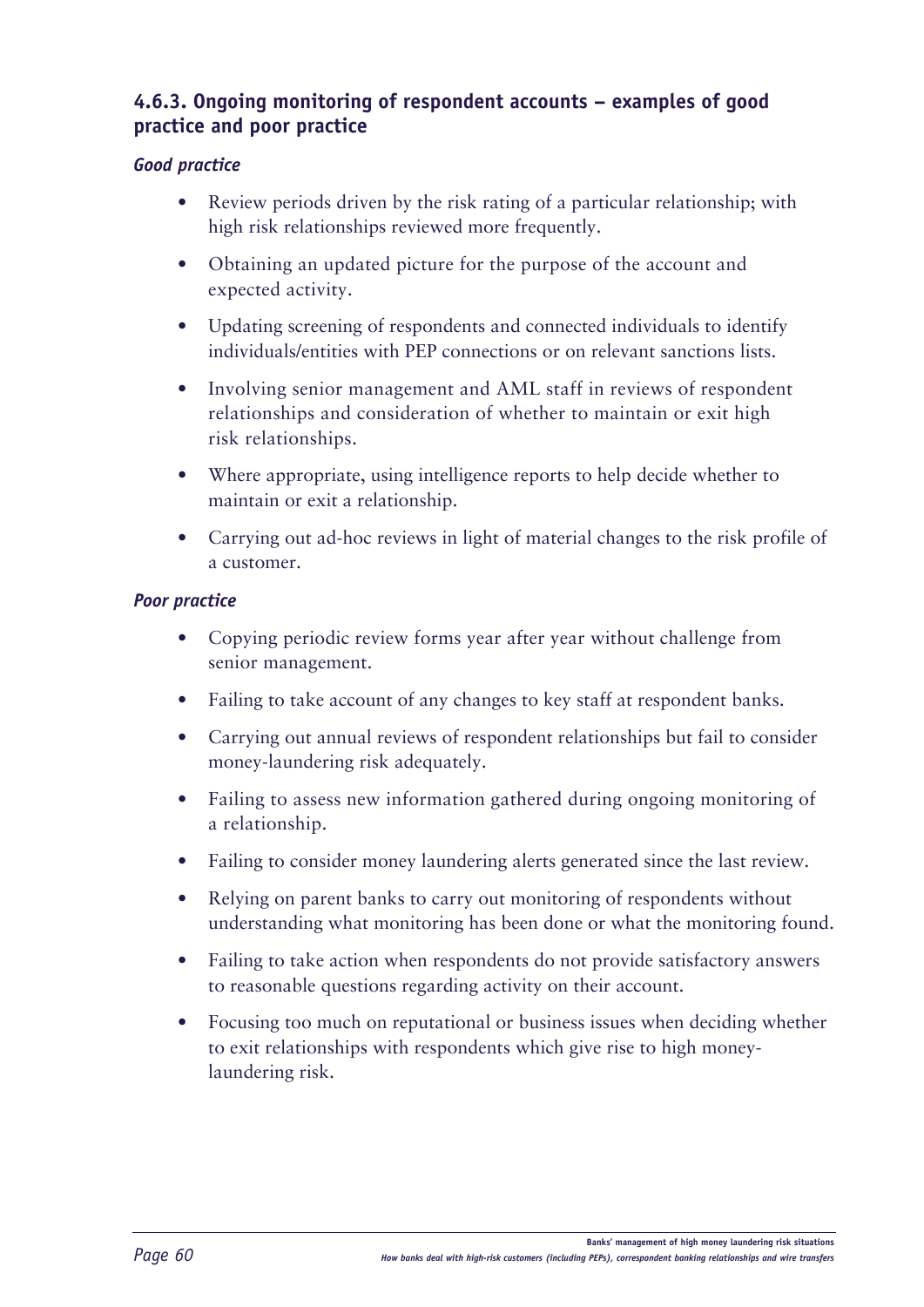### 4.6.3. Ongoing monitoring of respondent accounts – examples of good practice and poor practice

#### *Good practice*

- Review periods driven by the risk rating of a particular relationship; with high risk relationships reviewed more frequently.
- Obtaining an updated picture for the purpose of the account and expected activity.
- Updating screening of respondents and connected individuals to identify individuals/entities with PEP connections or on relevant sanctions lists.
- Involving senior management and AML staff in reviews of respondent relationships and consideration of whether to maintain or exit high risk relationships.
- Where appropriate, using intelligence reports to help decide whether to maintain or exit a relationship.
- Carrying out ad-hoc reviews in light of material changes to the risk profile of a customer.

#### *Poor practice*

- Copying periodic review forms year after year without challenge from senior management.
- Failing to take account of any changes to key staff at respondent banks.
- Carrying out annual reviews of respondent relationships but fail to consider money-laundering risk adequately.
- Failing to assess new information gathered during ongoing monitoring of a relationship.
- Failing to consider money laundering alerts generated since the last review.
- Relying on parent banks to carry out monitoring of respondents without understanding what monitoring has been done or what the monitoring found.
- Failing to take action when respondents do not provide satisfactory answers to reasonable questions regarding activity on their account.
- Focusing too much on reputational or business issues when deciding whether to exit relationships with respondents which give rise to high money-laundering risk.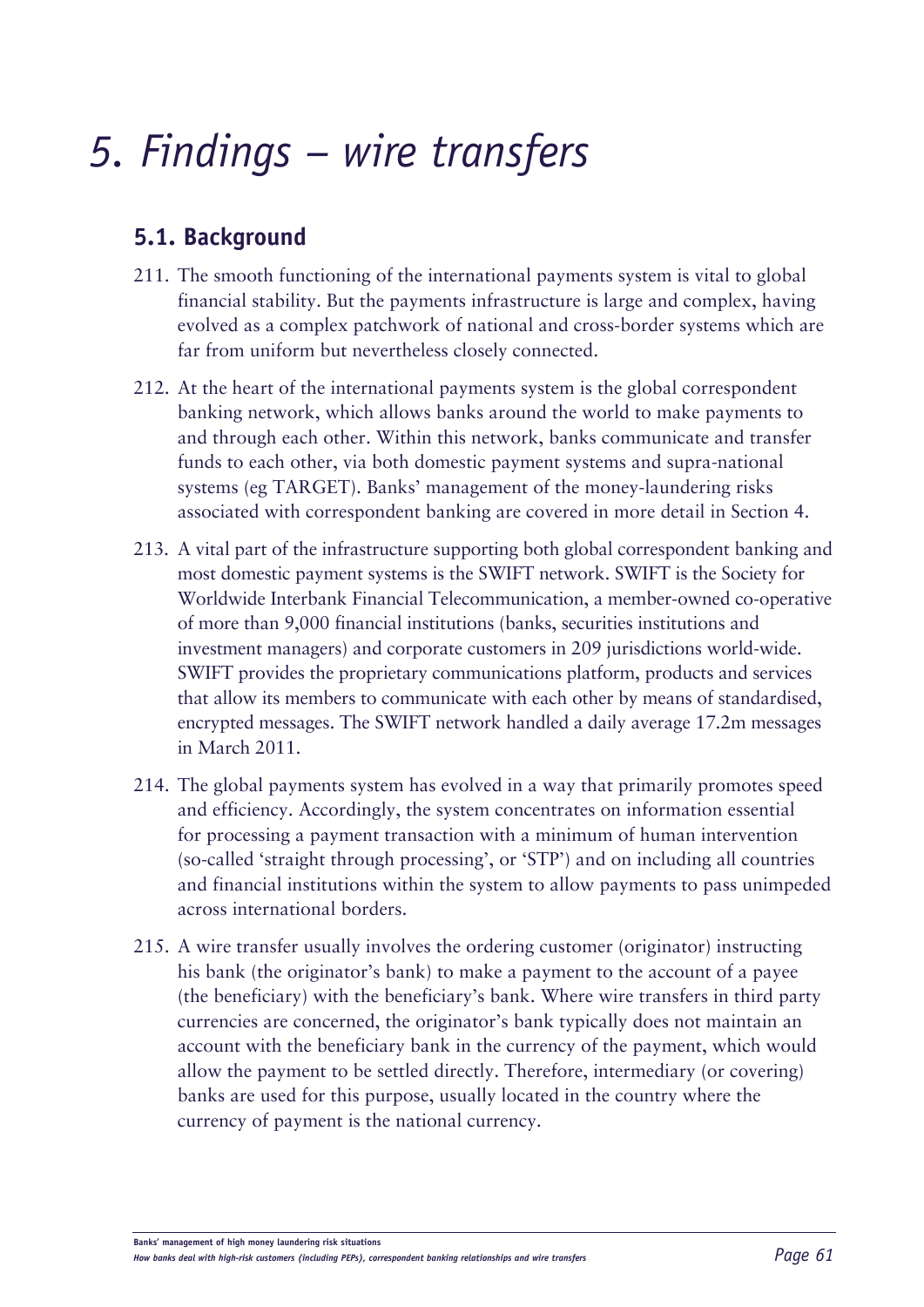# 5. Findings – wire transfers

## 5.1. Background

211. The smooth functioning of the international payments system is vital to global financial stability. But the payments infrastructure is large and complex, having evolved as a complex patchwork of national and cross-border systems which are far from uniform but nevertheless closely connected.

212. At the heart of the international payments system is the global correspondent banking network, which allows banks around the world to make payments to and through each other. Within this network, banks communicate and transfer funds to each other, via both domestic payment systems and supra-national systems (eg TARGET). Banks' management of the money-laundering risks associated with correspondent banking are covered in more detail in Section 4.

213. A vital part of the infrastructure supporting both global correspondent banking and most domestic payment systems is the SWIFT network. SWIFT is the Society for Worldwide Interbank Financial Telecommunication, a member-owned co-operative of more than 9,000 financial institutions (banks, securities institutions and investment managers) and corporate customers in 209 jurisdictions world-wide. SWIFT provides the proprietary communications platform, products and services that allow its members to communicate with each other by means of standardised, encrypted messages. The SWIFT network handled a daily average 17.2m messages in March 2011.

214. The global payments system has evolved in a way that primarily promotes speed and efficiency. Accordingly, the system concentrates on information essential for processing a payment transaction with a minimum of human intervention (so-called 'straight through processing', or 'STP') and on including all countries and financial institutions within the system to allow payments to pass unimpeded across international borders.

215. A wire transfer usually involves the ordering customer (originator) instructing his bank (the originator's bank) to make a payment to the account of a payee (the beneficiary) with the beneficiary's bank. Where wire transfers in third party currencies are concerned, the originator's bank typically does not maintain an account with the beneficiary bank in the currency of the payment, which would allow the payment to be settled directly. Therefore, intermediary (or covering) banks are used for this purpose, usually located in the country where the currency of payment is the national currency.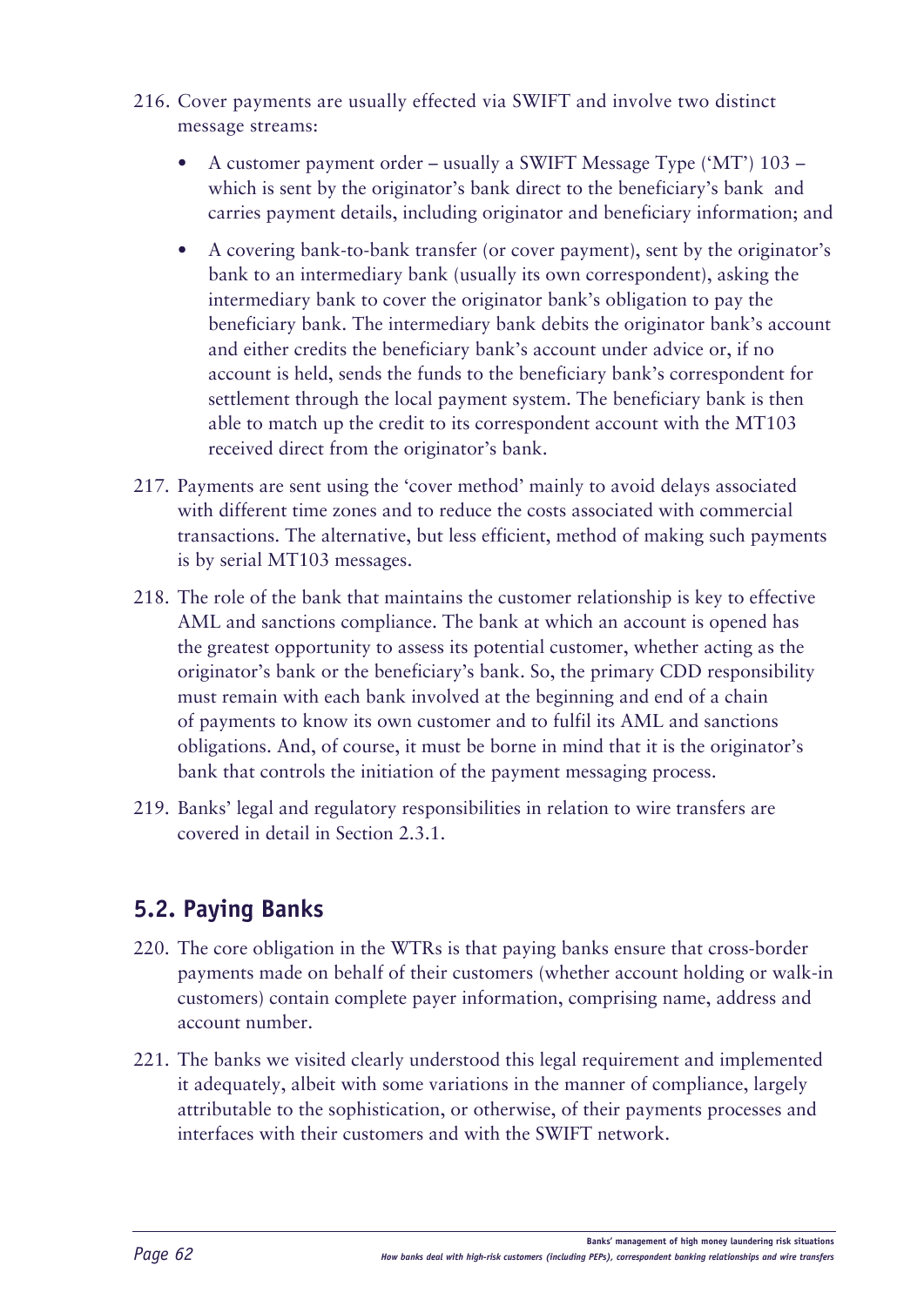216. Cover payments are usually effected via SWIFT and involve two distinct message streams:

    - A customer payment order – usually a SWIFT Message Type ('MT') 103 – which is sent by the originator's bank direct to the beneficiary's bank and carries payment details, including originator and beneficiary information; and
    - A covering bank-to-bank transfer (or cover payment), sent by the originator's bank to an intermediary bank (usually its own correspondent), asking the intermediary bank to cover the originator bank's obligation to pay the beneficiary bank. The intermediary bank debits the originator bank's account and either credits the beneficiary bank's account under advice or, if no account is held, sends the funds to the beneficiary bank's correspondent for settlement through the local payment system. The beneficiary bank is then able to match up the credit to its correspondent account with the MT103 received direct from the originator's bank.

217. Payments are sent using the 'cover method' mainly to avoid delays associated with different time zones and to reduce the costs associated with commercial transactions. The alternative, but less efficient, method of making such payments is by serial MT103 messages.

218. The role of the bank that maintains the customer relationship is key to effective AML and sanctions compliance. The bank at which an account is opened has the greatest opportunity to assess its potential customer, whether acting as the originator's bank or the beneficiary's bank. So, the primary CDD responsibility must remain with each bank involved at the beginning and end of a chain of payments to know its own customer and to fulfil its AML and sanctions obligations. And, of course, it must be borne in mind that it is the originator's bank that controls the initiation of the payment messaging process.

219. Banks' legal and regulatory responsibilities in relation to wire transfers are covered in detail in Section 2.3.1.

## 5.2. Paying Banks

220. The core obligation in the WTRs is that paying banks ensure that cross-border payments made on behalf of their customers (whether account holding or walk-in customers) contain complete payer information, comprising name, address and account number.

221. The banks we visited clearly understood this legal requirement and implemented it adequately, albeit with some variations in the manner of compliance, largely attributable to the sophistication, or otherwise, of their payments processes and interfaces with their customers and with the SWIFT network.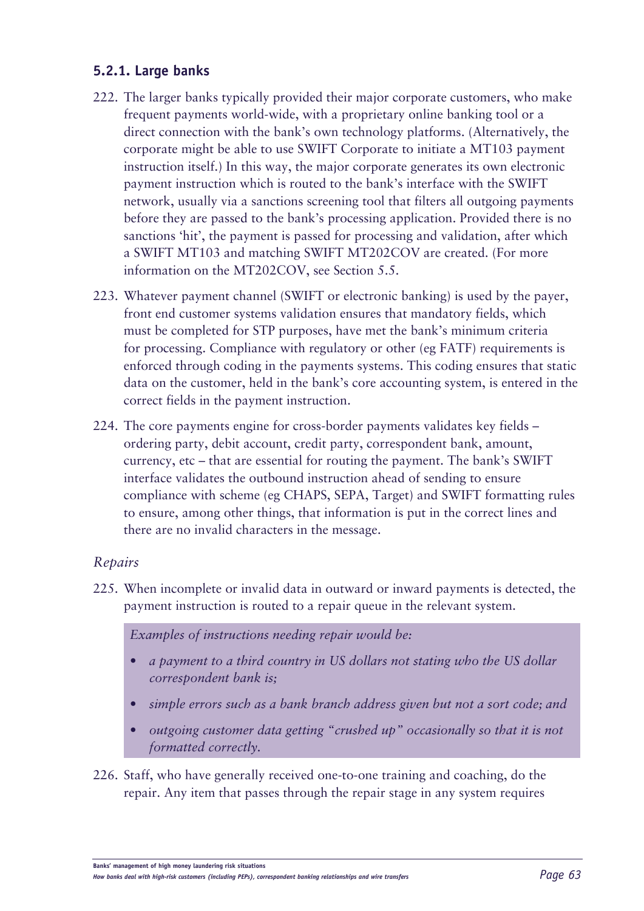### 5.2.1. Large banks

222. The larger banks typically provided their major corporate customers, who make frequent payments world-wide, with a proprietary online banking tool or a direct connection with the bank's own technology platforms. (Alternatively, the corporate might be able to use SWIFT Corporate to initiate a MT103 payment instruction itself.) In this way, the major corporate generates its own electronic payment instruction which is routed to the bank's interface with the SWIFT network, usually via a sanctions screening tool that filters all outgoing payments before they are passed to the bank's processing application. Provided there is no sanctions 'hit', the payment is passed for processing and validation, after which a SWIFT MT103 and matching SWIFT MT202COV are created. (For more information on the MT202COV, see Section 5.5.

223. Whatever payment channel (SWIFT or electronic banking) is used by the payer, front end customer systems validation ensures that mandatory fields, which must be completed for STP purposes, have met the bank's minimum criteria for processing. Compliance with regulatory or other (eg FATF) requirements is enforced through coding in the payments systems. This coding ensures that static data on the customer, held in the bank's core accounting system, is entered in the correct fields in the payment instruction.

224. The core payments engine for cross-border payments validates key fields – ordering party, debit account, credit party, correspondent bank, amount, currency, etc – that are essential for routing the payment. The bank's SWIFT interface validates the outbound instruction ahead of sending to ensure compliance with scheme (eg CHAPS, SEPA, Target) and SWIFT formatting rules to ensure, among other things, that information is put in the correct lines and there are no invalid characters in the message.

*Repairs*

225. When incomplete or invalid data in outward or inward payments is detected, the payment instruction is routed to a repair queue in the relevant system.

> *Examples of instructions needing repair would be:*
>
> - *a payment to a third country in US dollars not stating who the US dollar correspondent bank is;*
> - *simple errors such as a bank branch address given but not a sort code; and*
> - *outgoing customer data getting "crushed up" occasionally so that it is not formatted correctly.*

226. Staff, who have generally received one-to-one training and coaching, do the repair. Any item that passes through the repair stage in any system requires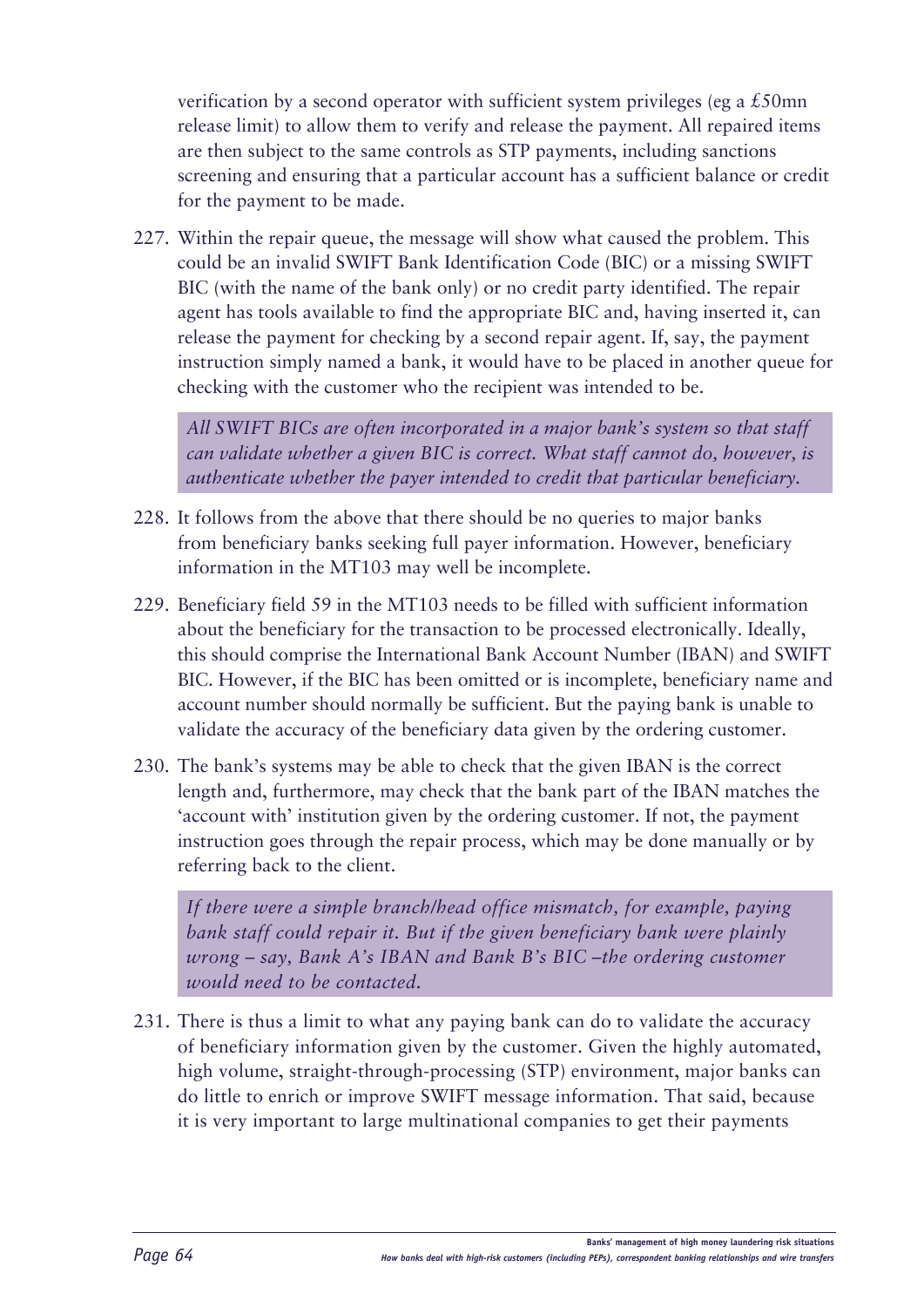verification by a second operator with sufficient system privileges (eg a £50mn release limit) to allow them to verify and release the payment. All repaired items are then subject to the same controls as STP payments, including sanctions screening and ensuring that a particular account has a sufficient balance or credit for the payment to be made.

227. Within the repair queue, the message will show what caused the problem. This could be an invalid SWIFT Bank Identification Code (BIC) or a missing SWIFT BIC (with the name of the bank only) or no credit party identified. The repair agent has tools available to find the appropriate BIC and, having inserted it, can release the payment for checking by a second repair agent. If, say, the payment instruction simply named a bank, it would have to be placed in another queue for checking with the customer who the recipient was intended to be.

> *All SWIFT BICs are often incorporated in a major bank's system so that staff can validate whether a given BIC is correct. What staff cannot do, however, is authenticate whether the payer intended to credit that particular beneficiary.*

228. It follows from the above that there should be no queries to major banks from beneficiary banks seeking full payer information. However, beneficiary information in the MT103 may well be incomplete.

229. Beneficiary field 59 in the MT103 needs to be filled with sufficient information about the beneficiary for the transaction to be processed electronically. Ideally, this should comprise the International Bank Account Number (IBAN) and SWIFT BIC. However, if the BIC has been omitted or is incomplete, beneficiary name and account number should normally be sufficient. But the paying bank is unable to validate the accuracy of the beneficiary data given by the ordering customer.

230. The bank's systems may be able to check that the given IBAN is the correct length and, furthermore, may check that the bank part of the IBAN matches the 'account with' institution given by the ordering customer. If not, the payment instruction goes through the repair process, which may be done manually or by referring back to the client.

> *If there were a simple branch/head office mismatch, for example, paying bank staff could repair it. But if the given beneficiary bank were plainly wrong – say, Bank A's IBAN and Bank B's BIC –the ordering customer would need to be contacted.*

231. There is thus a limit to what any paying bank can do to validate the accuracy of beneficiary information given by the customer. Given the highly automated, high volume, straight-through-processing (STP) environment, major banks can do little to enrich or improve SWIFT message information. That said, because it is very important to large multinational companies to get their payments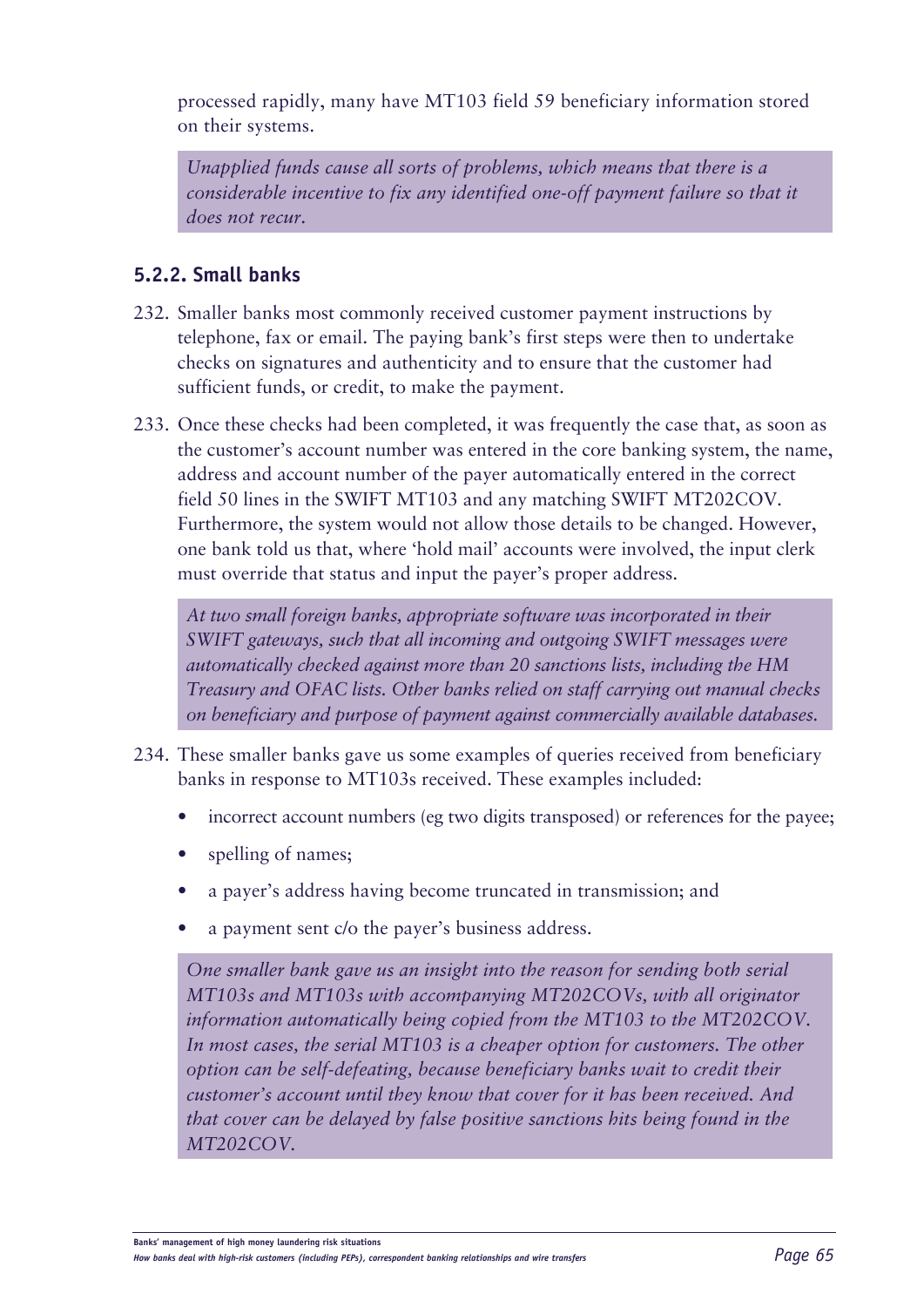processed rapidly, many have MT103 field 59 beneficiary information stored on their systems.

> *Unapplied funds cause all sorts of problems, which means that there is a considerable incentive to fix any identified one-off payment failure so that it does not recur.*

### 5.2.2. Small banks

232. Smaller banks most commonly received customer payment instructions by telephone, fax or email. The paying bank's first steps were then to undertake checks on signatures and authenticity and to ensure that the customer had sufficient funds, or credit, to make the payment.

233. Once these checks had been completed, it was frequently the case that, as soon as the customer's account number was entered in the core banking system, the name, address and account number of the payer automatically entered in the correct field 50 lines in the SWIFT MT103 and any matching SWIFT MT202COV. Furthermore, the system would not allow those details to be changed. However, one bank told us that, where 'hold mail' accounts were involved, the input clerk must override that status and input the payer's proper address.

> *At two small foreign banks, appropriate software was incorporated in their SWIFT gateways, such that all incoming and outgoing SWIFT messages were automatically checked against more than 20 sanctions lists, including the HM Treasury and OFAC lists. Other banks relied on staff carrying out manual checks on beneficiary and purpose of payment against commercially available databases.*

234. These smaller banks gave us some examples of queries received from beneficiary banks in response to MT103s received. These examples included:
    - incorrect account numbers (eg two digits transposed) or references for the payee;
    - spelling of names;
    - a payer's address having become truncated in transmission; and
    - a payment sent c/o the payer's business address.

> *One smaller bank gave us an insight into the reason for sending both serial MT103s and MT103s with accompanying MT202COVs, with all originator information automatically being copied from the MT103 to the MT202COV. In most cases, the serial MT103 is a cheaper option for customers. The other option can be self-defeating, because beneficiary banks wait to credit their customer's account until they know that cover for it has been received. And that cover can be delayed by false positive sanctions hits being found in the MT202COV.*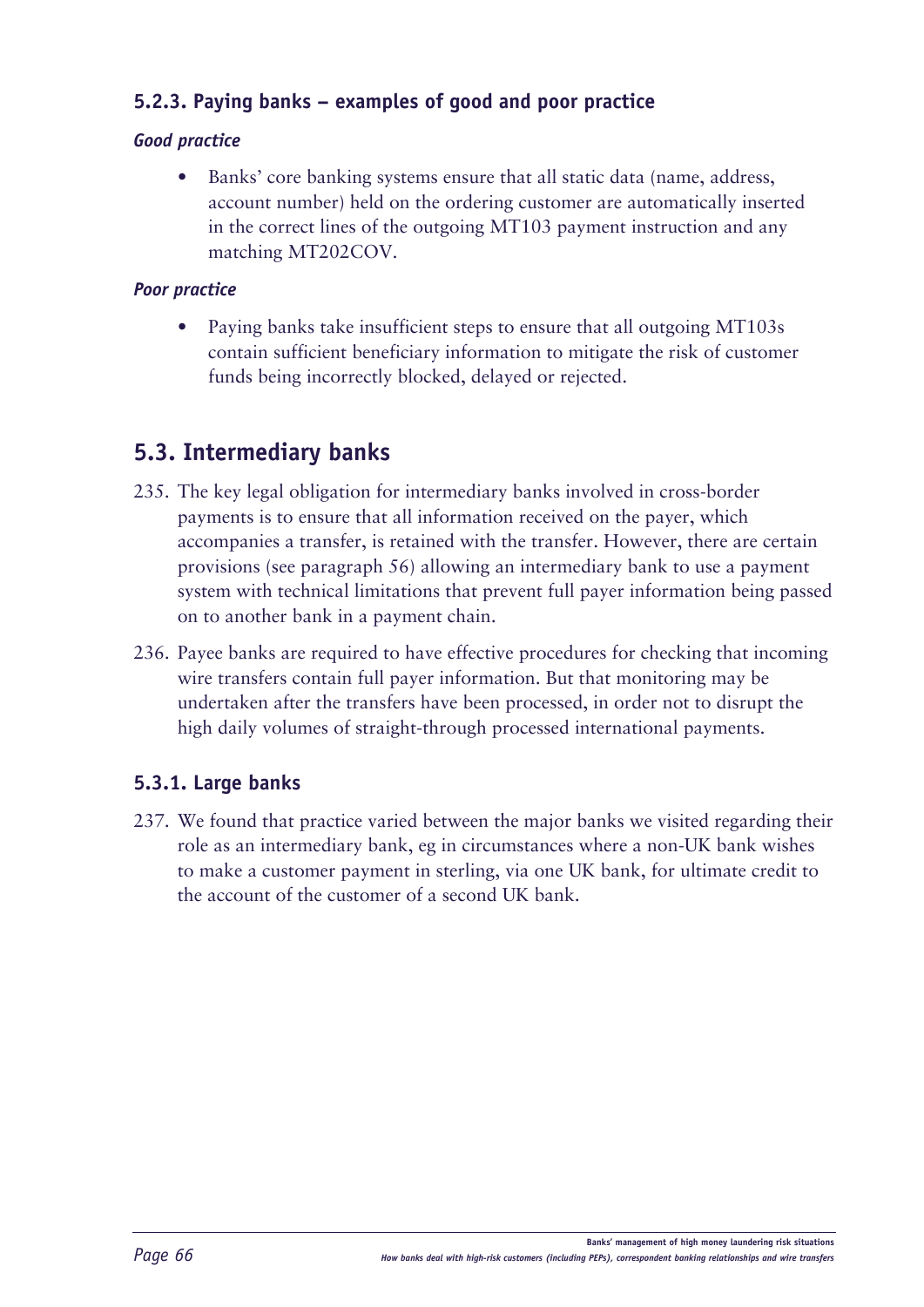### 5.2.3. Paying banks – examples of good and poor practice

#### *Good practice*

- Banks' core banking systems ensure that all static data (name, address, account number) held on the ordering customer are automatically inserted in the correct lines of the outgoing MT103 payment instruction and any matching MT202COV.

#### *Poor practice*

- Paying banks take insufficient steps to ensure that all outgoing MT103s contain sufficient beneficiary information to mitigate the risk of customer funds being incorrectly blocked, delayed or rejected.

## 5.3. Intermediary banks

235. The key legal obligation for intermediary banks involved in cross-border payments is to ensure that all information received on the payer, which accompanies a transfer, is retained with the transfer. However, there are certain provisions (see paragraph 56) allowing an intermediary bank to use a payment system with technical limitations that prevent full payer information being passed on to another bank in a payment chain.

236. Payee banks are required to have effective procedures for checking that incoming wire transfers contain full payer information. But that monitoring may be undertaken after the transfers have been processed, in order not to disrupt the high daily volumes of straight-through processed international payments.

### 5.3.1. Large banks

237. We found that practice varied between the major banks we visited regarding their role as an intermediary bank, eg in circumstances where a non-UK bank wishes to make a customer payment in sterling, via one UK bank, for ultimate credit to the account of the customer of a second UK bank.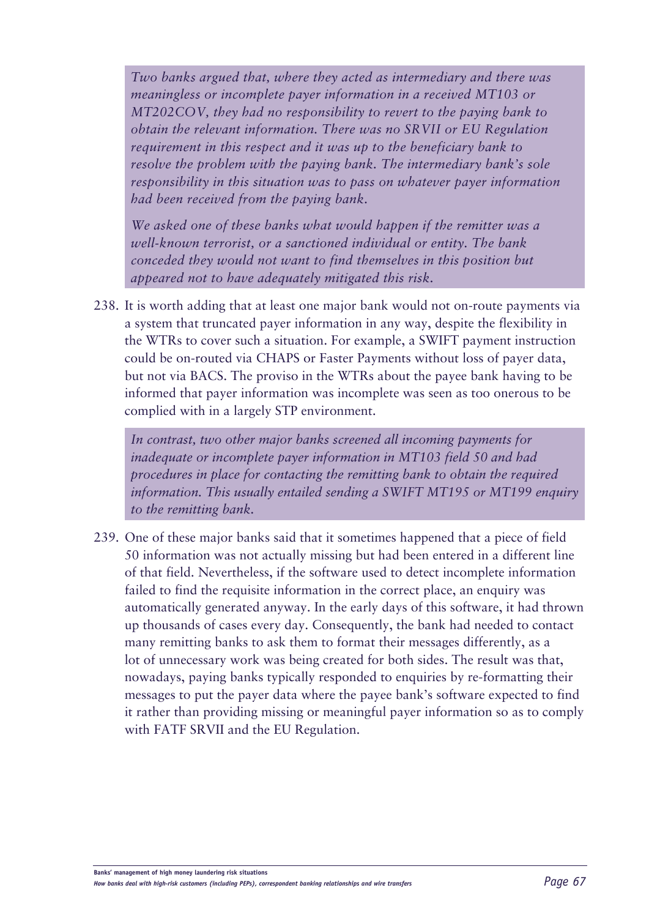*Two banks argued that, where they acted as intermediary and there was meaningless or incomplete payer information in a received MT103 or MT202COV, they had no responsibility to revert to the paying bank to obtain the relevant information. There was no SRVII or EU Regulation requirement in this respect and it was up to the beneficiary bank to resolve the problem with the paying bank. The intermediary bank's sole responsibility in this situation was to pass on whatever payer information had been received from the paying bank.*

*We asked one of these banks what would happen if the remitter was a well-known terrorist, or a sanctioned individual or entity. The bank conceded they would not want to find themselves in this position but appeared not to have adequately mitigated this risk.*

238. It is worth adding that at least one major bank would not on-route payments via a system that truncated payer information in any way, despite the flexibility in the WTRs to cover such a situation. For example, a SWIFT payment instruction could be on-routed via CHAPS or Faster Payments without loss of payer data, but not via BACS. The proviso in the WTRs about the payee bank having to be informed that payer information was incomplete was seen as too onerous to be complied with in a largely STP environment.

*In contrast, two other major banks screened all incoming payments for inadequate or incomplete payer information in MT103 field 50 and had procedures in place for contacting the remitting bank to obtain the required information. This usually entailed sending a SWIFT MT195 or MT199 enquiry to the remitting bank.*

239. One of these major banks said that it sometimes happened that a piece of field 50 information was not actually missing but had been entered in a different line of that field. Nevertheless, if the software used to detect incomplete information failed to find the requisite information in the correct place, an enquiry was automatically generated anyway. In the early days of this software, it had thrown up thousands of cases every day. Consequently, the bank had needed to contact many remitting banks to ask them to format their messages differently, as a lot of unnecessary work was being created for both sides. The result was that, nowadays, paying banks typically responded to enquiries by re-formatting their messages to put the payer data where the payee bank's software expected to find it rather than providing missing or meaningful payer information so as to comply with FATF SRVII and the EU Regulation.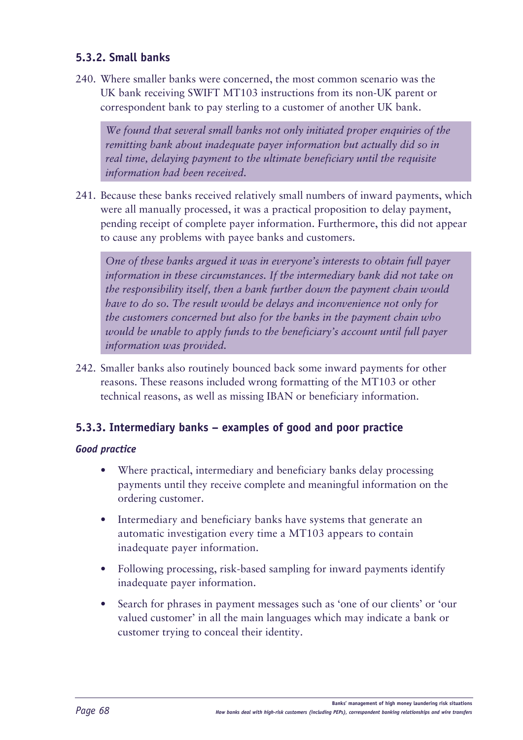### 5.3.2. Small banks

240. Where smaller banks were concerned, the most common scenario was the UK bank receiving SWIFT MT103 instructions from its non-UK parent or correspondent bank to pay sterling to a customer of another UK bank.

> *We found that several small banks not only initiated proper enquiries of the remitting bank about inadequate payer information but actually did so in real time, delaying payment to the ultimate beneficiary until the requisite information had been received.*

241. Because these banks received relatively small numbers of inward payments, which were all manually processed, it was a practical proposition to delay payment, pending receipt of complete payer information. Furthermore, this did not appear to cause any problems with payee banks and customers.

> *One of these banks argued it was in everyone's interests to obtain full payer information in these circumstances. If the intermediary bank did not take on the responsibility itself, then a bank further down the payment chain would have to do so. The result would be delays and inconvenience not only for the customers concerned but also for the banks in the payment chain who would be unable to apply funds to the beneficiary's account until full payer information was provided.*

242. Smaller banks also routinely bounced back some inward payments for other reasons. These reasons included wrong formatting of the MT103 or other technical reasons, as well as missing IBAN or beneficiary information.

### 5.3.3. Intermediary banks – examples of good and poor practice

#### *Good practice*

- Where practical, intermediary and beneficiary banks delay processing payments until they receive complete and meaningful information on the ordering customer.
- Intermediary and beneficiary banks have systems that generate an automatic investigation every time a MT103 appears to contain inadequate payer information.
- Following processing, risk-based sampling for inward payments identify inadequate payer information.
- Search for phrases in payment messages such as 'one of our clients' or 'our valued customer' in all the main languages which may indicate a bank or customer trying to conceal their identity.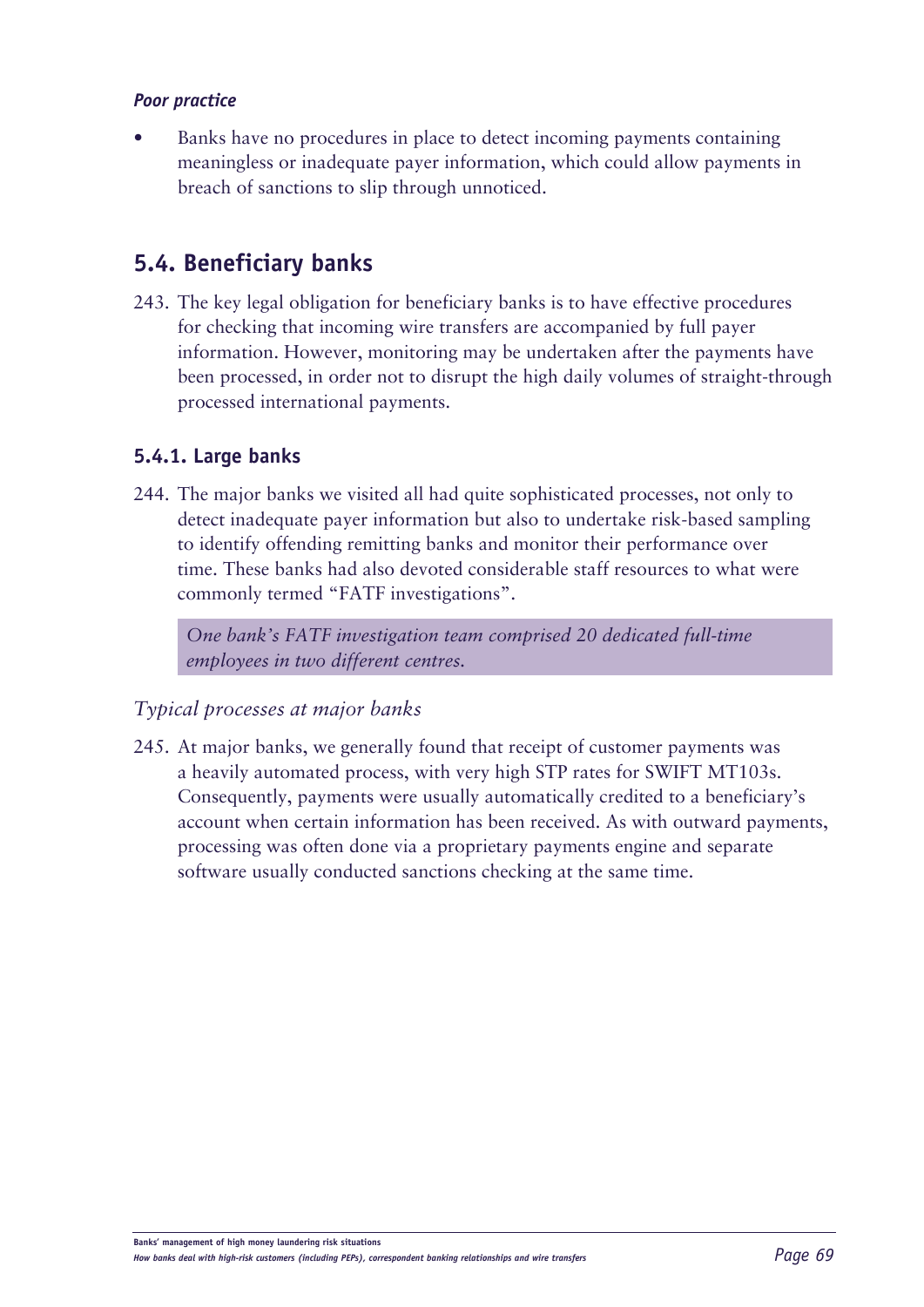*Poor practice*

- Banks have no procedures in place to detect incoming payments containing meaningless or inadequate payer information, which could allow payments in breach of sanctions to slip through unnoticed.

## 5.4. Beneficiary banks

243. The key legal obligation for beneficiary banks is to have effective procedures for checking that incoming wire transfers are accompanied by full payer information. However, monitoring may be undertaken after the payments have been processed, in order not to disrupt the high daily volumes of straight-through processed international payments.

### 5.4.1. Large banks

244. The major banks we visited all had quite sophisticated processes, not only to detect inadequate payer information but also to undertake risk-based sampling to identify offending remitting banks and monitor their performance over time. These banks had also devoted considerable staff resources to what were commonly termed "FATF investigations".

> *One bank's FATF investigation team comprised 20 dedicated full-time employees in two different centres.*

*Typical processes at major banks*

245. At major banks, we generally found that receipt of customer payments was a heavily automated process, with very high STP rates for SWIFT MT103s. Consequently, payments were usually automatically credited to a beneficiary's account when certain information has been received. As with outward payments, processing was often done via a proprietary payments engine and separate software usually conducted sanctions checking at the same time.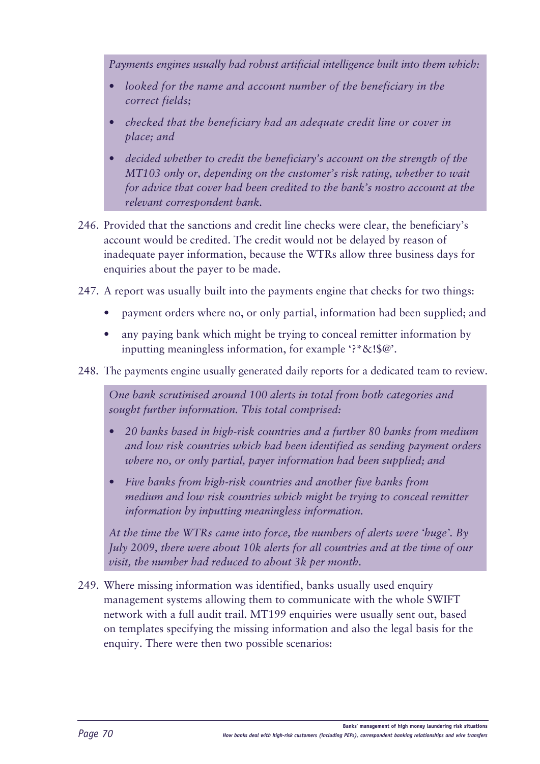*Payments engines usually had robust artificial intelligence built into them which:*

- *looked for the name and account number of the beneficiary in the correct fields;*
- *checked that the beneficiary had an adequate credit line or cover in place; and*
- *decided whether to credit the beneficiary's account on the strength of the MT103 only or, depending on the customer's risk rating, whether to wait for advice that cover had been credited to the bank's nostro account at the relevant correspondent bank.*

246. Provided that the sanctions and credit line checks were clear, the beneficiary's account would be credited. The credit would not be delayed by reason of inadequate payer information, because the WTRs allow three business days for enquiries about the payer to be made.

247. A report was usually built into the payments engine that checks for two things:

- payment orders where no, or only partial, information had been supplied; and
- any paying bank which might be trying to conceal remitter information by inputting meaningless information, for example '?*&!$@'.

248. The payments engine usually generated daily reports for a dedicated team to review.

*One bank scrutinised around 100 alerts in total from both categories and sought further information. This total comprised:*

- *20 banks based in high-risk countries and a further 80 banks from medium and low risk countries which had been identified as sending payment orders where no, or only partial, payer information had been supplied; and*
- *Five banks from high-risk countries and another five banks from medium and low risk countries which might be trying to conceal remitter information by inputting meaningless information.*

*At the time the WTRs came into force, the numbers of alerts were 'huge'. By July 2009, there were about 10k alerts for all countries and at the time of our visit, the number had reduced to about 3k per month.*

249. Where missing information was identified, banks usually used enquiry management systems allowing them to communicate with the whole SWIFT network with a full audit trail. MT199 enquiries were usually sent out, based on templates specifying the missing information and also the legal basis for the enquiry. There were then two possible scenarios: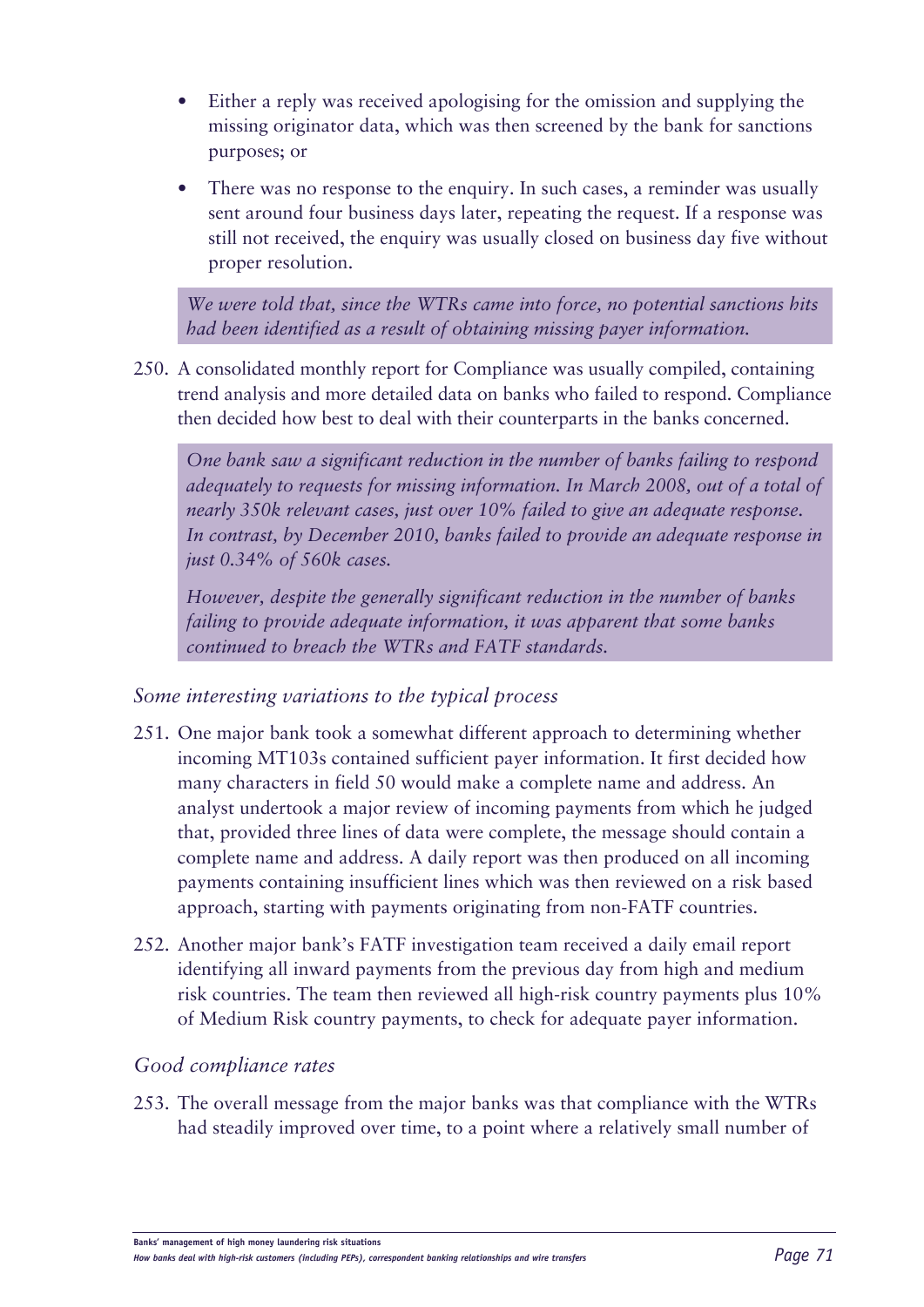- Either a reply was received apologising for the omission and supplying the missing originator data, which was then screened by the bank for sanctions purposes; or
- There was no response to the enquiry. In such cases, a reminder was usually sent around four business days later, repeating the request. If a response was still not received, the enquiry was usually closed on business day five without proper resolution.

> *We were told that, since the WTRs came into force, no potential sanctions hits had been identified as a result of obtaining missing payer information.*

250. A consolidated monthly report for Compliance was usually compiled, containing trend analysis and more detailed data on banks who failed to respond. Compliance then decided how best to deal with their counterparts in the banks concerned.

> *One bank saw a significant reduction in the number of banks failing to respond adequately to requests for missing information. In March 2008, out of a total of nearly 350k relevant cases, just over 10% failed to give an adequate response. In contrast, by December 2010, banks failed to provide an adequate response in just 0.34% of 560k cases.*
>
> *However, despite the generally significant reduction in the number of banks failing to provide adequate information, it was apparent that some banks continued to breach the WTRs and FATF standards.*

### *Some interesting variations to the typical process*

251. One major bank took a somewhat different approach to determining whether incoming MT103s contained sufficient payer information. It first decided how many characters in field 50 would make a complete name and address. An analyst undertook a major review of incoming payments from which he judged that, provided three lines of data were complete, the message should contain a complete name and address. A daily report was then produced on all incoming payments containing insufficient lines which was then reviewed on a risk based approach, starting with payments originating from non-FATF countries.

252. Another major bank's FATF investigation team received a daily email report identifying all inward payments from the previous day from high and medium risk countries. The team then reviewed all high-risk country payments plus 10% of Medium Risk country payments, to check for adequate payer information.

### *Good compliance rates*

253. The overall message from the major banks was that compliance with the WTRs had steadily improved over time, to a point where a relatively small number of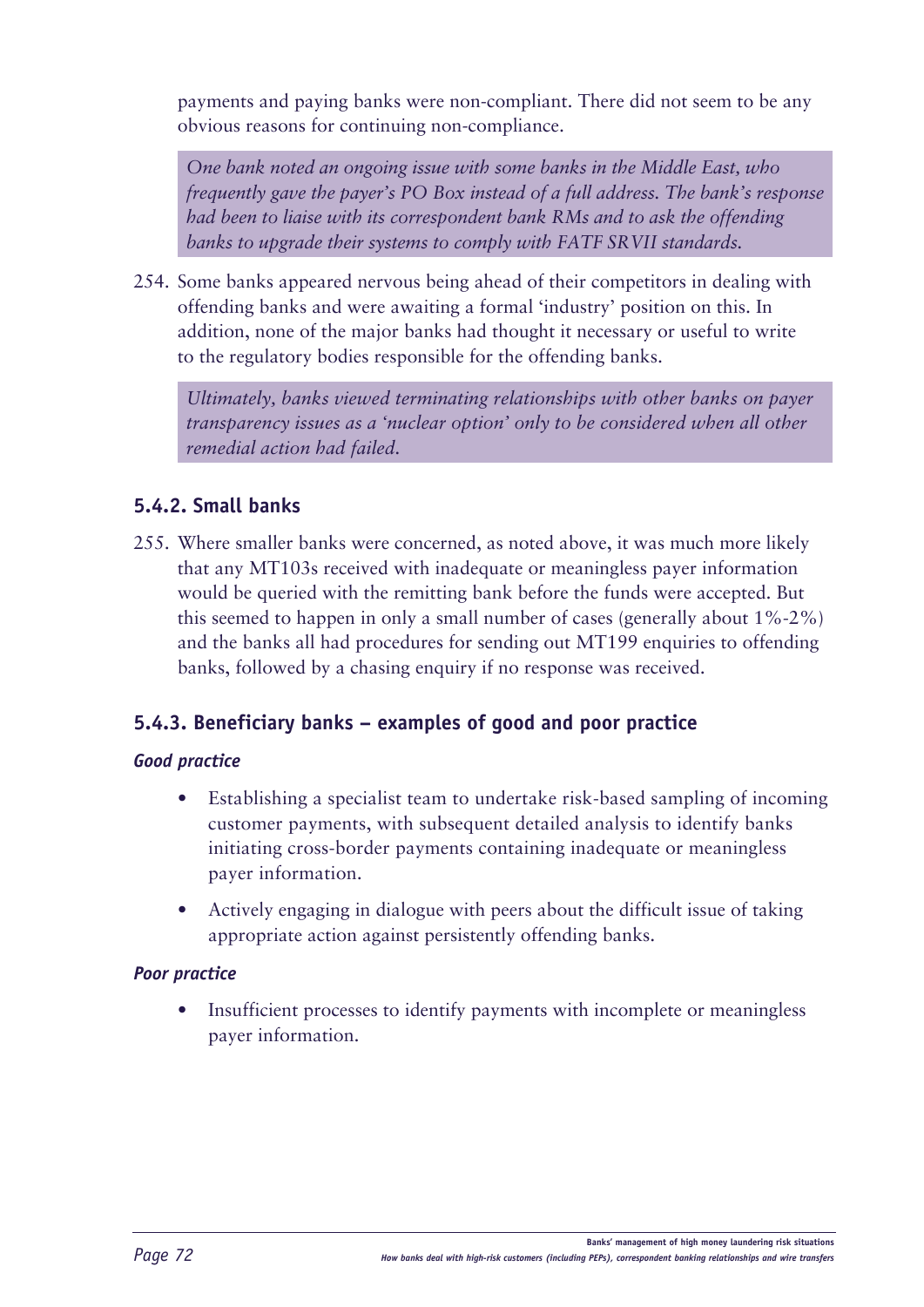payments and paying banks were non-compliant. There did not seem to be any obvious reasons for continuing non-compliance.

*One bank noted an ongoing issue with some banks in the Middle East, who frequently gave the payer's PO Box instead of a full address. The bank's response had been to liaise with its correspondent bank RMs and to ask the offending banks to upgrade their systems to comply with FATF SRVII standards.*

254. Some banks appeared nervous being ahead of their competitors in dealing with offending banks and were awaiting a formal 'industry' position on this. In addition, none of the major banks had thought it necessary or useful to write to the regulatory bodies responsible for the offending banks.

*Ultimately, banks viewed terminating relationships with other banks on payer transparency issues as a 'nuclear option' only to be considered when all other remedial action had failed.*

### 5.4.2. Small banks

255. Where smaller banks were concerned, as noted above, it was much more likely that any MT103s received with inadequate or meaningless payer information would be queried with the remitting bank before the funds were accepted. But this seemed to happen in only a small number of cases (generally about 1%-2%) and the banks all had procedures for sending out MT199 enquiries to offending banks, followed by a chasing enquiry if no response was received.

### 5.4.3. Beneficiary banks – examples of good and poor practice

***Good practice***

- Establishing a specialist team to undertake risk-based sampling of incoming customer payments, with subsequent detailed analysis to identify banks initiating cross-border payments containing inadequate or meaningless payer information.
- Actively engaging in dialogue with peers about the difficult issue of taking appropriate action against persistently offending banks.

***Poor practice***

- Insufficient processes to identify payments with incomplete or meaningless payer information.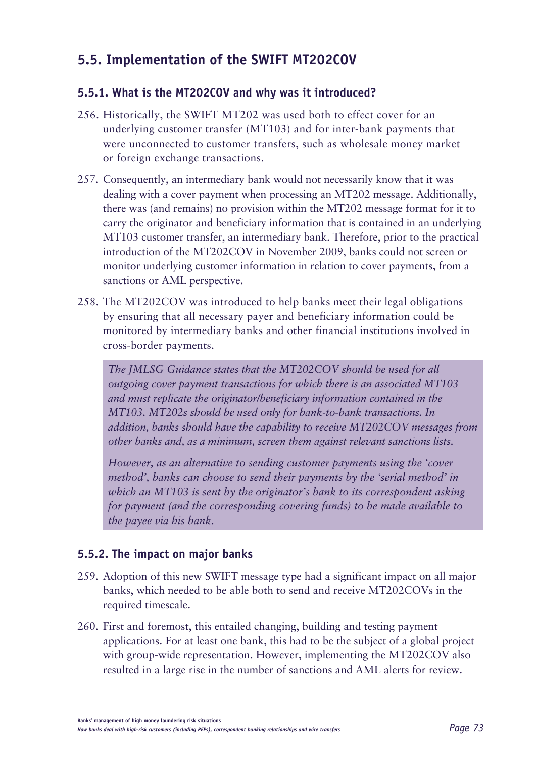## 5.5. Implementation of the SWIFT MT202COV

### 5.5.1. What is the MT202COV and why was it introduced?

256. Historically, the SWIFT MT202 was used both to effect cover for an underlying customer transfer (MT103) and for inter-bank payments that were unconnected to customer transfers, such as wholesale money market or foreign exchange transactions.

257. Consequently, an intermediary bank would not necessarily know that it was dealing with a cover payment when processing an MT202 message. Additionally, there was (and remains) no provision within the MT202 message format for it to carry the originator and beneficiary information that is contained in an underlying MT103 customer transfer, an intermediary bank. Therefore, prior to the practical introduction of the MT202COV in November 2009, banks could not screen or monitor underlying customer information in relation to cover payments, from a sanctions or AML perspective.

258. The MT202COV was introduced to help banks meet their legal obligations by ensuring that all necessary payer and beneficiary information could be monitored by intermediary banks and other financial institutions involved in cross-border payments.

*The JMLSG Guidance states that the MT202COV should be used for all outgoing cover payment transactions for which there is an associated MT103 and must replicate the originator/beneficiary information contained in the MT103. MT202s should be used only for bank-to-bank transactions. In addition, banks should have the capability to receive MT202COV messages from other banks and, as a minimum, screen them against relevant sanctions lists.*

*However, as an alternative to sending customer payments using the 'cover method', banks can choose to send their payments by the 'serial method' in which an MT103 is sent by the originator's bank to its correspondent asking for payment (and the corresponding covering funds) to be made available to the payee via his bank.*

### 5.5.2. The impact on major banks

259. Adoption of this new SWIFT message type had a significant impact on all major banks, which needed to be able both to send and receive MT202COVs in the required timescale.

260. First and foremost, this entailed changing, building and testing payment applications. For at least one bank, this had to be the subject of a global project with group-wide representation. However, implementing the MT202COV also resulted in a large rise in the number of sanctions and AML alerts for review.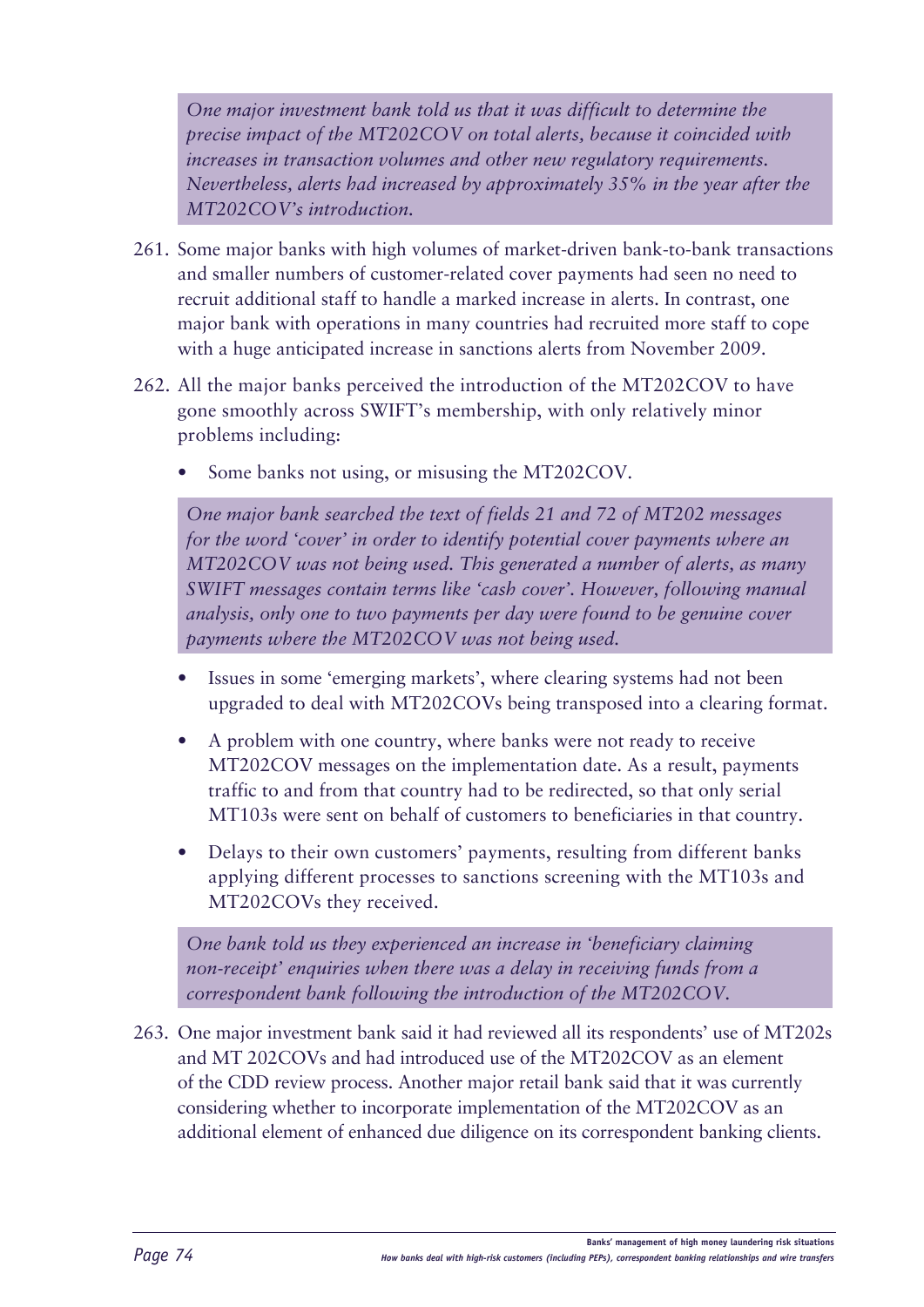*One major investment bank told us that it was difficult to determine the precise impact of the MT202COV on total alerts, because it coincided with increases in transaction volumes and other new regulatory requirements. Nevertheless, alerts had increased by approximately 35% in the year after the MT202COV's introduction.*

261. Some major banks with high volumes of market-driven bank-to-bank transactions and smaller numbers of customer-related cover payments had seen no need to recruit additional staff to handle a marked increase in alerts. In contrast, one major bank with operations in many countries had recruited more staff to cope with a huge anticipated increase in sanctions alerts from November 2009.

262. All the major banks perceived the introduction of the MT202COV to have gone smoothly across SWIFT's membership, with only relatively minor problems including:

- Some banks not using, or misusing the MT202COV.

*One major bank searched the text of fields 21 and 72 of MT202 messages for the word 'cover' in order to identify potential cover payments where an MT202COV was not being used. This generated a number of alerts, as many SWIFT messages contain terms like 'cash cover'. However, following manual analysis, only one to two payments per day were found to be genuine cover payments where the MT202COV was not being used.*

- Issues in some 'emerging markets', where clearing systems had not been upgraded to deal with MT202COVs being transposed into a clearing format.
- A problem with one country, where banks were not ready to receive MT202COV messages on the implementation date. As a result, payments traffic to and from that country had to be redirected, so that only serial MT103s were sent on behalf of customers to beneficiaries in that country.
- Delays to their own customers' payments, resulting from different banks applying different processes to sanctions screening with the MT103s and MT202COVs they received.

*One bank told us they experienced an increase in 'beneficiary claiming non-receipt' enquiries when there was a delay in receiving funds from a correspondent bank following the introduction of the MT202COV.*

263. One major investment bank said it had reviewed all its respondents' use of MT202s and MT 202COVs and had introduced use of the MT202COV as an element of the CDD review process. Another major retail bank said that it was currently considering whether to incorporate implementation of the MT202COV as an additional element of enhanced due diligence on its correspondent banking clients.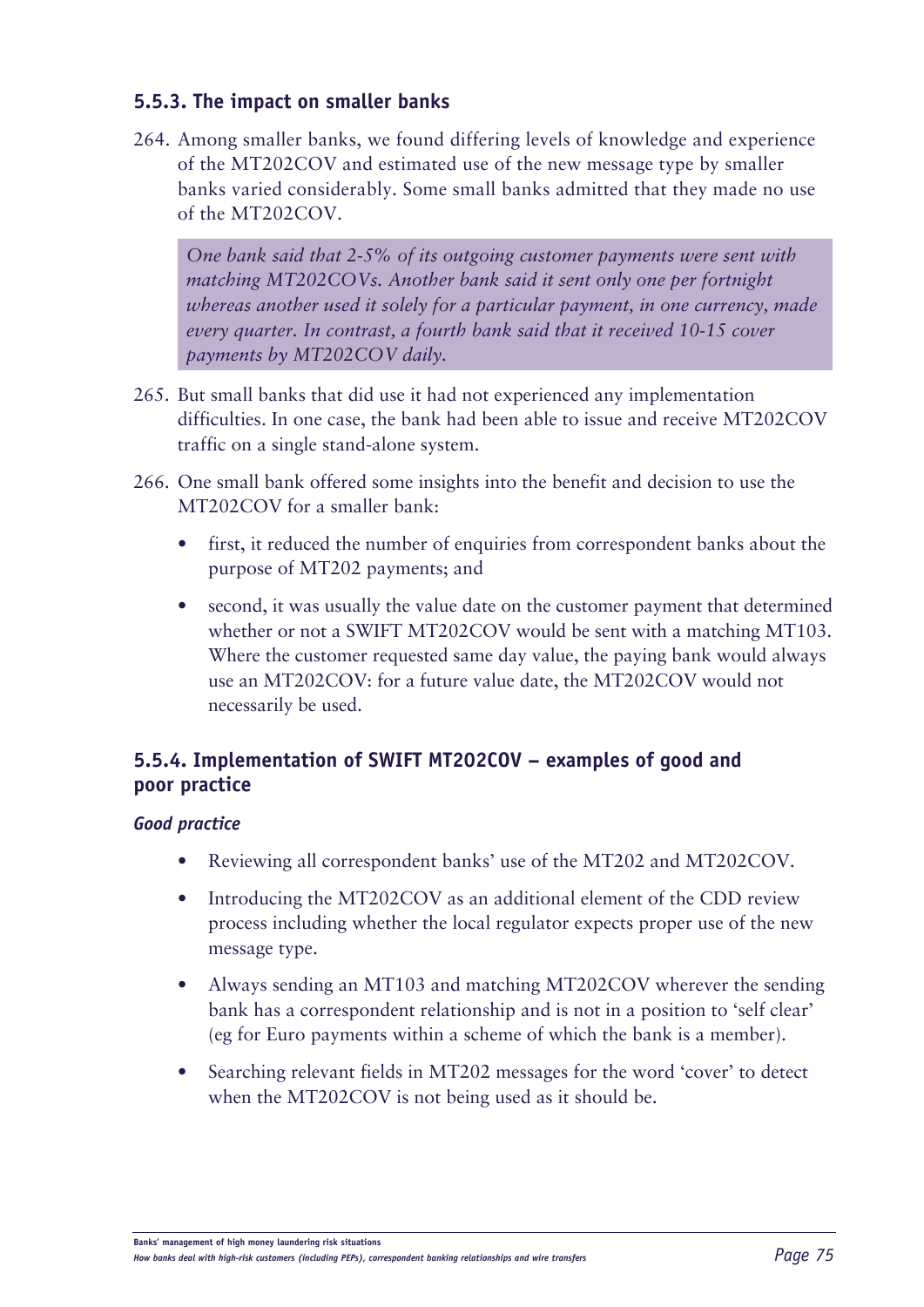### 5.5.3. The impact on smaller banks

264. Among smaller banks, we found differing levels of knowledge and experience of the MT202COV and estimated use of the new message type by smaller banks varied considerably. Some small banks admitted that they made no use of the MT202COV.

> *One bank said that 2-5% of its outgoing customer payments were sent with matching MT202COVs. Another bank said it sent only one per fortnight whereas another used it solely for a particular payment, in one currency, made every quarter. In contrast, a fourth bank said that it received 10-15 cover payments by MT202COV daily.*

265. But small banks that did use it had not experienced any implementation difficulties. In one case, the bank had been able to issue and receive MT202COV traffic on a single stand-alone system.

266. One small bank offered some insights into the benefit and decision to use the MT202COV for a smaller bank:

- first, it reduced the number of enquiries from correspondent banks about the purpose of MT202 payments; and
- second, it was usually the value date on the customer payment that determined whether or not a SWIFT MT202COV would be sent with a matching MT103. Where the customer requested same day value, the paying bank would always use an MT202COV: for a future value date, the MT202COV would not necessarily be used.

### 5.5.4. Implementation of SWIFT MT202COV – examples of good and poor practice

***Good practice***

- Reviewing all correspondent banks' use of the MT202 and MT202COV.
- Introducing the MT202COV as an additional element of the CDD review process including whether the local regulator expects proper use of the new message type.
- Always sending an MT103 and matching MT202COV wherever the sending bank has a correspondent relationship and is not in a position to 'self clear' (eg for Euro payments within a scheme of which the bank is a member).
- Searching relevant fields in MT202 messages for the word 'cover' to detect when the MT202COV is not being used as it should be.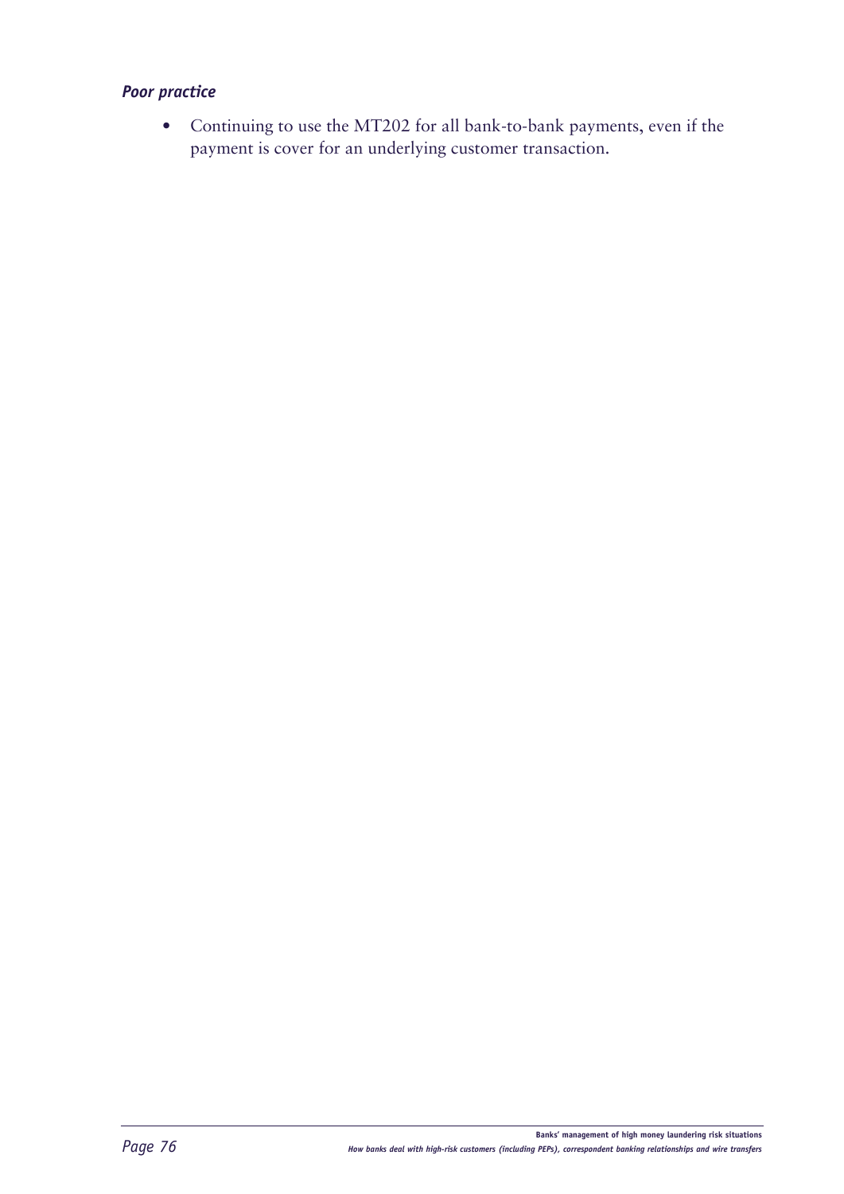***Poor practice***

- Continuing to use the MT202 for all bank-to-bank payments, even if the payment is cover for an underlying customer transaction.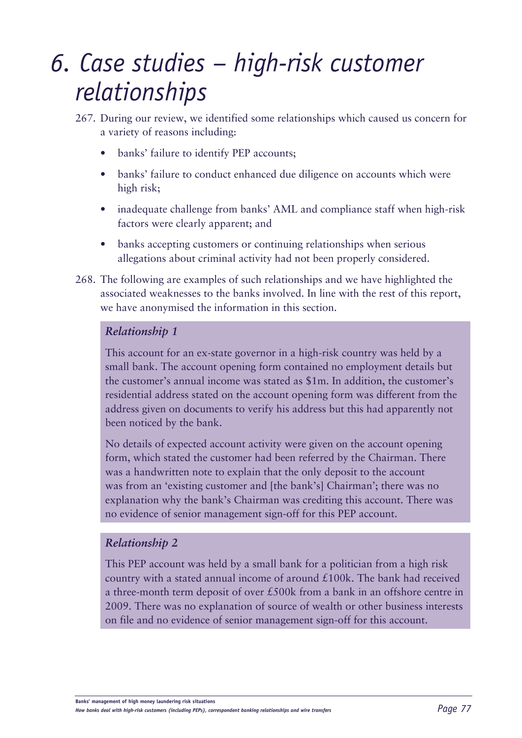# 6. Case studies – high-risk customer relationships

267. During our review, we identified some relationships which caused us concern for a variety of reasons including:

    - banks' failure to identify PEP accounts;
    - banks' failure to conduct enhanced due diligence on accounts which were high risk;
    - inadequate challenge from banks' AML and compliance staff when high-risk factors were clearly apparent; and
    - banks accepting customers or continuing relationships when serious allegations about criminal activity had not been properly considered.

268. The following are examples of such relationships and we have highlighted the associated weaknesses to the banks involved. In line with the rest of this report, we have anonymised the information in this section.

> ***Relationship 1***
>
> This account for an ex-state governor in a high-risk country was held by a small bank. The account opening form contained no employment details but the customer's annual income was stated as $1m. In addition, the customer's residential address stated on the account opening form was different from the address given on documents to verify his address but this had apparently not been noticed by the bank.
>
> No details of expected account activity were given on the account opening form, which stated the customer had been referred by the Chairman. There was a handwritten note to explain that the only deposit to the account was from an 'existing customer and [the bank's] Chairman'; there was no explanation why the bank's Chairman was crediting this account. There was no evidence of senior management sign-off for this PEP account.

> ***Relationship 2***
>
> This PEP account was held by a small bank for a politician from a high risk country with a stated annual income of around £100k. The bank had received a three-month term deposit of over £500k from a bank in an offshore centre in 2009. There was no explanation of source of wealth or other business interests on file and no evidence of senior management sign-off for this account.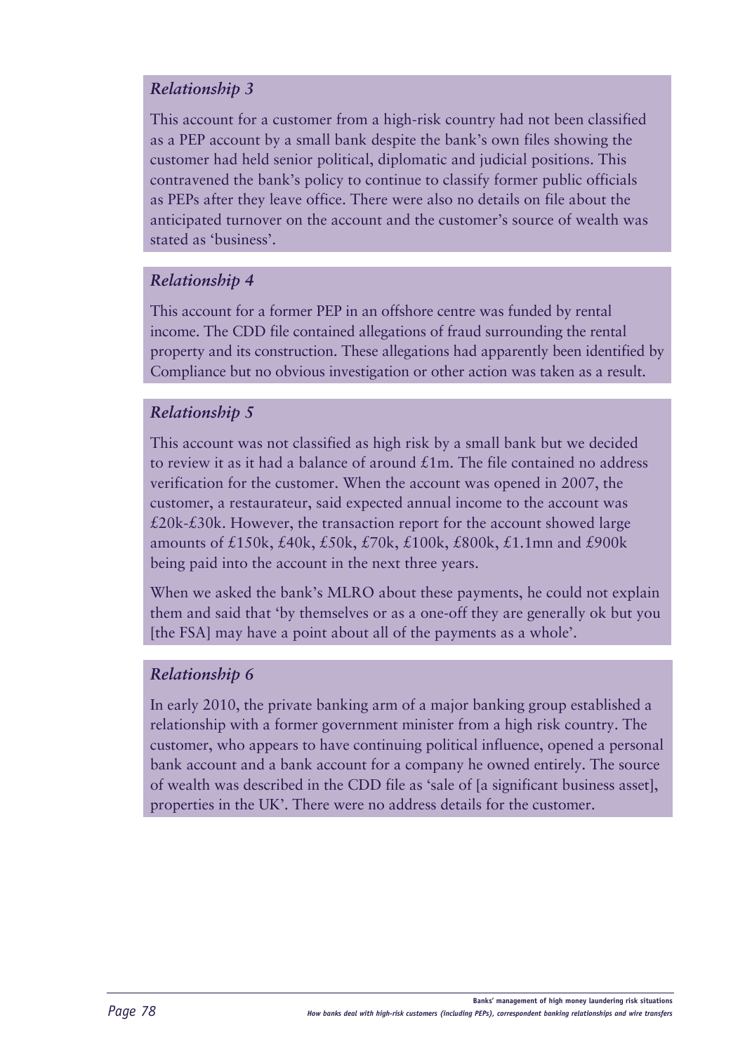### *Relationship 3*

This account for a customer from a high-risk country had not been classified as a PEP account by a small bank despite the bank's own files showing the customer had held senior political, diplomatic and judicial positions. This contravened the bank's policy to continue to classify former public officials as PEPs after they leave office. There were also no details on file about the anticipated turnover on the account and the customer's source of wealth was stated as 'business'.

### *Relationship 4*

This account for a former PEP in an offshore centre was funded by rental income. The CDD file contained allegations of fraud surrounding the rental property and its construction. These allegations had apparently been identified by Compliance but no obvious investigation or other action was taken as a result.

### *Relationship 5*

This account was not classified as high risk by a small bank but we decided to review it as it had a balance of around £1m. The file contained no address verification for the customer. When the account was opened in 2007, the customer, a restaurateur, said expected annual income to the account was £20k-£30k. However, the transaction report for the account showed large amounts of £150k, £40k, £50k, £70k, £100k, £800k, £1.1mn and £900k being paid into the account in the next three years.

When we asked the bank's MLRO about these payments, he could not explain them and said that 'by themselves or as a one-off they are generally ok but you [the FSA] may have a point about all of the payments as a whole'.

### *Relationship 6*

In early 2010, the private banking arm of a major banking group established a relationship with a former government minister from a high risk country. The customer, who appears to have continuing political influence, opened a personal bank account and a bank account for a company he owned entirely. The source of wealth was described in the CDD file as 'sale of [a significant business asset], properties in the UK'. There were no address details for the customer.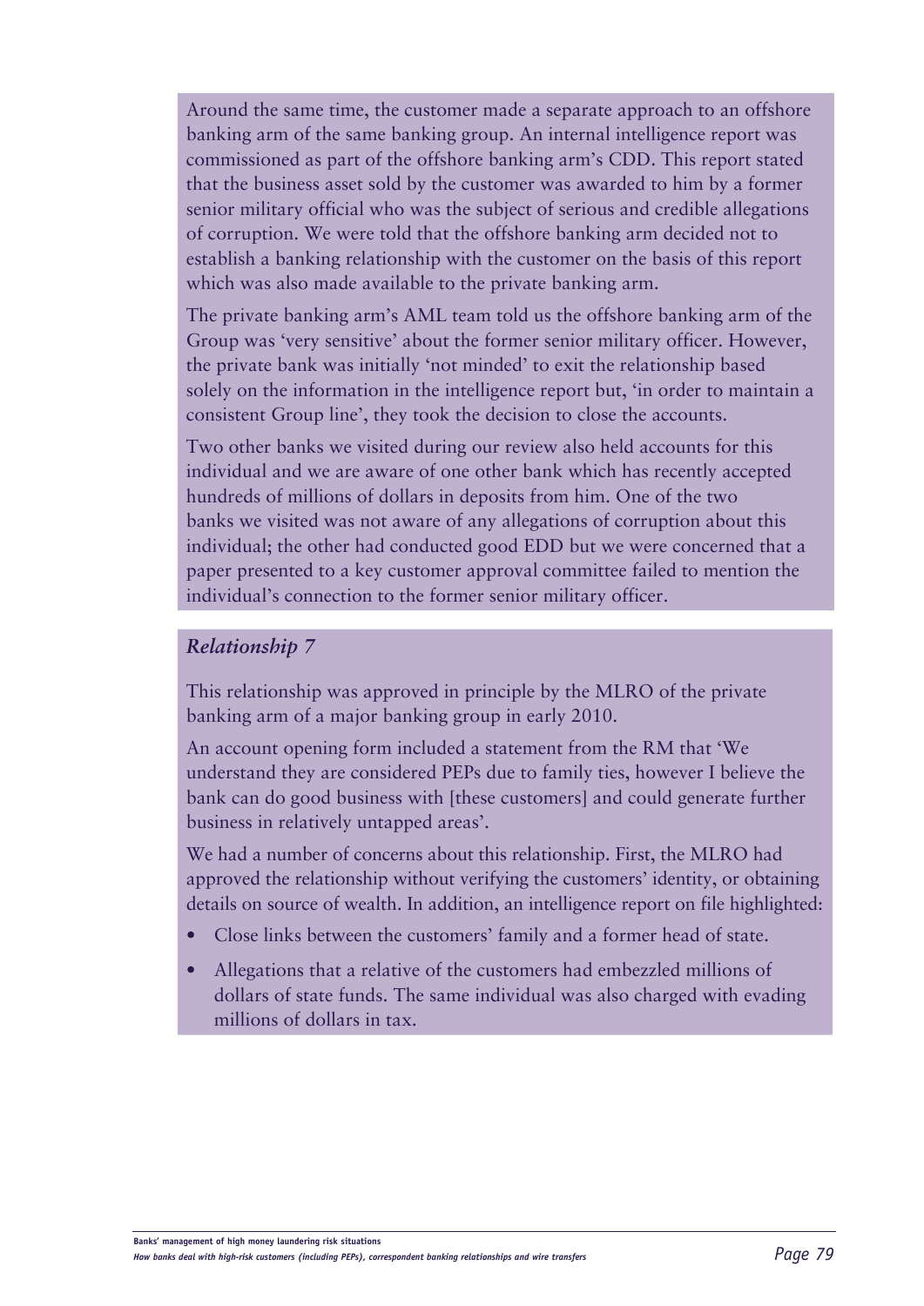Around the same time, the customer made a separate approach to an offshore banking arm of the same banking group. An internal intelligence report was commissioned as part of the offshore banking arm's CDD. This report stated that the business asset sold by the customer was awarded to him by a former senior military official who was the subject of serious and credible allegations of corruption. We were told that the offshore banking arm decided not to establish a banking relationship with the customer on the basis of this report which was also made available to the private banking arm.

The private banking arm's AML team told us the offshore banking arm of the Group was 'very sensitive' about the former senior military officer. However, the private bank was initially 'not minded' to exit the relationship based solely on the information in the intelligence report but, 'in order to maintain a consistent Group line', they took the decision to close the accounts.

Two other banks we visited during our review also held accounts for this individual and we are aware of one other bank which has recently accepted hundreds of millions of dollars in deposits from him. One of the two banks we visited was not aware of any allegations of corruption about this individual; the other had conducted good EDD but we were concerned that a paper presented to a key customer approval committee failed to mention the individual's connection to the former senior military officer.

### *Relationship 7*

This relationship was approved in principle by the MLRO of the private banking arm of a major banking group in early 2010.

An account opening form included a statement from the RM that 'We understand they are considered PEPs due to family ties, however I believe the bank can do good business with [these customers] and could generate further business in relatively untapped areas'.

We had a number of concerns about this relationship. First, the MLRO had approved the relationship without verifying the customers' identity, or obtaining details on source of wealth. In addition, an intelligence report on file highlighted:

- Close links between the customers' family and a former head of state.
- Allegations that a relative of the customers had embezzled millions of dollars of state funds. The same individual was also charged with evading millions of dollars in tax.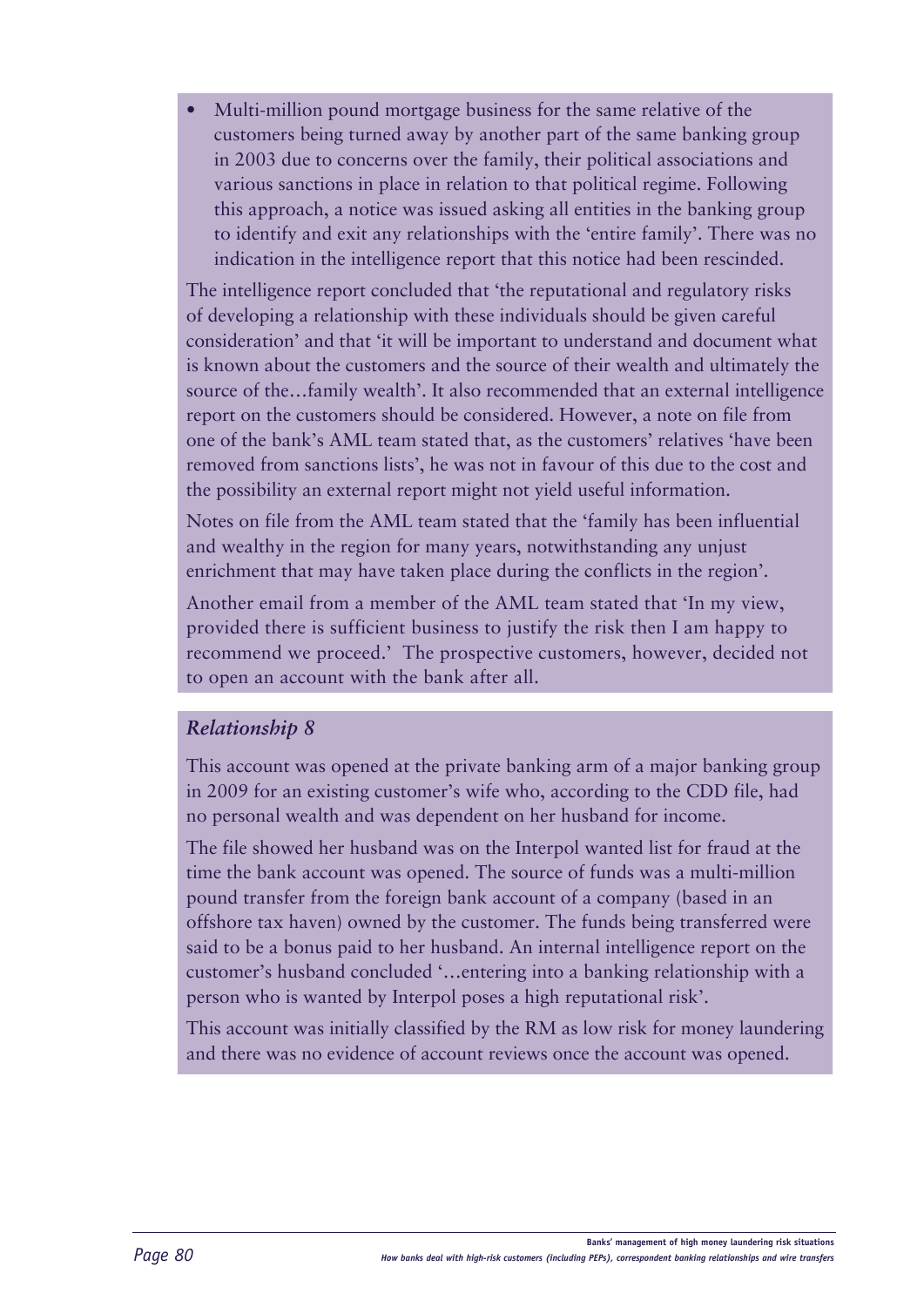- Multi-million pound mortgage business for the same relative of the customers being turned away by another part of the same banking group in 2003 due to concerns over the family, their political associations and various sanctions in place in relation to that political regime. Following this approach, a notice was issued asking all entities in the banking group to identify and exit any relationships with the 'entire family'. There was no indication in the intelligence report that this notice had been rescinded.

The intelligence report concluded that 'the reputational and regulatory risks of developing a relationship with these individuals should be given careful consideration' and that 'it will be important to understand and document what is known about the customers and the source of their wealth and ultimately the source of the…family wealth'. It also recommended that an external intelligence report on the customers should be considered. However, a note on file from one of the bank's AML team stated that, as the customers' relatives 'have been removed from sanctions lists', he was not in favour of this due to the cost and the possibility an external report might not yield useful information.

Notes on file from the AML team stated that the 'family has been influential and wealthy in the region for many years, notwithstanding any unjust enrichment that may have taken place during the conflicts in the region'.

Another email from a member of the AML team stated that 'In my view, provided there is sufficient business to justify the risk then I am happy to recommend we proceed.' The prospective customers, however, decided not to open an account with the bank after all.

### *Relationship 8*

This account was opened at the private banking arm of a major banking group in 2009 for an existing customer's wife who, according to the CDD file, had no personal wealth and was dependent on her husband for income.

The file showed her husband was on the Interpol wanted list for fraud at the time the bank account was opened. The source of funds was a multi-million pound transfer from the foreign bank account of a company (based in an offshore tax haven) owned by the customer. The funds being transferred were said to be a bonus paid to her husband. An internal intelligence report on the customer's husband concluded '…entering into a banking relationship with a person who is wanted by Interpol poses a high reputational risk'.

This account was initially classified by the RM as low risk for money laundering and there was no evidence of account reviews once the account was opened.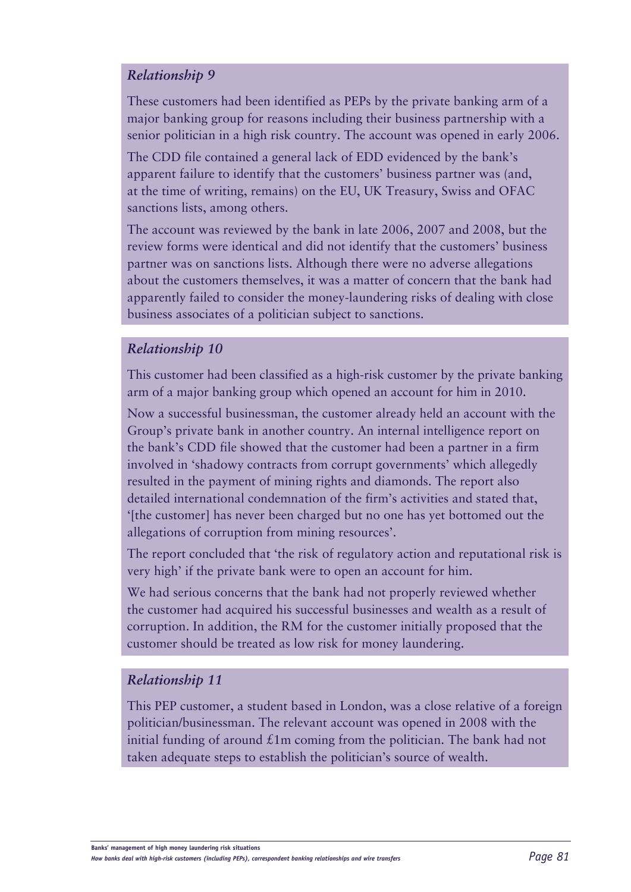### *Relationship 9*

These customers had been identified as PEPs by the private banking arm of a major banking group for reasons including their business partnership with a senior politician in a high risk country. The account was opened in early 2006.

The CDD file contained a general lack of EDD evidenced by the bank's apparent failure to identify that the customers' business partner was (and, at the time of writing, remains) on the EU, UK Treasury, Swiss and OFAC sanctions lists, among others.

The account was reviewed by the bank in late 2006, 2007 and 2008, but the review forms were identical and did not identify that the customers' business partner was on sanctions lists. Although there were no adverse allegations about the customers themselves, it was a matter of concern that the bank had apparently failed to consider the money-laundering risks of dealing with close business associates of a politician subject to sanctions.

### *Relationship 10*

This customer had been classified as a high-risk customer by the private banking arm of a major banking group which opened an account for him in 2010.

Now a successful businessman, the customer already held an account with the Group's private bank in another country. An internal intelligence report on the bank's CDD file showed that the customer had been a partner in a firm involved in 'shadowy contracts from corrupt governments' which allegedly resulted in the payment of mining rights and diamonds. The report also detailed international condemnation of the firm's activities and stated that, '[the customer] has never been charged but no one has yet bottomed out the allegations of corruption from mining resources'.

The report concluded that 'the risk of regulatory action and reputational risk is very high' if the private bank were to open an account for him.

We had serious concerns that the bank had not properly reviewed whether the customer had acquired his successful businesses and wealth as a result of corruption. In addition, the RM for the customer initially proposed that the customer should be treated as low risk for money laundering.

### *Relationship 11*

This PEP customer, a student based in London, was a close relative of a foreign politician/businessman. The relevant account was opened in 2008 with the initial funding of around £1m coming from the politician. The bank had not taken adequate steps to establish the politician's source of wealth.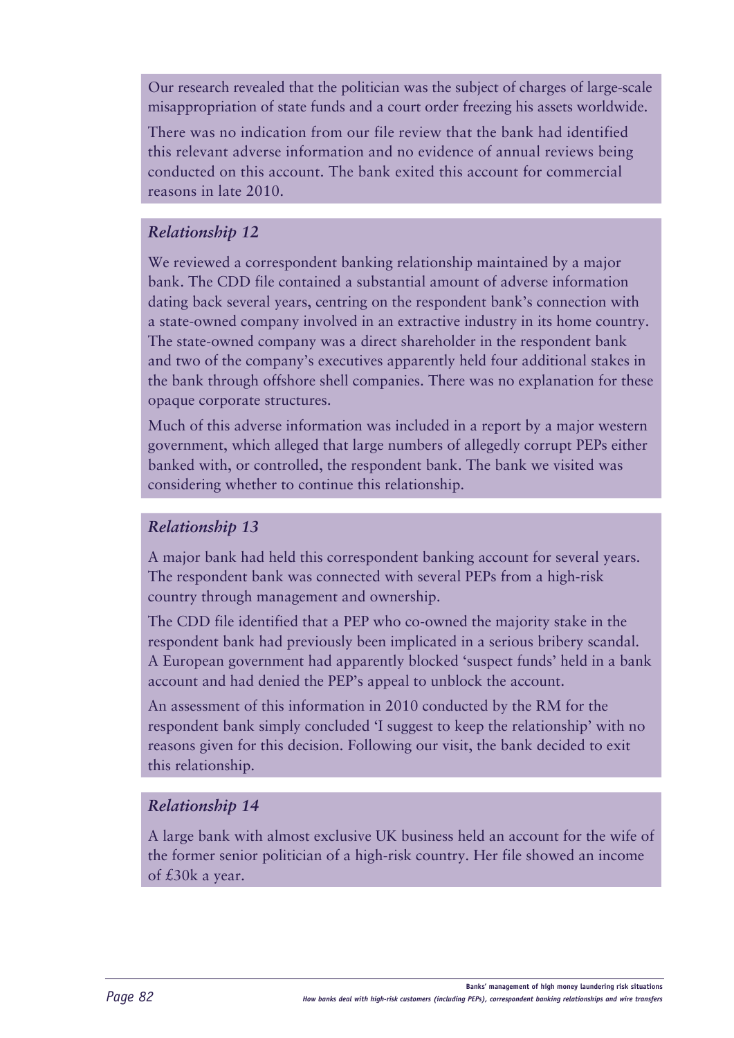Our research revealed that the politician was the subject of charges of large-scale misappropriation of state funds and a court order freezing his assets worldwide.

There was no indication from our file review that the bank had identified this relevant adverse information and no evidence of annual reviews being conducted on this account. The bank exited this account for commercial reasons in late 2010.

### *Relationship 12*

We reviewed a correspondent banking relationship maintained by a major bank. The CDD file contained a substantial amount of adverse information dating back several years, centring on the respondent bank's connection with a state-owned company involved in an extractive industry in its home country. The state-owned company was a direct shareholder in the respondent bank and two of the company's executives apparently held four additional stakes in the bank through offshore shell companies. There was no explanation for these opaque corporate structures.

Much of this adverse information was included in a report by a major western government, which alleged that large numbers of allegedly corrupt PEPs either banked with, or controlled, the respondent bank. The bank we visited was considering whether to continue this relationship.

### *Relationship 13*

A major bank had held this correspondent banking account for several years. The respondent bank was connected with several PEPs from a high-risk country through management and ownership.

The CDD file identified that a PEP who co-owned the majority stake in the respondent bank had previously been implicated in a serious bribery scandal. A European government had apparently blocked 'suspect funds' held in a bank account and had denied the PEP's appeal to unblock the account.

An assessment of this information in 2010 conducted by the RM for the respondent bank simply concluded 'I suggest to keep the relationship' with no reasons given for this decision. Following our visit, the bank decided to exit this relationship.

### *Relationship 14*

A large bank with almost exclusive UK business held an account for the wife of the former senior politician of a high-risk country. Her file showed an income of £30k a year.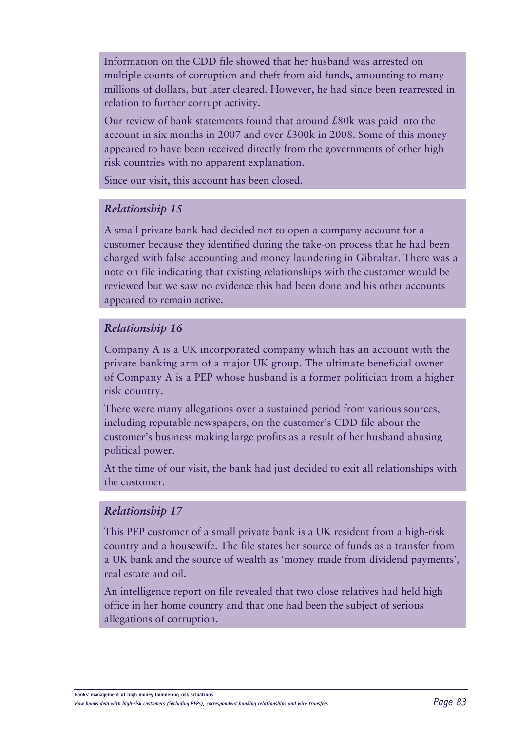Information on the CDD file showed that her husband was arrested on multiple counts of corruption and theft from aid funds, amounting to many millions of dollars, but later cleared. However, he had since been rearrested in relation to further corrupt activity.

Our review of bank statements found that around £80k was paid into the account in six months in 2007 and over £300k in 2008. Some of this money appeared to have been received directly from the governments of other high risk countries with no apparent explanation.

Since our visit, this account has been closed.

### *Relationship 15*

A small private bank had decided not to open a company account for a customer because they identified during the take-on process that he had been charged with false accounting and money laundering in Gibraltar. There was a note on file indicating that existing relationships with the customer would be reviewed but we saw no evidence this had been done and his other accounts appeared to remain active.

### *Relationship 16*

Company A is a UK incorporated company which has an account with the private banking arm of a major UK group. The ultimate beneficial owner of Company A is a PEP whose husband is a former politician from a higher risk country.

There were many allegations over a sustained period from various sources, including reputable newspapers, on the customer's CDD file about the customer's business making large profits as a result of her husband abusing political power.

At the time of our visit, the bank had just decided to exit all relationships with the customer.

### *Relationship 17*

This PEP customer of a small private bank is a UK resident from a high-risk country and a housewife. The file states her source of funds as a transfer from a UK bank and the source of wealth as 'money made from dividend payments', real estate and oil.

An intelligence report on file revealed that two close relatives had held high office in her home country and that one had been the subject of serious allegations of corruption.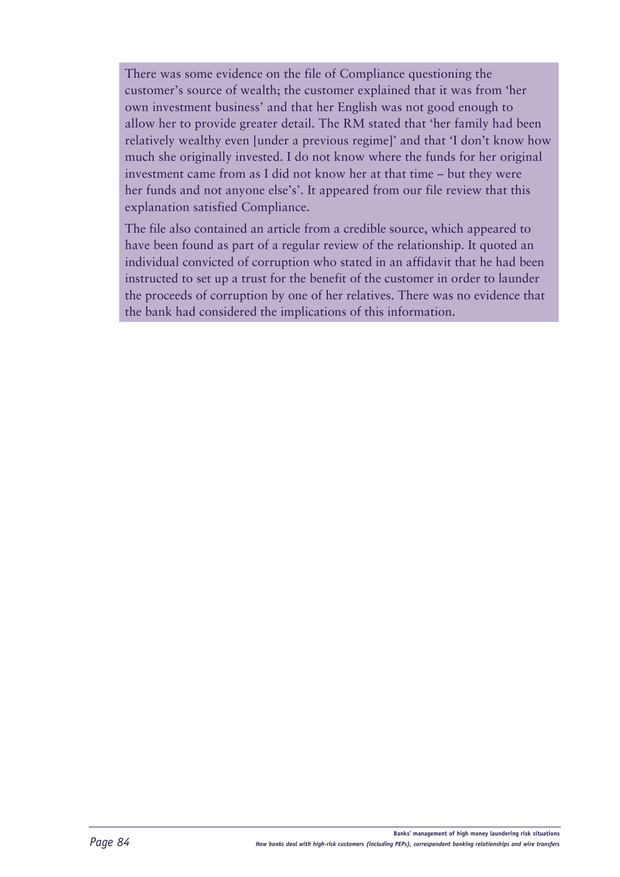There was some evidence on the file of Compliance questioning the customer's source of wealth; the customer explained that it was from 'her own investment business' and that her English was not good enough to allow her to provide greater detail. The RM stated that 'her family had been relatively wealthy even [under a previous regime]' and that 'I don't know how much she originally invested. I do not know where the funds for her original investment came from as I did not know her at that time – but they were her funds and not anyone else's'. It appeared from our file review that this explanation satisfied Compliance.

The file also contained an article from a credible source, which appeared to have been found as part of a regular review of the relationship. It quoted an individual convicted of corruption who stated in an affidavit that he had been instructed to set up a trust for the benefit of the customer in order to launder the proceeds of corruption by one of her relatives. There was no evidence that the bank had considered the implications of this information.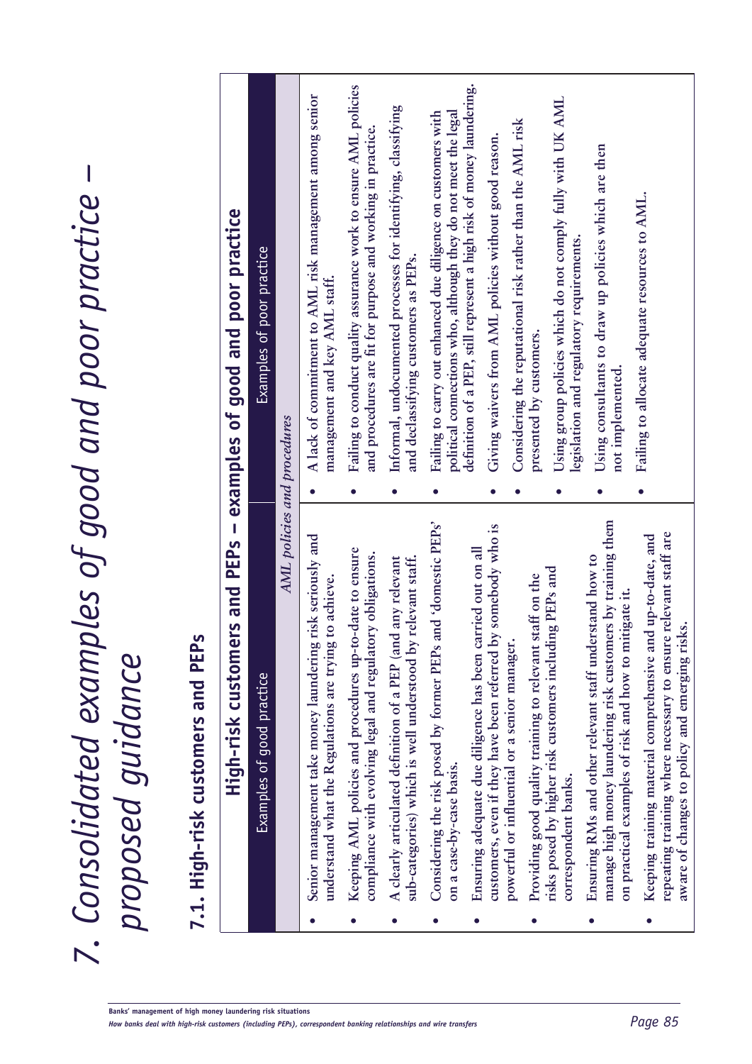# 7. Consolidated examples of good and poor practice – proposed guidance

## 7.1. High-risk customers and PEPs

| High-risk customers and PEPs – examples of good and poor practice | |
|---|---|
| Examples of good practice | Examples of poor practice |
| *AML policies and procedures* | |
| • Senior management take money laundering risk seriously and understand what the Regulations are trying to achieve.<br>• Keeping AML policies and procedures up-to-date to ensure compliance with evolving legal and regulatory obligations.<br>• A clearly articulated definition of a PEP (and any relevant sub-categories) which is well understood by relevant staff.<br>• Considering the risk posed by former PEPs and 'domestic PEPs' on a case-by-case basis.<br>• Ensuring adequate due diligence has been carried out on all customers, even if they have been referred by somebody who is powerful or influential or a senior manager.<br>• Providing good quality training to relevant staff on the risks posed by higher risk customers including PEPs and correspondent banks.<br>• Ensuring RMs and other relevant staff understand how to manage high money laundering risk customers by training them on practical examples of risk and how to mitigate it.<br>• Keeping training material comprehensive and up-to-date, and repeating training where necessary to ensure relevant staff are aware of changes to policy and emerging risks. | • A lack of commitment to AML risk management among senior management and key AML staff.<br>• Failing to conduct quality assurance work to ensure AML policies and procedures are fit for purpose and working in practice.<br>• Informal, undocumented processes for identifying, classifying and declassifying customers as PEPs.<br>• Failing to carry out enhanced due diligence on customers with political connections who, although they do not meet the legal definition of a PEP, still represent a high risk of money laundering.<br>• Giving waivers from AML policies without good reason.<br>• Considering the reputational risk rather than the AML risk presented by customers.<br>• Using group policies which do not comply fully with UK AML legislation and regulatory requirements.<br>• Using consultants to draw up policies which are then not implemented.<br>• Failing to allocate adequate resources to AML. |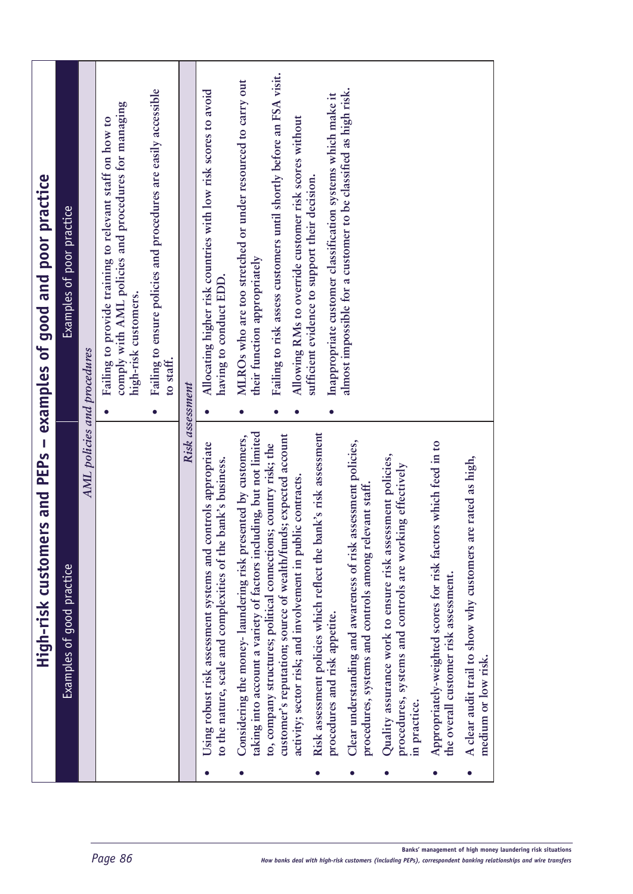# High-risk customers and PEPs – examples of good and poor practice

| Examples of good practice | Examples of poor practice |
|---|---|
| *AML policies and procedures* | |
| | • Failing to provide training to relevant staff on how to comply with AML policies and procedures for managing high-risk customers.<br>• Failing to ensure policies and procedures are easily accessible to staff. |
| *Risk assessment* | |
| • Using robust risk assessment systems and controls appropriate to the nature, scale and complexities of the bank's business.<br>• Considering the money- laundering risk presented by customers, taking into account a variety of factors including, but not limited to, company structures; political connections; country risk; the customer's reputation; source of wealth/funds; expected account activity; sector risk; and involvement in public contracts.<br>• Risk assessment policies which reflect the bank's risk assessment procedures and risk appetite.<br>• Clear understanding and awareness of risk assessment policies, procedures, systems and controls among relevant staff.<br>• Quality assurance work to ensure risk assessment policies, procedures, systems and controls are working effectively in practice.<br>• Appropriately-weighted scores for risk factors which feed in to the overall customer risk assessment.<br>• A clear audit trail to show why customers are rated as high, medium or low risk. | • Allocating higher risk countries with low risk scores to avoid having to conduct EDD.<br>• MLROs who are too stretched or under resourced to carry out their function appropriately<br>• Failing to risk assess customers until shortly before an FSA visit.<br>• Allowing RMs to override customer risk scores without sufficient evidence to support their decision.<br>• Inappropriate customer classification systems which make it almost impossible for a customer to be classified as high risk. |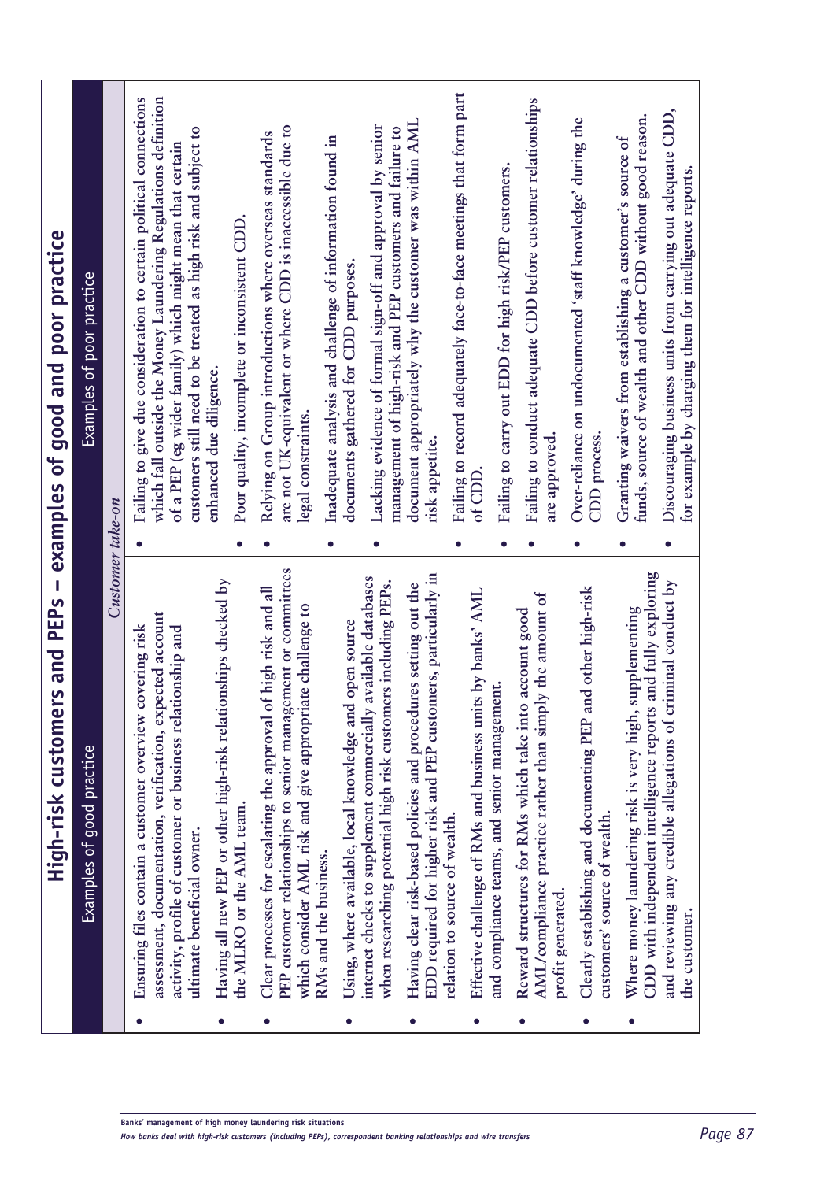# High-risk customers and PEPs – examples of good and poor practice

| Examples of good practice | Examples of poor practice |
|---|---|
| *Customer take-on* | |
| • Ensuring files contain a customer overview covering risk assessment, documentation, verification, expected account activity, profile of customer or business relationship and ultimate beneficial owner. | • Failing to give due consideration to certain political connections which fall outside the Money Laundering Regulations definition of a PEP (eg wider family) which might mean that certain customers still need to be treated as high risk and subject to enhanced due diligence. |
| • Having all new PEP or other high-risk relationships checked by the MLRO or the AML team. | • Poor quality, incomplete or inconsistent CDD. |
| • Clear processes for escalating the approval of high risk and all PEP customer relationships to senior management or committees which consider AML risk and give appropriate challenge to RMs and the business. | • Relying on Group introductions where overseas standards are not UK-equivalent or where CDD is inaccessible due to legal constraints. |
| • Using, where available, local knowledge and open source internet checks to supplement commercially available databases when researching potential high risk customers including PEPs. | • Inadequate analysis and challenge of information found in documents gathered for CDD purposes. |
| • Having clear risk-based policies and procedures setting out the EDD required for higher risk and PEP customers, particularly in relation to source of wealth. | • Lacking evidence of formal sign-off and approval by senior management of high-risk and PEP customers and failure to document appropriately why the customer was within AML risk appetite. |
| • Effective challenge of RMs and business units by banks' AML and compliance teams, and senior management. | • Failing to record adequately face-to-face meetings that form part of CDD. |
| • Reward structures for RMs which take into account good AML/compliance practice rather than simply the amount of profit generated. | • Failing to carry out EDD for high risk/PEP customers. |
| • Clearly establishing and documenting PEP and other high-risk customers' source of wealth. | • Failing to conduct adequate CDD before customer relationships are approved. |
| • Where money laundering risk is very high, supplementing CDD with independent intelligence reports and fully exploring and reviewing any credible allegations of criminal conduct by the customer. | • Over-reliance on undocumented 'staff knowledge' during the CDD process. |
| | • Granting waivers from establishing a customer's source of funds, source of wealth and other CDD without good reason. |
| | • Discouraging business units from carrying out adequate CDD, for example by charging them for intelligence reports. |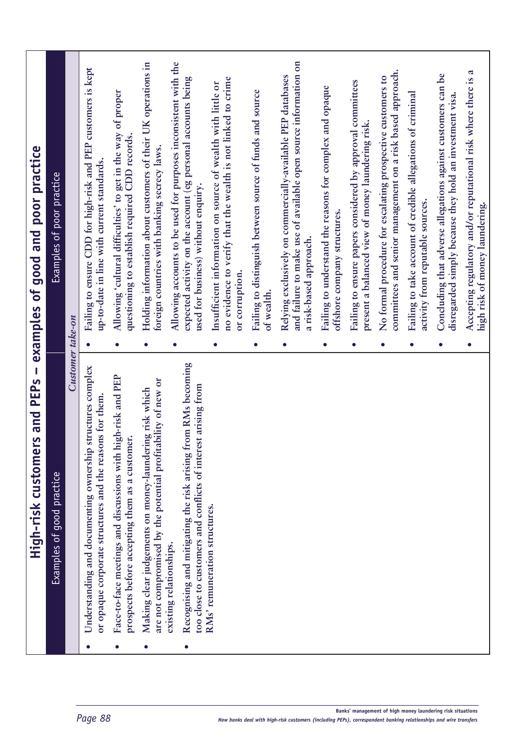# High-risk customers and PEPs – examples of good and poor practice

| Examples of good practice | Examples of poor practice |
|---|---|
| *Customer take-on* | |
| • Understanding and documenting ownership structures complex or opaque corporate structures and the reasons for them.<br>• Face-to-face meetings and discussions with high-risk and PEP prospects before accepting them as a customer.<br>• Making clear judgements on money-laundering risk which are not compromised by the potential profitability of new or existing relationships.<br>• Recognising and mitigating the risk arising from RMs becoming too close to customers and conflicts of interest arising from RMs' remuneration structures. | • Failing to ensure CDD for high-risk and PEP customers is kept up-to-date in line with current standards.<br>• Allowing 'cultural difficulties' to get in the way of proper questioning to establish required CDD records.<br>• Holding information about customers of their UK operations in foreign countries with banking secrecy laws.<br>• Allowing accounts to be used for purposes inconsistent with the expected activity on the account (eg personal accounts being used for business) without enquiry.<br>• Insufficient information on source of wealth with little or no evidence to verify that the wealth is not linked to crime or corruption.<br>• Failing to distinguish between source of funds and source of wealth.<br>• Relying exclusively on commercially-available PEP databases and failure to make use of available open source information on a risk-based approach.<br>• Failing to understand the reasons for complex and opaque offshore company structures.<br>• Failing to ensure papers considered by approval committees present a balanced view of money laundering risk.<br>• No formal procedure for escalating prospective customers to committees and senior management on a risk based approach.<br>• Failing to take account of credible allegations of criminal activity from reputable sources.<br>• Concluding that adverse allegations against customers can be disregarded simply because they hold an investment visa.<br>• Accepting regulatory and/or reputational risk where there is a high risk of money laundering. |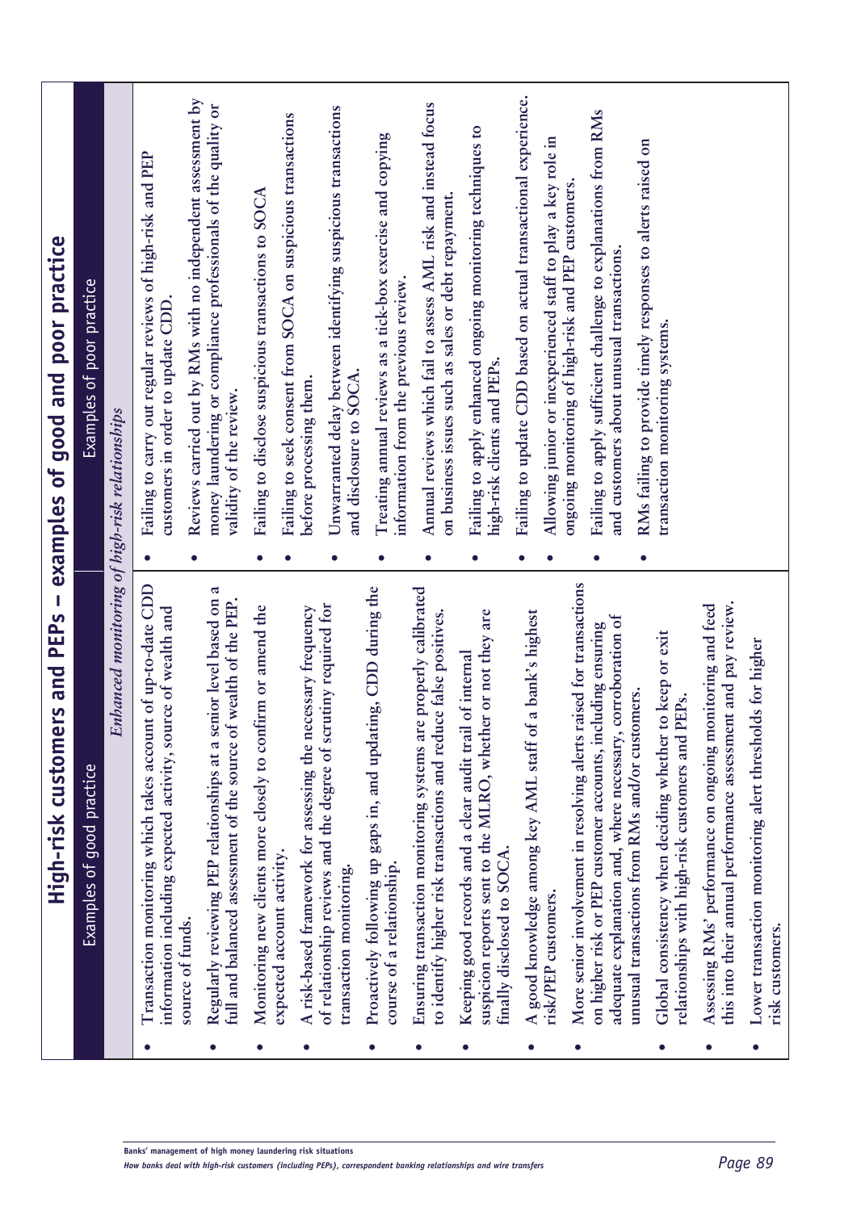## High-risk customers and PEPs – examples of good and poor practice

| Examples of good practice | Examples of poor practice |
|---|---|
| *Enhanced monitoring of high-risk relationships* | |
| • Transaction monitoring which takes account of up-to-date CDD information including expected activity, source of wealth and source of funds.<br>• Regularly reviewing PEP relationships at a senior level based on a full and balanced assessment of the source of wealth of the PEP.<br>• Monitoring new clients more closely to confirm or amend the expected account activity.<br>• A risk-based framework for assessing the necessary frequency of relationship reviews and the degree of scrutiny required for transaction monitoring.<br>• Proactively following up gaps in, and updating, CDD during the course of a relationship.<br>• Ensuring transaction monitoring systems are properly calibrated to identify higher risk transactions and reduce false positives.<br>• Keeping good records and a clear audit trail of internal suspicion reports sent to the MLRO, whether or not they are finally disclosed to SOCA.<br>• A good knowledge among key AML staff of a bank's highest risk/PEP customers.<br>• More senior involvement in resolving alerts raised for transactions on higher risk or PEP customer accounts, including ensuring adequate explanation and, where necessary, corroboration of unusual transactions from RMs and/or customers.<br>• Global consistency when deciding whether to keep or exit relationships with high-risk customers and PEPs.<br>• Assessing RMs' performance on ongoing monitoring and feed this into their annual performance assessment and pay review.<br>• Lower transaction monitoring alert thresholds for higher risk customers. | • Failing to carry out regular reviews of high-risk and PEP customers in order to update CDD.<br>• Reviews carried out by RMs with no independent assessment by money laundering or compliance professionals of the quality or validity of the review.<br>• Failing to disclose suspicious transactions to SOCA.<br>• Failing to seek consent from SOCA on suspicious transactions before processing them.<br>• Unwarranted delay between identifying suspicious transactions and disclosure to SOCA.<br>• Treating annual reviews as a tick-box exercise and copying information from the previous review.<br>• Annual reviews which fail to assess AML risk and instead focus on business issues such as sales or debt repayment.<br>• Failing to apply enhanced ongoing monitoring techniques to high-risk clients and PEPs.<br>• Failing to update CDD based on actual transactional experience.<br>• Allowing junior or inexperienced staff to play a key role in ongoing monitoring of high-risk and PEP customers.<br>• Failing to apply sufficient challenge to explanations from RMs and customers about unusual transactions.<br>• RMs failing to provide timely responses to alerts raised on transaction monitoring systems. |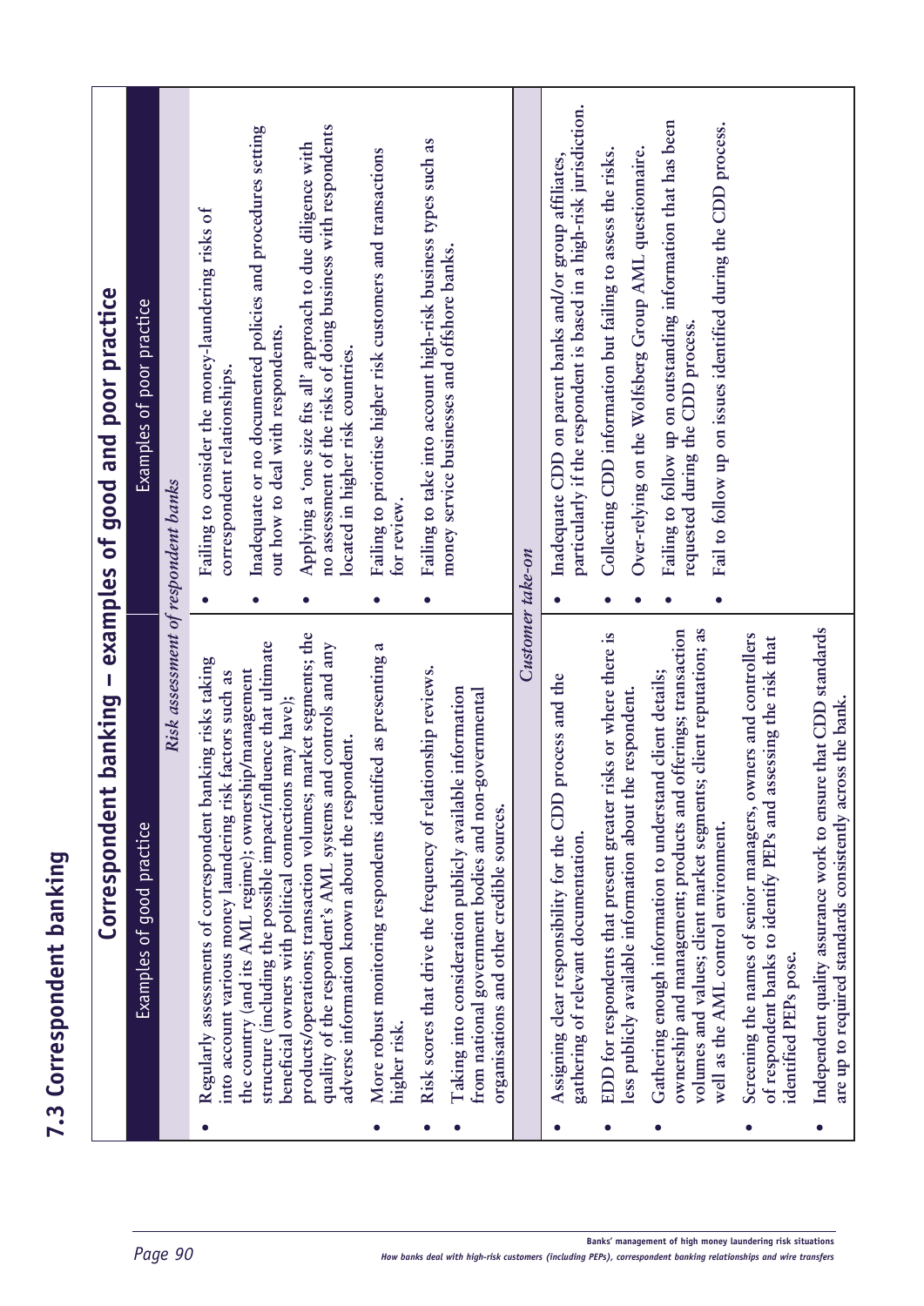## 7.3 Correspondent banking

| Correspondent banking – examples of good and poor practice | |
|---|---|
| **Examples of good practice** | **Examples of poor practice** |
| *Risk assessment of respondent banks* | |
| • Regularly assessments of correspondent banking risks taking into account various money laundering risk factors such as the country (and its AML regime); ownership/management structure (including the possible impact/influence that ultimate beneficial owners with political connections may have); products/operations; transaction volumes; market segments; the quality of the respondent's AML systems and controls and any adverse information known about the respondent.<br>• More robust monitoring respondents identified as presenting a higher risk.<br>• Risk scores that drive the frequency of relationship reviews.<br>• Taking into consideration publicly available information from national government bodies and non-governmental organisations and other credible sources. | • Failing to consider the money-laundering risks of correspondent relationships.<br>• Inadequate or no documented policies and procedures setting out how to deal with respondents.<br>• Applying a 'one size fits all' approach to due diligence with no assessment of the risks of doing business with respondents located in higher risk countries.<br>• Failing to prioritise higher risk customers and transactions for review.<br>• Failing to take into account high-risk business types such as money service businesses and offshore banks. |
| *Customer take-on* | |
| • Assigning clear responsibility for the CDD process and the gathering of relevant documentation.<br>• EDD for respondents that present greater risks or where there is less publicly available information about the respondent.<br>• Gathering enough information to understand client details; ownership and management; products and offerings; transaction volumes and values; client market segments; client reputation; as well as the AML control environment.<br>• Screening the names of senior managers, owners and controllers of respondent banks to identify PEPs and assessing the risk that identified PEPs pose.<br>• Independent quality assurance work to ensure that CDD standards are up to required standards consistently across the bank. | • Inadequate CDD on parent banks and/or group affiliates, particularly if the respondent is based in a high-risk jurisdiction.<br>• Collecting CDD information but failing to assess the risks.<br>• Over-relying on the Wolfsberg Group AML questionnaire.<br>• Failing to follow up on outstanding information that has been requested during the CDD process.<br>• Fail to follow up on issues identified during the CDD process. |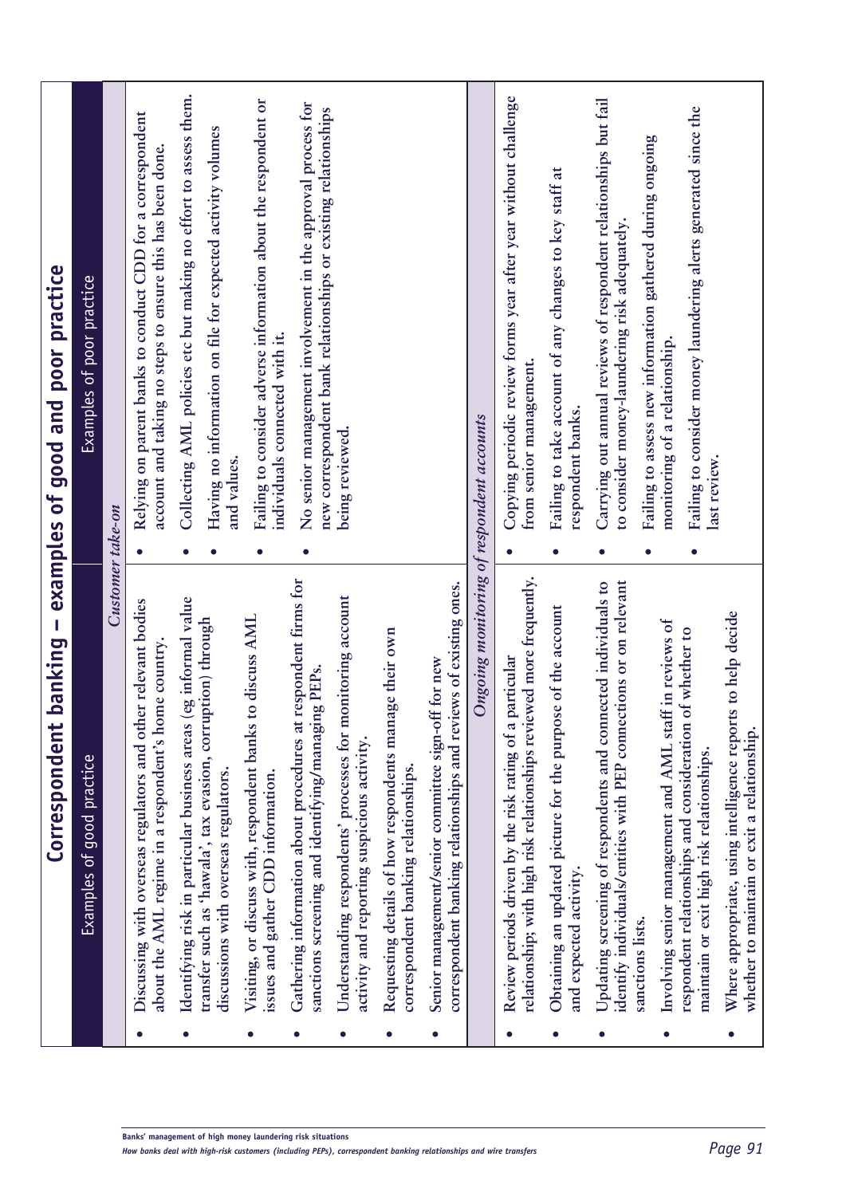## Correspondent banking – examples of good and poor practice

| Examples of good practice | Examples of poor practice |
|---|---|
| *Customer take-on* | |
| • Discussing with overseas regulators and other relevant bodies about the AML regime in a respondent's home country.<br>• Identifying risk in particular business areas (eg informal value transfer such as 'hawala', tax evasion, corruption) through discussions with overseas regulators.<br>• Visiting, or discuss with, respondent banks to discuss AML issues and gather CDD information.<br>• Gathering information about procedures at respondent firms for sanctions screening and identifying/managing PEPs.<br>• Understanding respondents' processes for monitoring account activity and reporting suspicious activity.<br>• Requesting details of how respondents manage their own correspondent banking relationships.<br>• Senior management/senior committee sign-off for new correspondent banking relationships and reviews of existing ones. | • Relying on parent banks to conduct CDD for a correspondent account and taking no steps to ensure this has been done.<br>• Collecting AML policies etc but making no effort to assess them.<br>• Having no information on file for expected activity volumes and values.<br>• Failing to consider adverse information about the respondent or individuals connected with it.<br>• No senior management involvement in the approval process for new correspondent bank relationships or existing relationships being reviewed. |
| *Ongoing monitoring of respondent accounts* | |
| • Review periods driven by the risk rating of a particular relationship; with high risk relationships reviewed more frequently.<br>• Obtaining an updated picture for the purpose of the account and expected activity.<br>• Updating screening of respondents and connected individuals to identify individuals/entities with PEP connections or on relevant sanctions lists.<br>• Involving senior management and AML staff in reviews of respondent relationships and consideration of whether to maintain or exit high risk relationships.<br>• Where appropriate, using intelligence reports to help decide whether to maintain or exit a relationship. | • Copying periodic review forms year after year without challenge from senior management.<br>• Failing to take account of any changes to key staff at respondent banks.<br>• Carrying out annual reviews of respondent relationships but fail to consider money-laundering risk adequately.<br>• Failing to assess new information gathered during ongoing monitoring of a relationship.<br>• Failing to consider money laundering alerts generated since the last review. |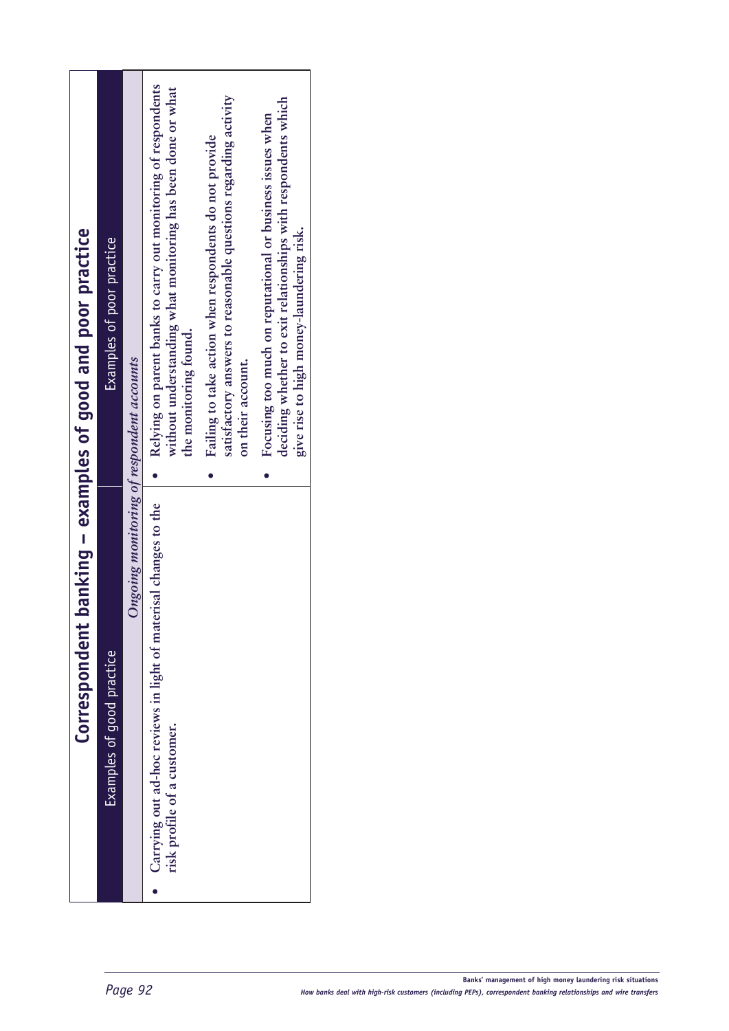## Correspondent banking – examples of good and poor practice

| Examples of good practice | Examples of poor practice |
|---|---|
| *Ongoing monitoring of respondent accounts* | |
| • Carrying out ad-hoc reviews in light of material changes to the risk profile of a customer. | • Relying on parent banks to carry out monitoring of respondents without understanding what monitoring has been done or what the monitoring found.<br>• Failing to take action when respondents do not provide satisfactory answers to reasonable questions regarding activity on their account.<br>• Focusing too much on reputational or business issues when deciding whether to exit relationships with respondents which give rise to high money-laundering risk. |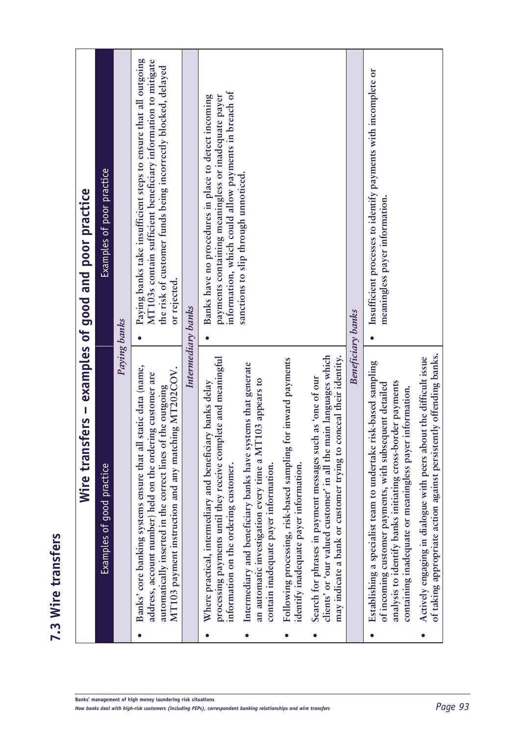## 7.3 Wire transfers

| Wire transfers – examples of good and poor practice | |
|---|---|
| **Examples of good practice** | **Examples of poor practice** |
| *Paying banks* | |
| • Banks' core banking systems ensure that all static data (name, address, account number) held on the ordering customer are automatically inserted in the correct lines of the outgoing MT103 payment instruction and any matching MT202COV. | • Paying banks take insufficient steps to ensure that all outgoing MT103s contain sufficient beneficiary information to mitigate the risk of customer funds being incorrectly blocked, delayed or rejected. |
| *Intermediary banks* | |
| • Where practical, intermediary and beneficiary banks delay processing payments until they receive complete and meaningful information on the ordering customer.<br>• Intermediary and beneficiary banks have systems that generate an automatic investigation every time a MT103 appears to contain inadequate payer information.<br>• Following processing, risk-based sampling for inward payments identify inadequate payer information.<br>• Search for phrases in payment messages such as 'one of our clients' or 'our valued customer' in all the main languages which may indicate a bank or customer trying to conceal their identity. | • Banks have no procedures in place to detect incoming payments containing meaningless or inadequate payer information, which could allow payments in breach of sanctions to slip through unnoticed. |
| *Beneficiary banks* | |
| • Establishing a specialist team to undertake risk-based sampling of incoming customer payments, with subsequent detailed analysis to identify banks initiating cross-border payments containing inadequate or meaningless payer information.<br>• Actively engaging in dialogue with peers about the difficult issue of taking appropriate action against persistently offending banks. | • Insufficient processes to identify payments with incomplete or meaningless payer information. |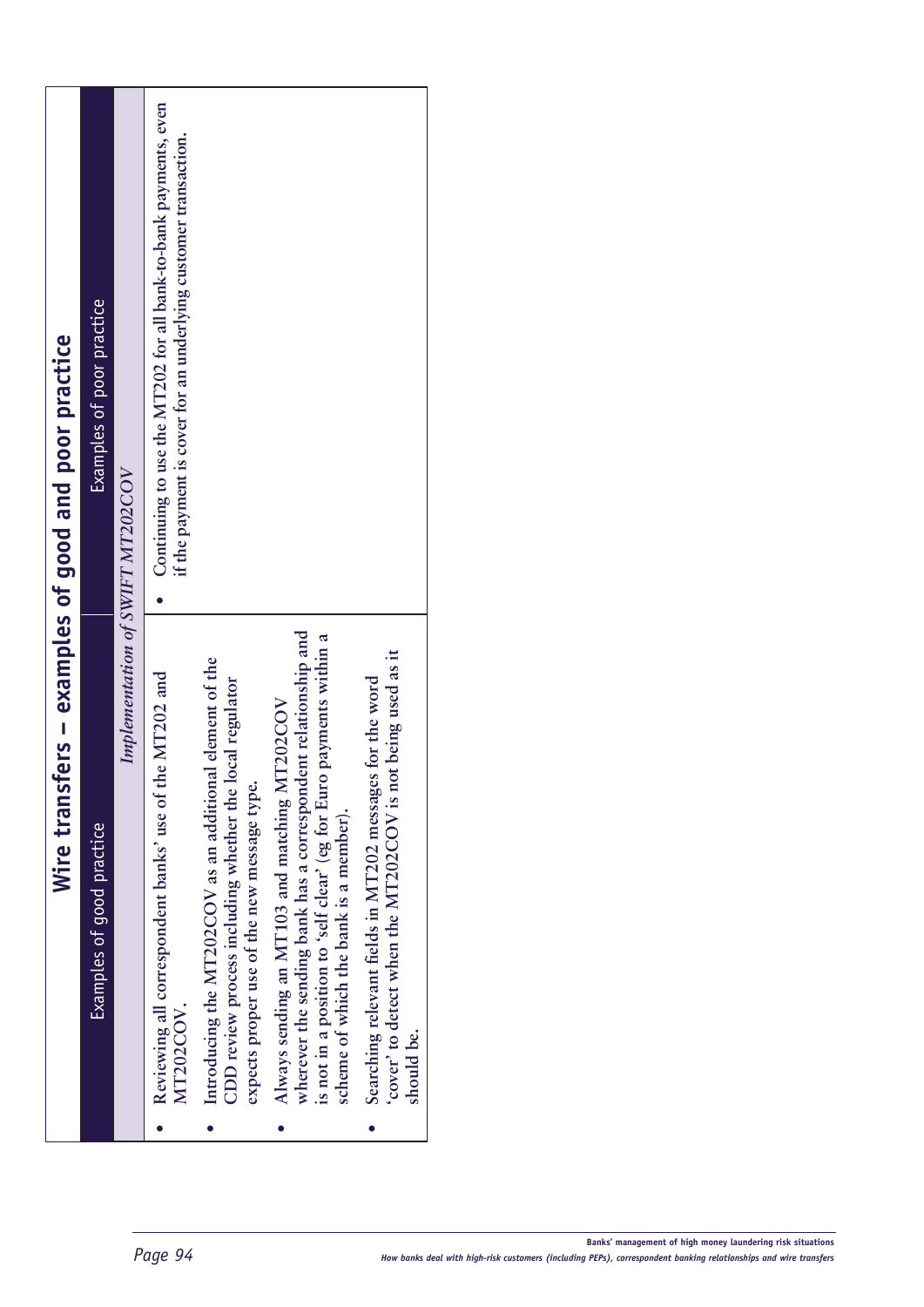## Wire transfers – examples of good and poor practice

| Examples of good practice | Examples of poor practice |
|---|---|
| *Implementation of SWIFT MT202COV* | |
| • Reviewing all correspondent banks' use of the MT202 and MT202COV.<br>• Introducing the MT202COV as an additional element of the CDD review process including whether the local regulator expects proper use of the new message type.<br>• Always sending an MT103 and matching MT202COV wherever the sending bank has a correspondent relationship and is not in a position to 'self clear' (eg for Euro payments within a scheme of which the bank is a member).<br>• Searching relevant fields in MT202 messages for the word 'cover' to detect when the MT202COV is not being used as it should be. | • Continuing to use the MT202 for all bank-to-bank payments, even if the payment is cover for an underlying customer transaction. |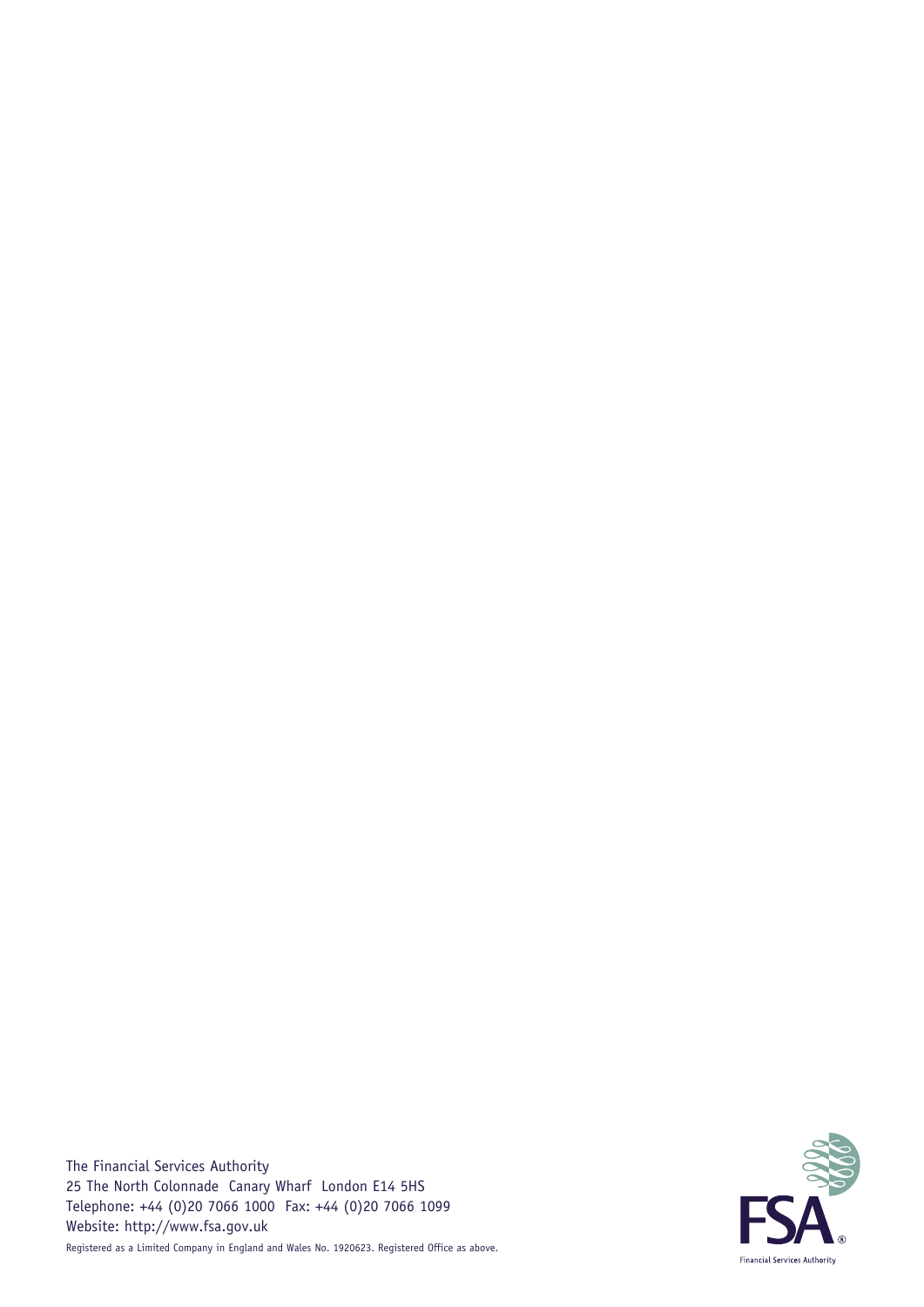The Financial Services Authority
25 The North Colonnade Canary Wharf London E14 5HS
Telephone: +44 (0)20 7066 1000 Fax: +44 (0)20 7066 1099
Website: http://www.fsa.gov.uk

Registered as a Limited Company in England and Wales No. 1920623. Registered Office as above.

FSA®
Financial Services Authority